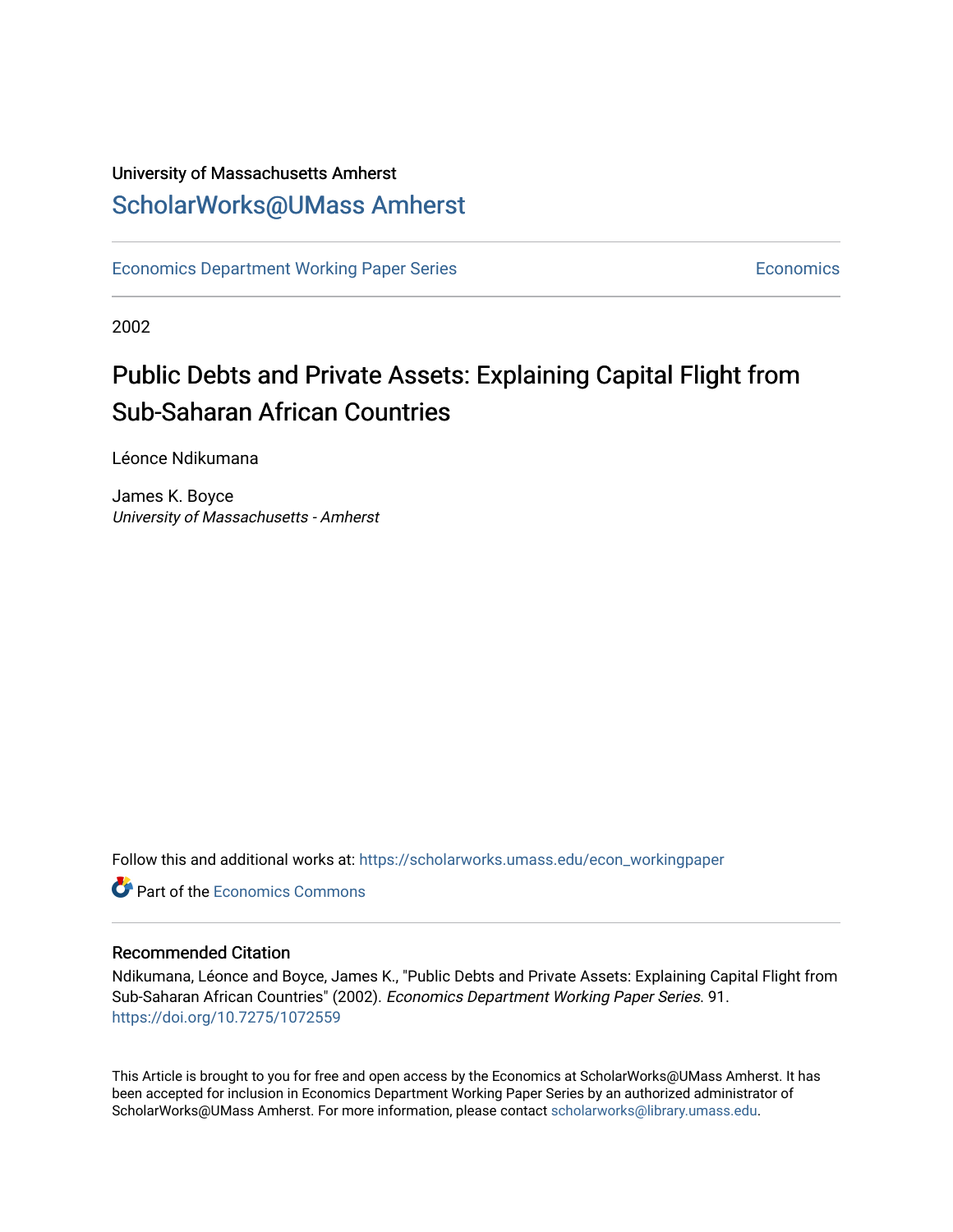University of Massachusetts Amherst

ScholarWorks@UMass Amherst

Economics Department Working Paper Series | Economics

2002

# Public Debts and Private Assets: Explaining Capital Flight from Sub-Saharan African Countries

Léonce Ndikumana

James K. Boyce
*University of Massachusetts - Amherst*

Follow this and additional works at: https://scholarworks.umass.edu/econ_workingpaper

Part of the Economics Commons

### Recommended Citation

Ndikumana, Léonce and Boyce, James K., "Public Debts and Private Assets: Explaining Capital Flight from Sub-Saharan African Countries" (2002). *Economics Department Working Paper Series*. 91.
https://doi.org/10.7275/1072559

This Article is brought to you for free and open access by the Economics at ScholarWorks@UMass Amherst. It has been accepted for inclusion in Economics Department Working Paper Series by an authorized administrator of ScholarWorks@UMass Amherst. For more information, please contact scholarworks@library.umass.edu.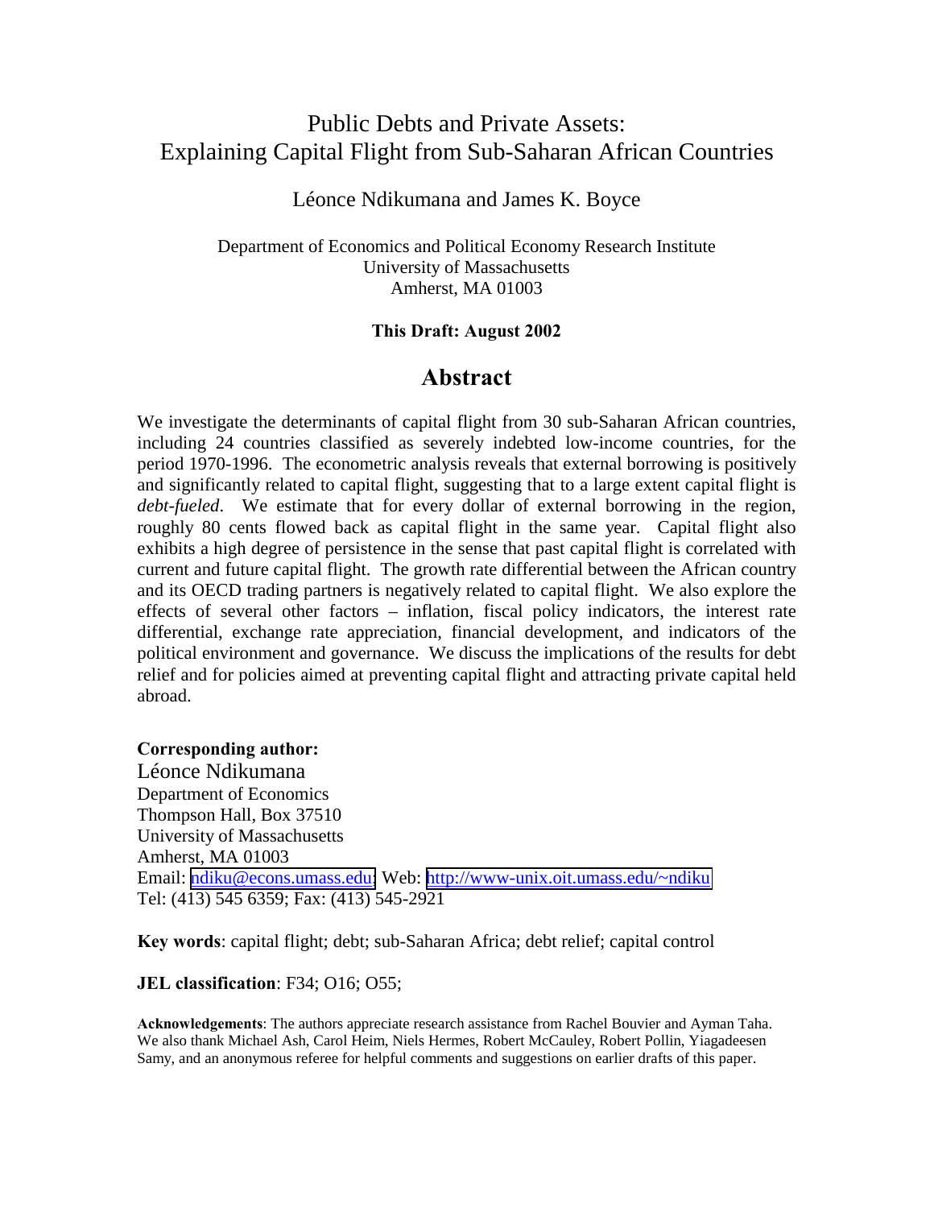# Public Debts and Private Assets: Explaining Capital Flight from Sub-Saharan African Countries

Léonce Ndikumana and James K. Boyce

Department of Economics and Political Economy Research Institute
University of Massachusetts
Amherst, MA 01003

**This Draft: August 2002**

## Abstract

We investigate the determinants of capital flight from 30 sub-Saharan African countries, including 24 countries classified as severely indebted low-income countries, for the period 1970-1996. The econometric analysis reveals that external borrowing is positively and significantly related to capital flight, suggesting that to a large extent capital flight is *debt-fueled*. We estimate that for every dollar of external borrowing in the region, roughly 80 cents flowed back as capital flight in the same year. Capital flight also exhibits a high degree of persistence in the sense that past capital flight is correlated with current and future capital flight. The growth rate differential between the African country and its OECD trading partners is negatively related to capital flight. We also explore the effects of several other factors – inflation, fiscal policy indicators, the interest rate differential, exchange rate appreciation, financial development, and indicators of the political environment and governance. We discuss the implications of the results for debt relief and for policies aimed at preventing capital flight and attracting private capital held abroad.

**Corresponding author:**
Léonce Ndikumana
Department of Economics
Thompson Hall, Box 37510
University of Massachusetts
Amherst, MA 01003
Email: ndiku@econs.umass.edu; Web: http://www-unix.oit.umass.edu/~ndiku
Tel: (413) 545 6359; Fax: (413) 545-2921

**Key words**: capital flight; debt; sub-Saharan Africa; debt relief; capital control

**JEL classification**: F34; O16; O55;

**Acknowledgements**: The authors appreciate research assistance from Rachel Bouvier and Ayman Taha. We also thank Michael Ash, Carol Heim, Niels Hermes, Robert McCauley, Robert Pollin, Yiagadeesen Samy, and an anonymous referee for helpful comments and suggestions on earlier drafts of this paper.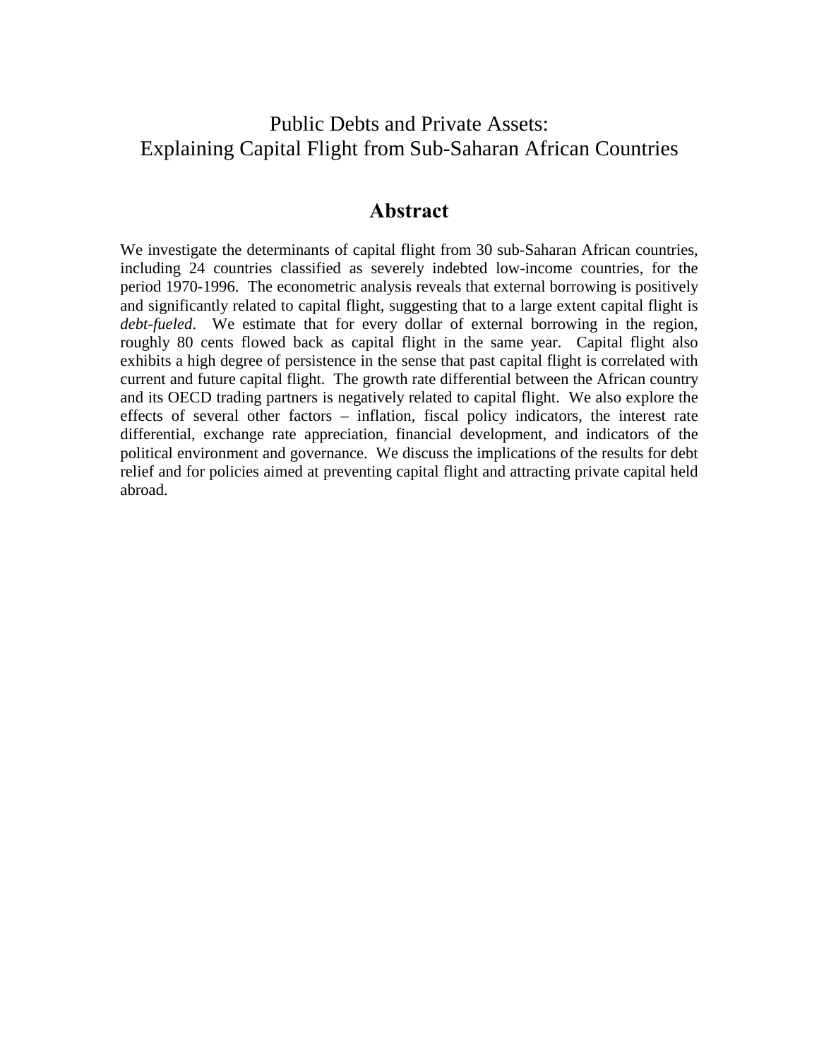# Public Debts and Private Assets:
# Explaining Capital Flight from Sub-Saharan African Countries

## Abstract

We investigate the determinants of capital flight from 30 sub-Saharan African countries, including 24 countries classified as severely indebted low-income countries, for the period 1970-1996. The econometric analysis reveals that external borrowing is positively and significantly related to capital flight, suggesting that to a large extent capital flight is *debt-fueled*. We estimate that for every dollar of external borrowing in the region, roughly 80 cents flowed back as capital flight in the same year. Capital flight also exhibits a high degree of persistence in the sense that past capital flight is correlated with current and future capital flight. The growth rate differential between the African country and its OECD trading partners is negatively related to capital flight. We also explore the effects of several other factors – inflation, fiscal policy indicators, the interest rate differential, exchange rate appreciation, financial development, and indicators of the political environment and governance. We discuss the implications of the results for debt relief and for policies aimed at preventing capital flight and attracting private capital held abroad.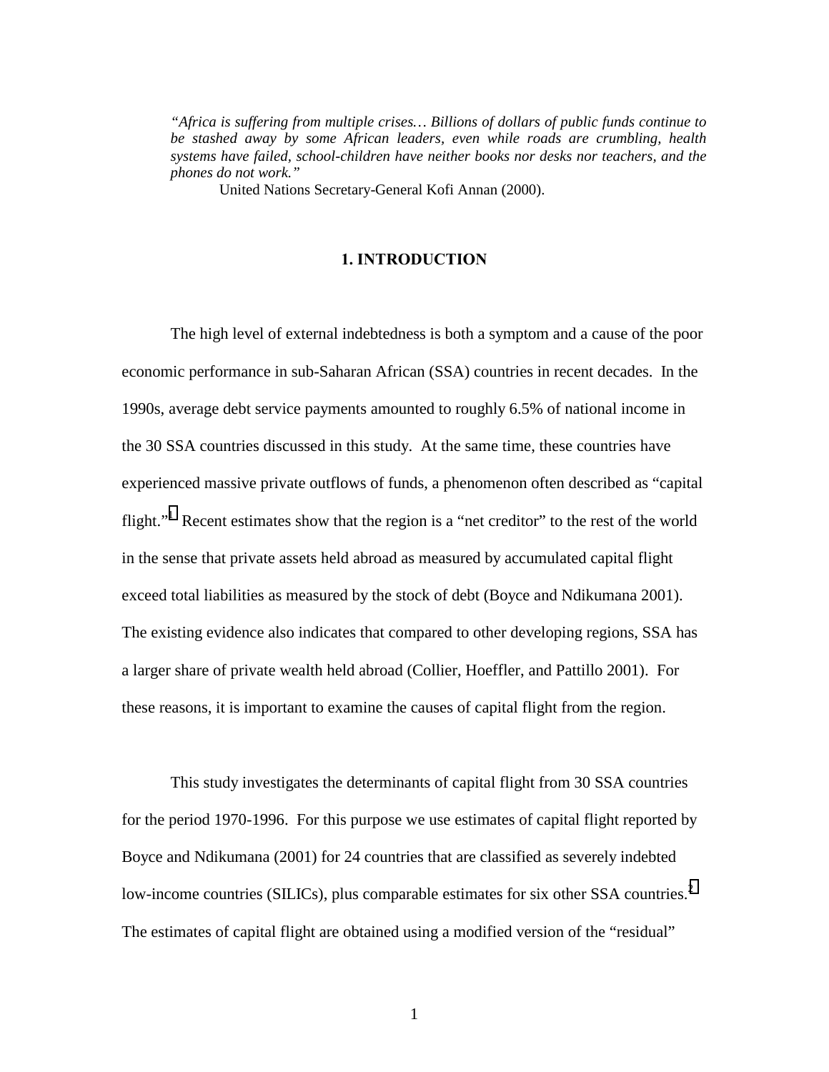*"Africa is suffering from multiple crises… Billions of dollars of public funds continue to be stashed away by some African leaders, even while roads are crumbling, health systems have failed, school-children have neither books nor desks nor teachers, and the phones do not work."*

United Nations Secretary-General Kofi Annan (2000).

## 1. INTRODUCTION

The high level of external indebtedness is both a symptom and a cause of the poor economic performance in sub-Saharan African (SSA) countries in recent decades. In the 1990s, average debt service payments amounted to roughly 6.5% of national income in the 30 SSA countries discussed in this study. At the same time, these countries have experienced massive private outflows of funds, a phenomenon often described as "capital flight."[1] Recent estimates show that the region is a "net creditor" to the rest of the world in the sense that private assets held abroad as measured by accumulated capital flight exceed total liabilities as measured by the stock of debt (Boyce and Ndikumana 2001). The existing evidence also indicates that compared to other developing regions, SSA has a larger share of private wealth held abroad (Collier, Hoeffler, and Pattillo 2001). For these reasons, it is important to examine the causes of capital flight from the region.

This study investigates the determinants of capital flight from 30 SSA countries for the period 1970-1996. For this purpose we use estimates of capital flight reported by Boyce and Ndikumana (2001) for 24 countries that are classified as severely indebted low-income countries (SILICs), plus comparable estimates for six other SSA countries.[2] The estimates of capital flight are obtained using a modified version of the "residual"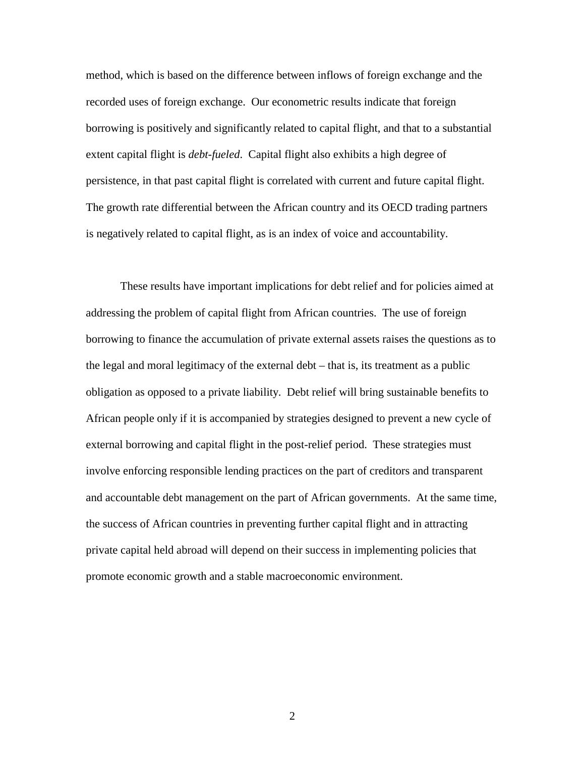method, which is based on the difference between inflows of foreign exchange and the recorded uses of foreign exchange. Our econometric results indicate that foreign borrowing is positively and significantly related to capital flight, and that to a substantial extent capital flight is *debt-fueled*. Capital flight also exhibits a high degree of persistence, in that past capital flight is correlated with current and future capital flight. The growth rate differential between the African country and its OECD trading partners is negatively related to capital flight, as is an index of voice and accountability.

These results have important implications for debt relief and for policies aimed at addressing the problem of capital flight from African countries. The use of foreign borrowing to finance the accumulation of private external assets raises the questions as to the legal and moral legitimacy of the external debt – that is, its treatment as a public obligation as opposed to a private liability. Debt relief will bring sustainable benefits to African people only if it is accompanied by strategies designed to prevent a new cycle of external borrowing and capital flight in the post-relief period. These strategies must involve enforcing responsible lending practices on the part of creditors and transparent and accountable debt management on the part of African governments. At the same time, the success of African countries in preventing further capital flight and in attracting private capital held abroad will depend on their success in implementing policies that promote economic growth and a stable macroeconomic environment.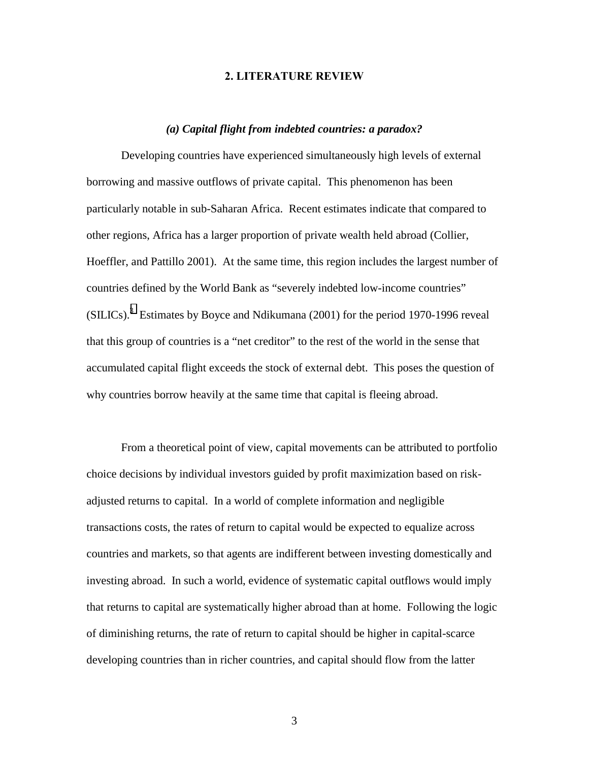## 2. LITERATURE REVIEW

### *(a) Capital flight from indebted countries: a paradox?*

Developing countries have experienced simultaneously high levels of external borrowing and massive outflows of private capital. This phenomenon has been particularly notable in sub-Saharan Africa. Recent estimates indicate that compared to other regions, Africa has a larger proportion of private wealth held abroad (Collier, Hoeffler, and Pattillo 2001). At the same time, this region includes the largest number of countries defined by the World Bank as "severely indebted low-income countries" (SILICs).[3] Estimates by Boyce and Ndikumana (2001) for the period 1970-1996 reveal that this group of countries is a "net creditor" to the rest of the world in the sense that accumulated capital flight exceeds the stock of external debt. This poses the question of why countries borrow heavily at the same time that capital is fleeing abroad.

From a theoretical point of view, capital movements can be attributed to portfolio choice decisions by individual investors guided by profit maximization based on risk-adjusted returns to capital. In a world of complete information and negligible transactions costs, the rates of return to capital would be expected to equalize across countries and markets, so that agents are indifferent between investing domestically and investing abroad. In such a world, evidence of systematic capital outflows would imply that returns to capital are systematically higher abroad than at home. Following the logic of diminishing returns, the rate of return to capital should be higher in capital-scarce developing countries than in richer countries, and capital should flow from the latter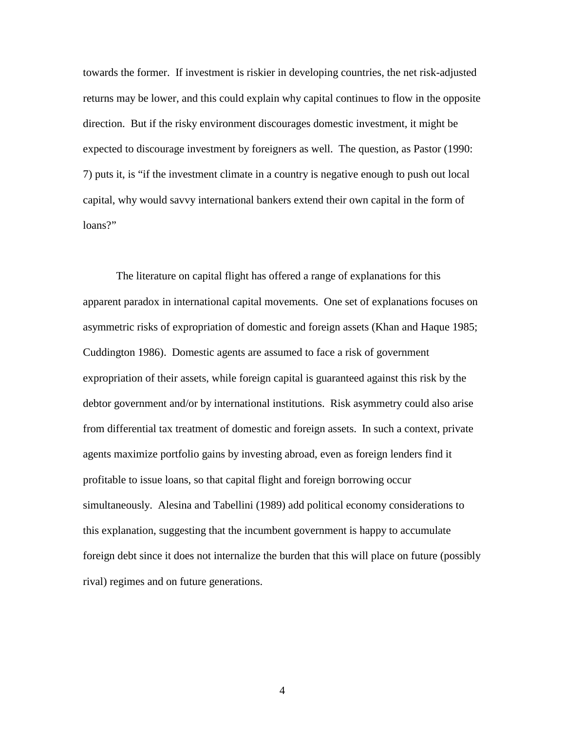towards the former. If investment is riskier in developing countries, the net risk-adjusted returns may be lower, and this could explain why capital continues to flow in the opposite direction. But if the risky environment discourages domestic investment, it might be expected to discourage investment by foreigners as well. The question, as Pastor (1990: 7) puts it, is "if the investment climate in a country is negative enough to push out local capital, why would savvy international bankers extend their own capital in the form of loans?"

The literature on capital flight has offered a range of explanations for this apparent paradox in international capital movements. One set of explanations focuses on asymmetric risks of expropriation of domestic and foreign assets (Khan and Haque 1985; Cuddington 1986). Domestic agents are assumed to face a risk of government expropriation of their assets, while foreign capital is guaranteed against this risk by the debtor government and/or by international institutions. Risk asymmetry could also arise from differential tax treatment of domestic and foreign assets. In such a context, private agents maximize portfolio gains by investing abroad, even as foreign lenders find it profitable to issue loans, so that capital flight and foreign borrowing occur simultaneously. Alesina and Tabellini (1989) add political economy considerations to this explanation, suggesting that the incumbent government is happy to accumulate foreign debt since it does not internalize the burden that this will place on future (possibly rival) regimes and on future generations.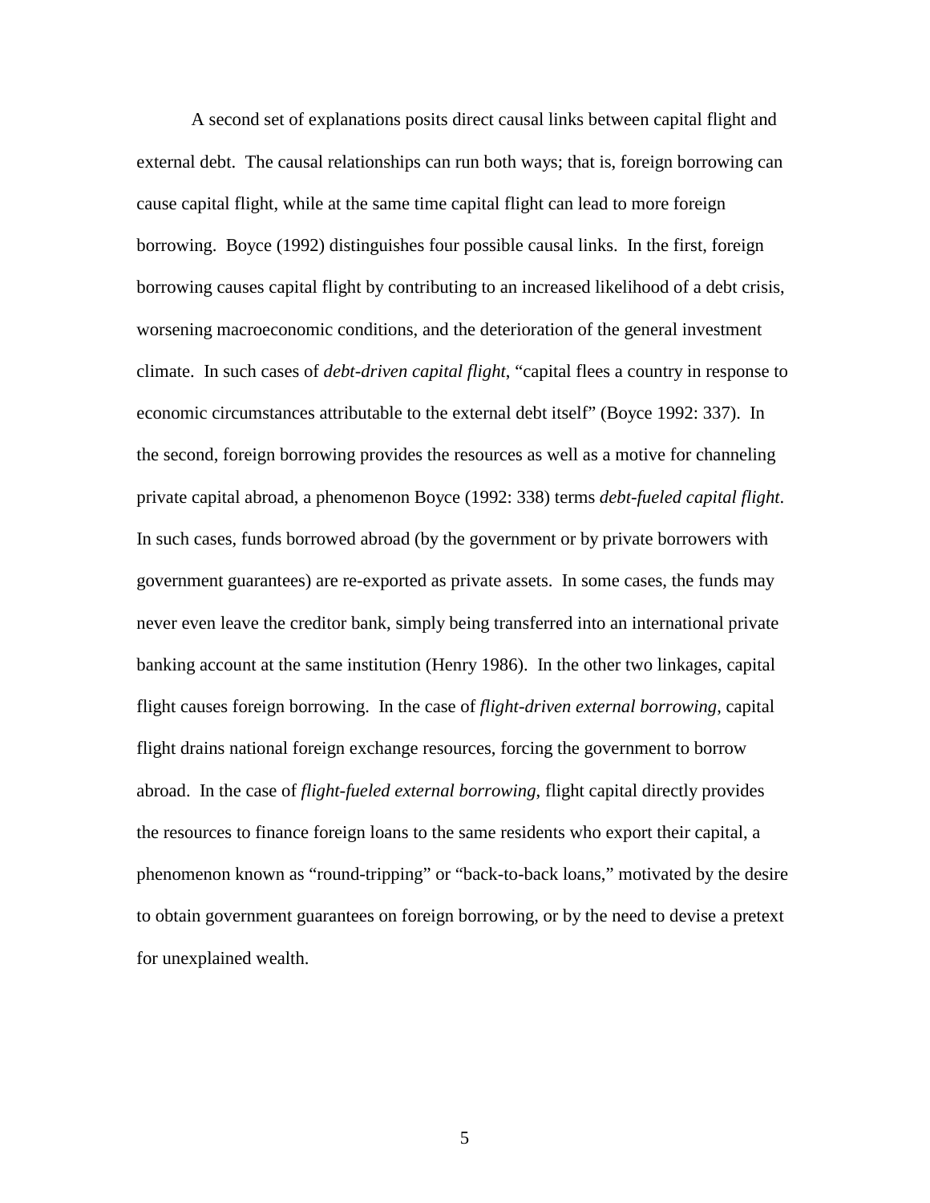A second set of explanations posits direct causal links between capital flight and external debt. The causal relationships can run both ways; that is, foreign borrowing can cause capital flight, while at the same time capital flight can lead to more foreign borrowing. Boyce (1992) distinguishes four possible causal links. In the first, foreign borrowing causes capital flight by contributing to an increased likelihood of a debt crisis, worsening macroeconomic conditions, and the deterioration of the general investment climate. In such cases of *debt-driven capital flight*, "capital flees a country in response to economic circumstances attributable to the external debt itself" (Boyce 1992: 337). In the second, foreign borrowing provides the resources as well as a motive for channeling private capital abroad, a phenomenon Boyce (1992: 338) terms *debt-fueled capital flight*. In such cases, funds borrowed abroad (by the government or by private borrowers with government guarantees) are re-exported as private assets. In some cases, the funds may never even leave the creditor bank, simply being transferred into an international private banking account at the same institution (Henry 1986). In the other two linkages, capital flight causes foreign borrowing. In the case of *flight-driven external borrowing*, capital flight drains national foreign exchange resources, forcing the government to borrow abroad. In the case of *flight-fueled external borrowing*, flight capital directly provides the resources to finance foreign loans to the same residents who export their capital, a phenomenon known as "round-tripping" or "back-to-back loans," motivated by the desire to obtain government guarantees on foreign borrowing, or by the need to devise a pretext for unexplained wealth.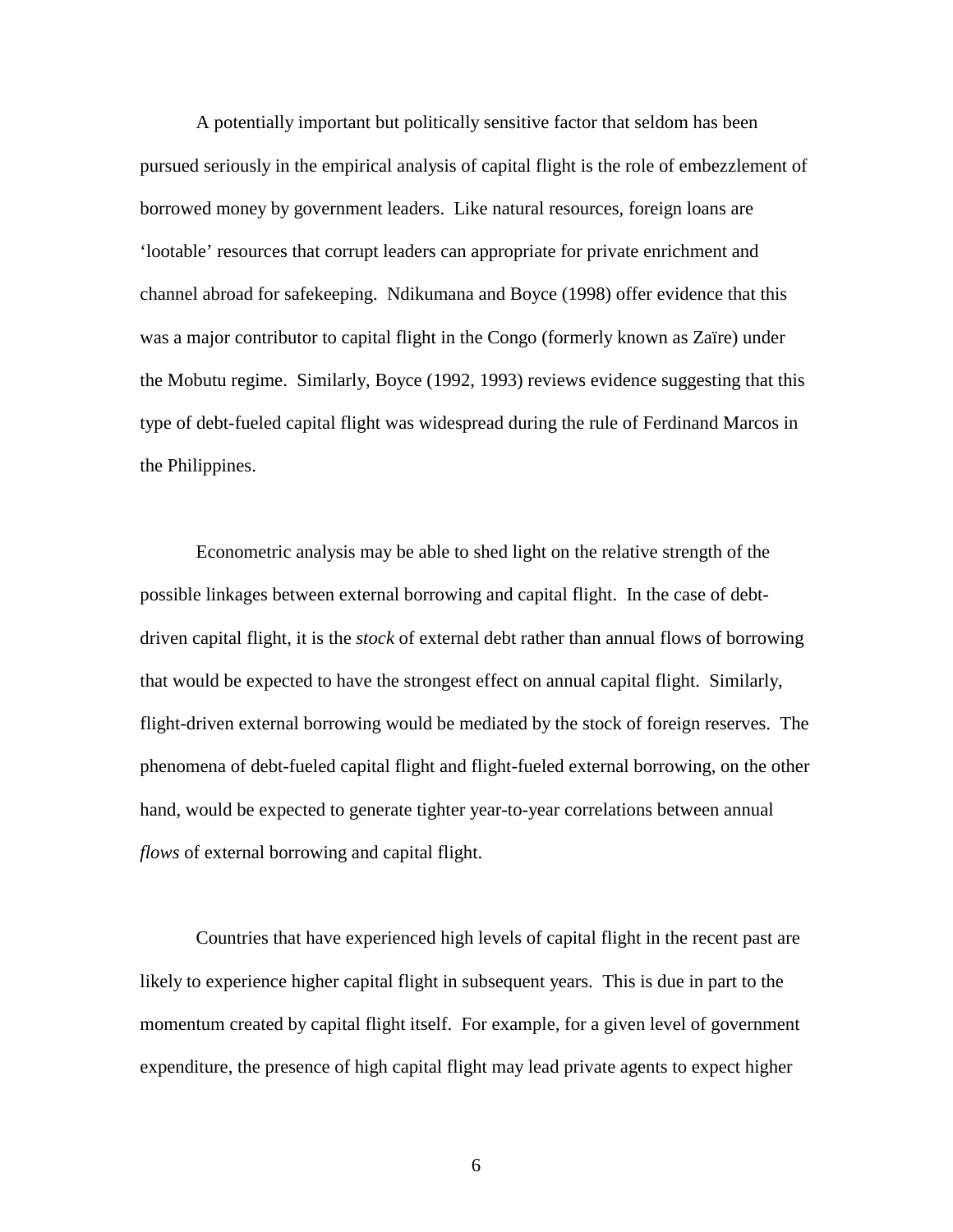A potentially important but politically sensitive factor that seldom has been pursued seriously in the empirical analysis of capital flight is the role of embezzlement of borrowed money by government leaders. Like natural resources, foreign loans are 'lootable' resources that corrupt leaders can appropriate for private enrichment and channel abroad for safekeeping. Ndikumana and Boyce (1998) offer evidence that this was a major contributor to capital flight in the Congo (formerly known as Zaïre) under the Mobutu regime. Similarly, Boyce (1992, 1993) reviews evidence suggesting that this type of debt-fueled capital flight was widespread during the rule of Ferdinand Marcos in the Philippines.

Econometric analysis may be able to shed light on the relative strength of the possible linkages between external borrowing and capital flight. In the case of debt-driven capital flight, it is the *stock* of external debt rather than annual flows of borrowing that would be expected to have the strongest effect on annual capital flight. Similarly, flight-driven external borrowing would be mediated by the stock of foreign reserves. The phenomena of debt-fueled capital flight and flight-fueled external borrowing, on the other hand, would be expected to generate tighter year-to-year correlations between annual *flows* of external borrowing and capital flight.

Countries that have experienced high levels of capital flight in the recent past are likely to experience higher capital flight in subsequent years. This is due in part to the momentum created by capital flight itself. For example, for a given level of government expenditure, the presence of high capital flight may lead private agents to expect higher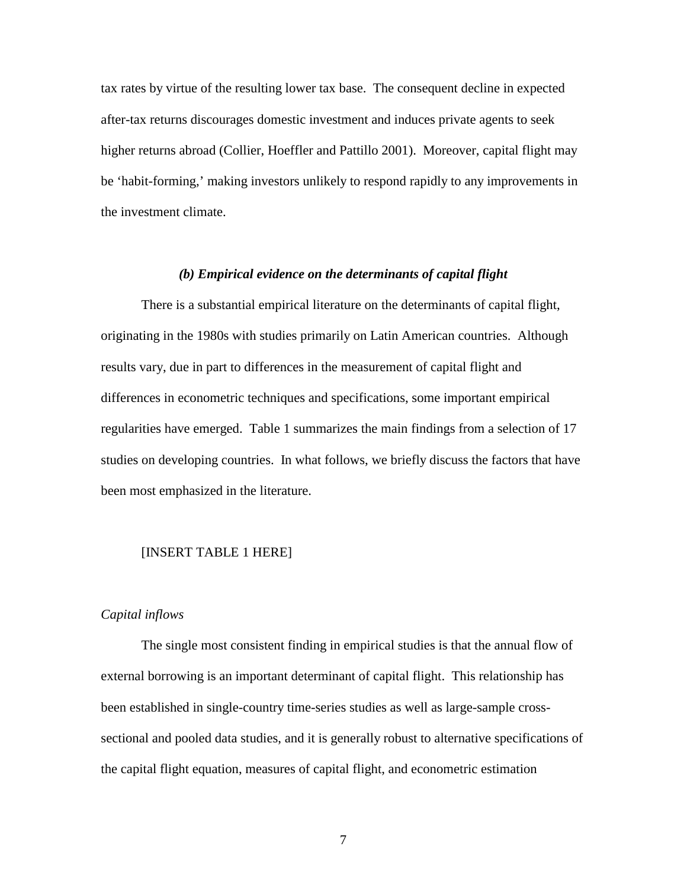tax rates by virtue of the resulting lower tax base. The consequent decline in expected after-tax returns discourages domestic investment and induces private agents to seek higher returns abroad (Collier, Hoeffler and Pattillo 2001). Moreover, capital flight may be 'habit-forming,' making investors unlikely to respond rapidly to any improvements in the investment climate.

### *(b) Empirical evidence on the determinants of capital flight*

There is a substantial empirical literature on the determinants of capital flight, originating in the 1980s with studies primarily on Latin American countries. Although results vary, due in part to differences in the measurement of capital flight and differences in econometric techniques and specifications, some important empirical regularities have emerged. Table 1 summarizes the main findings from a selection of 17 studies on developing countries. In what follows, we briefly discuss the factors that have been most emphasized in the literature.

[INSERT TABLE 1 HERE]

*Capital inflows*

The single most consistent finding in empirical studies is that the annual flow of external borrowing is an important determinant of capital flight. This relationship has been established in single-country time-series studies as well as large-sample cross-sectional and pooled data studies, and it is generally robust to alternative specifications of the capital flight equation, measures of capital flight, and econometric estimation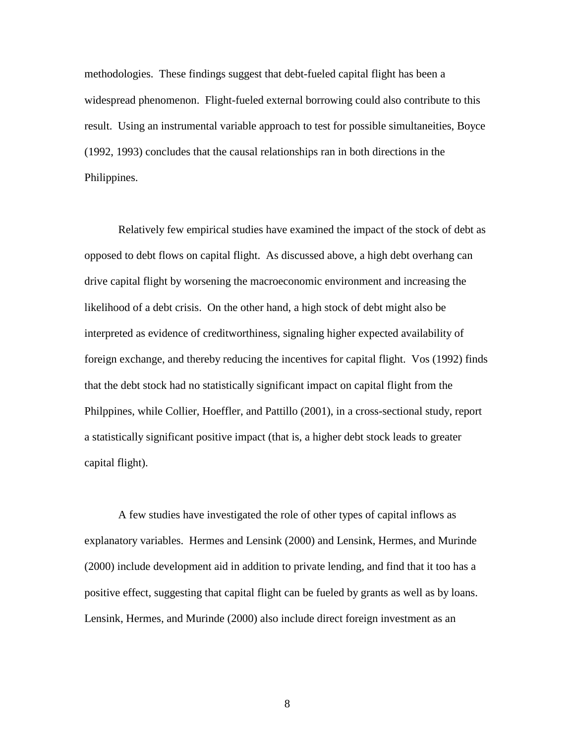methodologies. These findings suggest that debt-fueled capital flight has been a widespread phenomenon. Flight-fueled external borrowing could also contribute to this result. Using an instrumental variable approach to test for possible simultaneities, Boyce (1992, 1993) concludes that the causal relationships ran in both directions in the Philippines.

Relatively few empirical studies have examined the impact of the stock of debt as opposed to debt flows on capital flight. As discussed above, a high debt overhang can drive capital flight by worsening the macroeconomic environment and increasing the likelihood of a debt crisis. On the other hand, a high stock of debt might also be interpreted as evidence of creditworthiness, signaling higher expected availability of foreign exchange, and thereby reducing the incentives for capital flight. Vos (1992) finds that the debt stock had no statistically significant impact on capital flight from the Philppines, while Collier, Hoeffler, and Pattillo (2001), in a cross-sectional study, report a statistically significant positive impact (that is, a higher debt stock leads to greater capital flight).

A few studies have investigated the role of other types of capital inflows as explanatory variables. Hermes and Lensink (2000) and Lensink, Hermes, and Murinde (2000) include development aid in addition to private lending, and find that it too has a positive effect, suggesting that capital flight can be fueled by grants as well as by loans. Lensink, Hermes, and Murinde (2000) also include direct foreign investment as an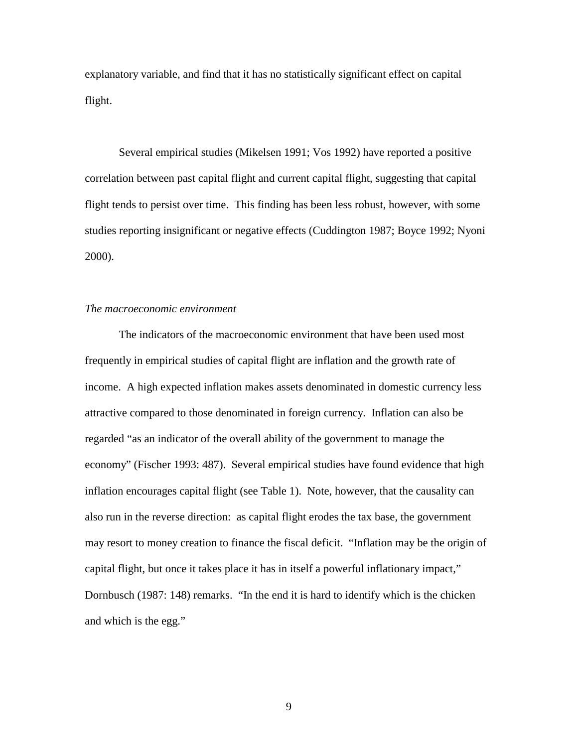explanatory variable, and find that it has no statistically significant effect on capital flight.

Several empirical studies (Mikelsen 1991; Vos 1992) have reported a positive correlation between past capital flight and current capital flight, suggesting that capital flight tends to persist over time. This finding has been less robust, however, with some studies reporting insignificant or negative effects (Cuddington 1987; Boyce 1992; Nyoni 2000).

*The macroeconomic environment*

The indicators of the macroeconomic environment that have been used most frequently in empirical studies of capital flight are inflation and the growth rate of income. A high expected inflation makes assets denominated in domestic currency less attractive compared to those denominated in foreign currency. Inflation can also be regarded "as an indicator of the overall ability of the government to manage the economy" (Fischer 1993: 487). Several empirical studies have found evidence that high inflation encourages capital flight (see Table 1). Note, however, that the causality can also run in the reverse direction: as capital flight erodes the tax base, the government may resort to money creation to finance the fiscal deficit. "Inflation may be the origin of capital flight, but once it takes place it has in itself a powerful inflationary impact," Dornbusch (1987: 148) remarks. "In the end it is hard to identify which is the chicken and which is the egg."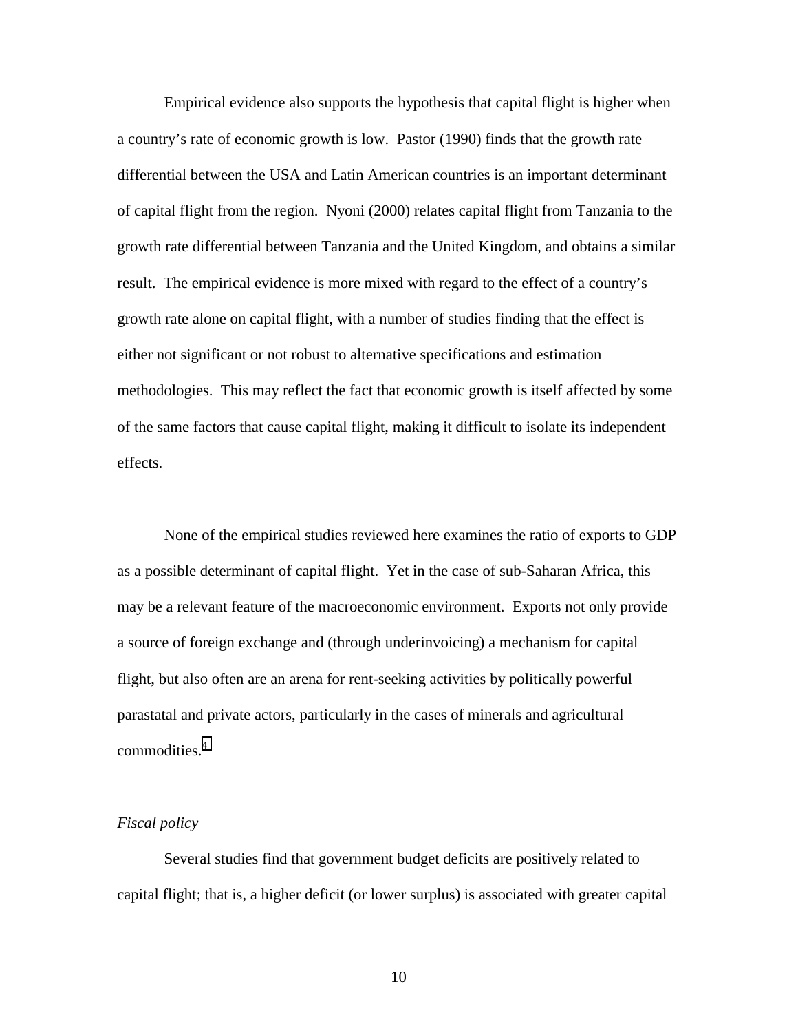Empirical evidence also supports the hypothesis that capital flight is higher when a country's rate of economic growth is low. Pastor (1990) finds that the growth rate differential between the USA and Latin American countries is an important determinant of capital flight from the region. Nyoni (2000) relates capital flight from Tanzania to the growth rate differential between Tanzania and the United Kingdom, and obtains a similar result. The empirical evidence is more mixed with regard to the effect of a country's growth rate alone on capital flight, with a number of studies finding that the effect is either not significant or not robust to alternative specifications and estimation methodologies. This may reflect the fact that economic growth is itself affected by some of the same factors that cause capital flight, making it difficult to isolate its independent effects.

None of the empirical studies reviewed here examines the ratio of exports to GDP as a possible determinant of capital flight. Yet in the case of sub-Saharan Africa, this may be a relevant feature of the macroeconomic environment. Exports not only provide a source of foreign exchange and (through underinvoicing) a mechanism for capital flight, but also often are an arena for rent-seeking activities by politically powerful parastatal and private actors, particularly in the cases of minerals and agricultural commodities.[4]

*Fiscal policy*

Several studies find that government budget deficits are positively related to capital flight; that is, a higher deficit (or lower surplus) is associated with greater capital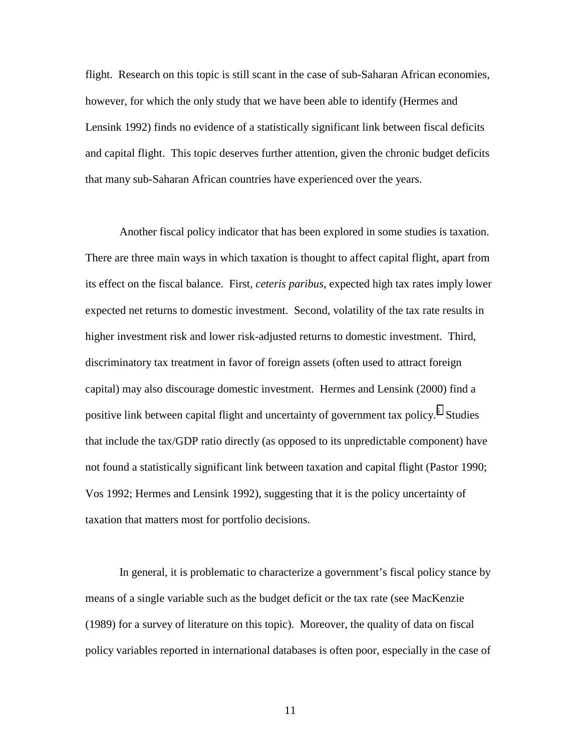flight. Research on this topic is still scant in the case of sub-Saharan African economies, however, for which the only study that we have been able to identify (Hermes and Lensink 1992) finds no evidence of a statistically significant link between fiscal deficits and capital flight. This topic deserves further attention, given the chronic budget deficits that many sub-Saharan African countries have experienced over the years.

Another fiscal policy indicator that has been explored in some studies is taxation. There are three main ways in which taxation is thought to affect capital flight, apart from its effect on the fiscal balance. First, *ceteris paribus*, expected high tax rates imply lower expected net returns to domestic investment. Second, volatility of the tax rate results in higher investment risk and lower risk-adjusted returns to domestic investment. Third, discriminatory tax treatment in favor of foreign assets (often used to attract foreign capital) may also discourage domestic investment. Hermes and Lensink (2000) find a positive link between capital flight and uncertainty of government tax policy.[5] Studies that include the tax/GDP ratio directly (as opposed to its unpredictable component) have not found a statistically significant link between taxation and capital flight (Pastor 1990; Vos 1992; Hermes and Lensink 1992), suggesting that it is the policy uncertainty of taxation that matters most for portfolio decisions.

In general, it is problematic to characterize a government's fiscal policy stance by means of a single variable such as the budget deficit or the tax rate (see MacKenzie (1989) for a survey of literature on this topic). Moreover, the quality of data on fiscal policy variables reported in international databases is often poor, especially in the case of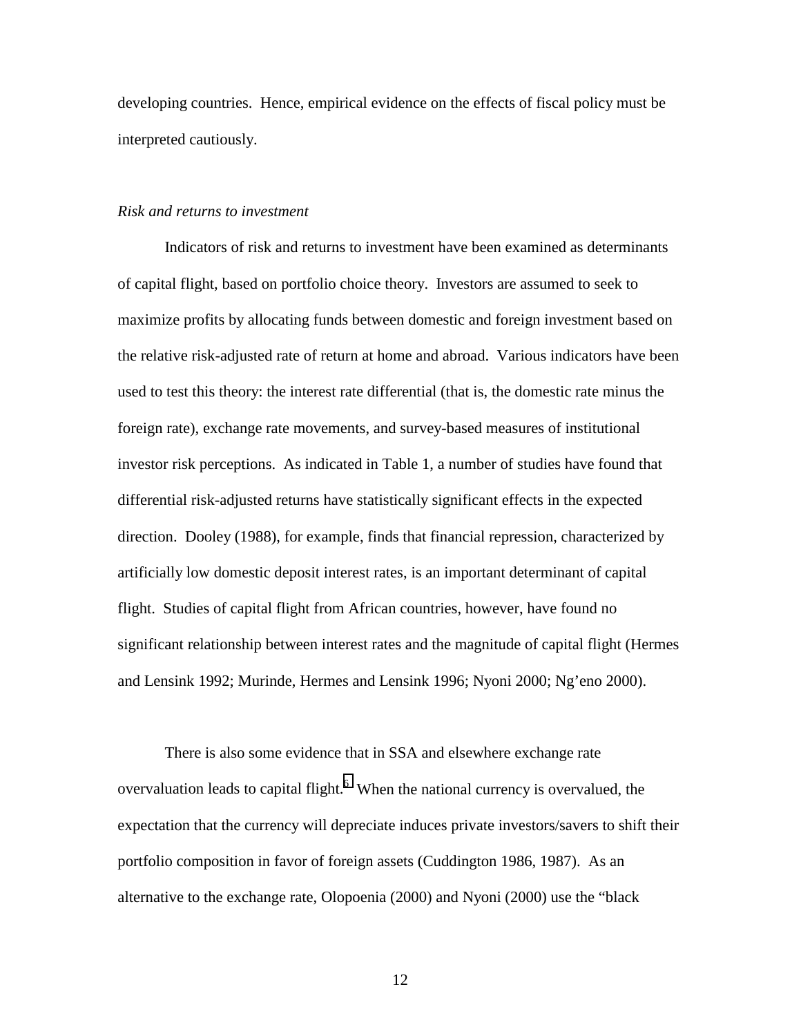developing countries. Hence, empirical evidence on the effects of fiscal policy must be interpreted cautiously.

*Risk and returns to investment*

Indicators of risk and returns to investment have been examined as determinants of capital flight, based on portfolio choice theory. Investors are assumed to seek to maximize profits by allocating funds between domestic and foreign investment based on the relative risk-adjusted rate of return at home and abroad. Various indicators have been used to test this theory: the interest rate differential (that is, the domestic rate minus the foreign rate), exchange rate movements, and survey-based measures of institutional investor risk perceptions. As indicated in Table 1, a number of studies have found that differential risk-adjusted returns have statistically significant effects in the expected direction. Dooley (1988), for example, finds that financial repression, characterized by artificially low domestic deposit interest rates, is an important determinant of capital flight. Studies of capital flight from African countries, however, have found no significant relationship between interest rates and the magnitude of capital flight (Hermes and Lensink 1992; Murinde, Hermes and Lensink 1996; Nyoni 2000; Ng'eno 2000).

There is also some evidence that in SSA and elsewhere exchange rate overvaluation leads to capital flight.[6] When the national currency is overvalued, the expectation that the currency will depreciate induces private investors/savers to shift their portfolio composition in favor of foreign assets (Cuddington 1986, 1987). As an alternative to the exchange rate, Olopoenia (2000) and Nyoni (2000) use the "black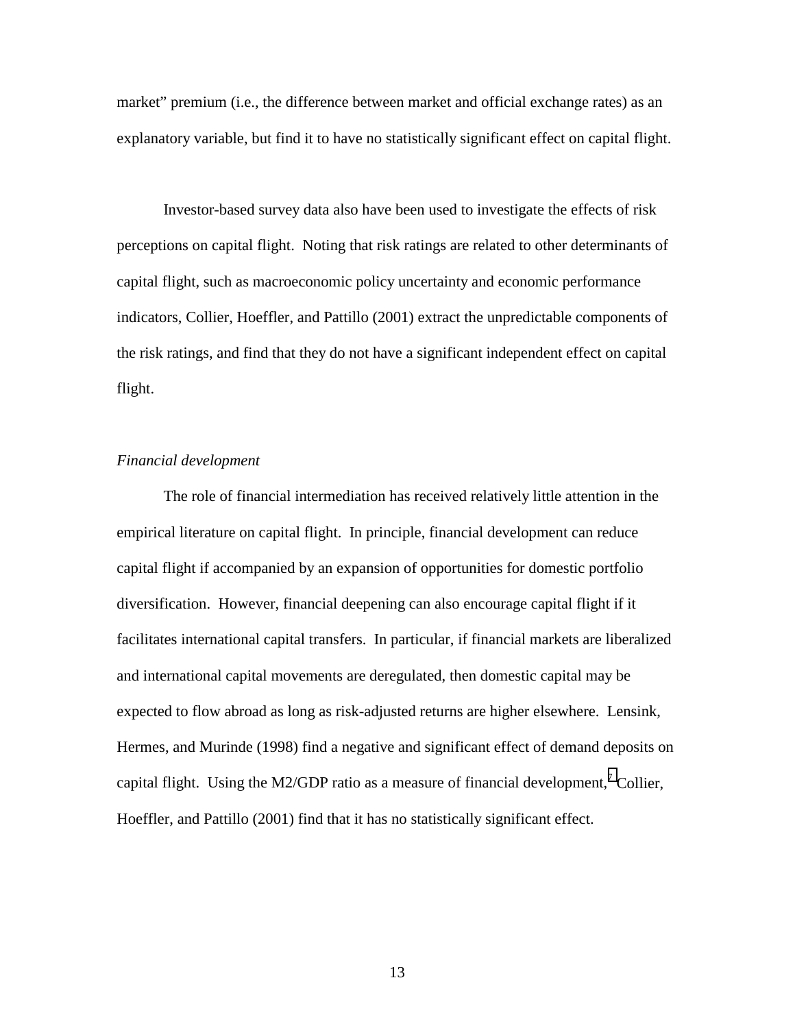market" premium (i.e., the difference between market and official exchange rates) as an explanatory variable, but find it to have no statistically significant effect on capital flight.

Investor-based survey data also have been used to investigate the effects of risk perceptions on capital flight. Noting that risk ratings are related to other determinants of capital flight, such as macroeconomic policy uncertainty and economic performance indicators, Collier, Hoeffler, and Pattillo (2001) extract the unpredictable components of the risk ratings, and find that they do not have a significant independent effect on capital flight.

*Financial development*

The role of financial intermediation has received relatively little attention in the empirical literature on capital flight. In principle, financial development can reduce capital flight if accompanied by an expansion of opportunities for domestic portfolio diversification. However, financial deepening can also encourage capital flight if it facilitates international capital transfers. In particular, if financial markets are liberalized and international capital movements are deregulated, then domestic capital may be expected to flow abroad as long as risk-adjusted returns are higher elsewhere. Lensink, Hermes, and Murinde (1998) find a negative and significant effect of demand deposits on capital flight. Using the M2/GDP ratio as a measure of financial development,[7] Collier, Hoeffler, and Pattillo (2001) find that it has no statistically significant effect.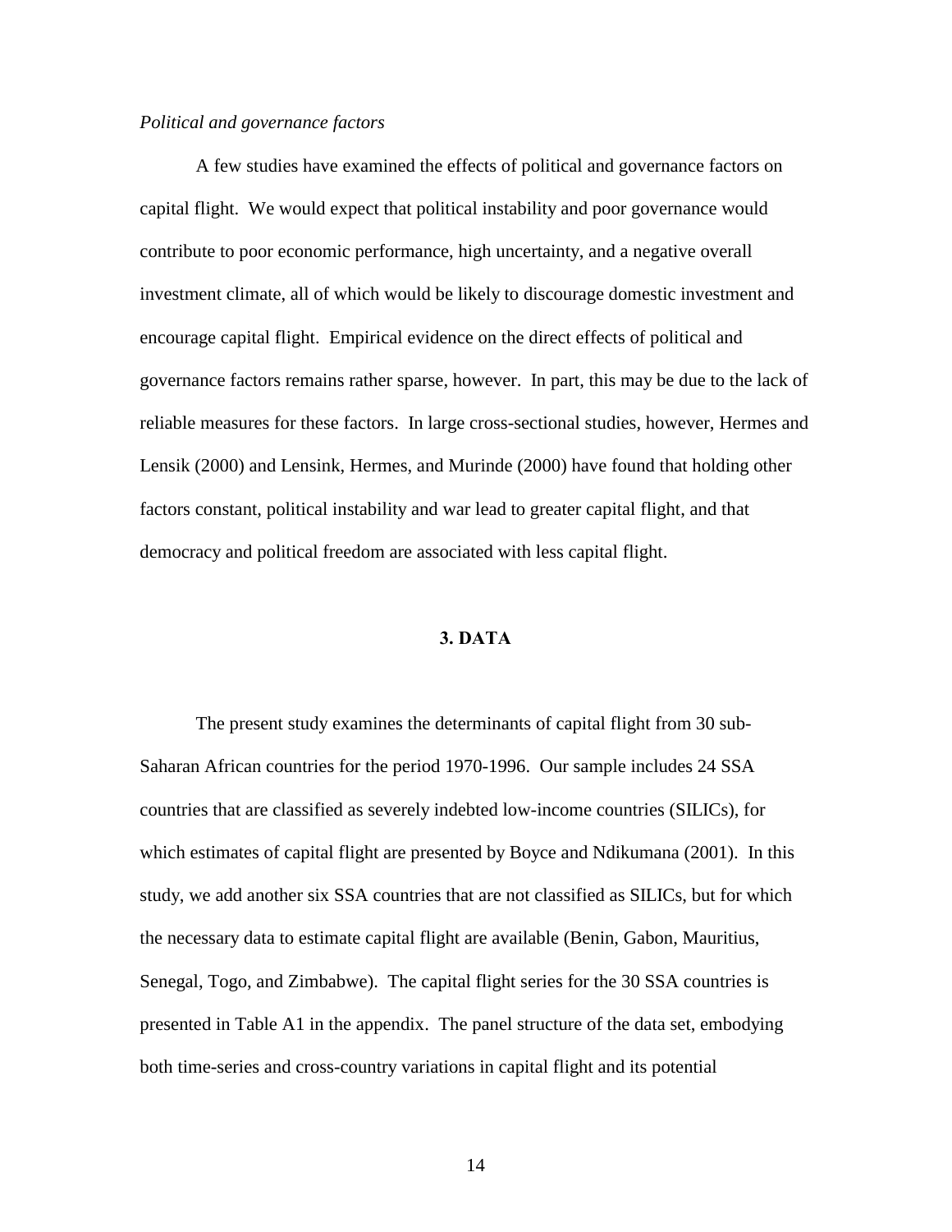*Political and governance factors*

A few studies have examined the effects of political and governance factors on capital flight. We would expect that political instability and poor governance would contribute to poor economic performance, high uncertainty, and a negative overall investment climate, all of which would be likely to discourage domestic investment and encourage capital flight. Empirical evidence on the direct effects of political and governance factors remains rather sparse, however. In part, this may be due to the lack of reliable measures for these factors. In large cross-sectional studies, however, Hermes and Lensik (2000) and Lensink, Hermes, and Murinde (2000) have found that holding other factors constant, political instability and war lead to greater capital flight, and that democracy and political freedom are associated with less capital flight.

## 3. DATA

The present study examines the determinants of capital flight from 30 sub-Saharan African countries for the period 1970-1996. Our sample includes 24 SSA countries that are classified as severely indebted low-income countries (SILICs), for which estimates of capital flight are presented by Boyce and Ndikumana (2001). In this study, we add another six SSA countries that are not classified as SILICs, but for which the necessary data to estimate capital flight are available (Benin, Gabon, Mauritius, Senegal, Togo, and Zimbabwe). The capital flight series for the 30 SSA countries is presented in Table A1 in the appendix. The panel structure of the data set, embodying both time-series and cross-country variations in capital flight and its potential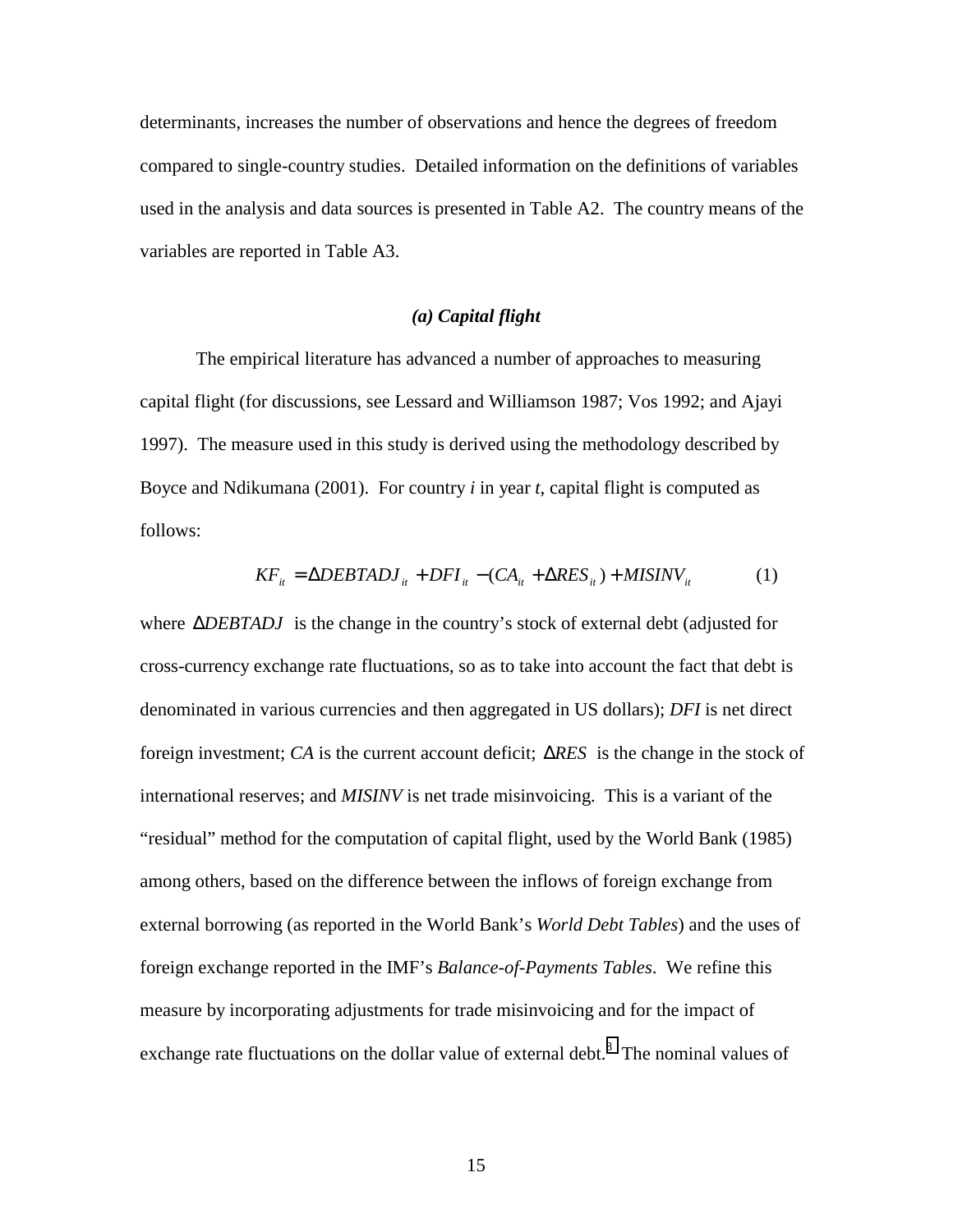determinants, increases the number of observations and hence the degrees of freedom compared to single-country studies. Detailed information on the definitions of variables used in the analysis and data sources is presented in Table A2. The country means of the variables are reported in Table A3.

### *(a) Capital flight*

The empirical literature has advanced a number of approaches to measuring capital flight (for discussions, see Lessard and Williamson 1987; Vos 1992; and Ajayi 1997). The measure used in this study is derived using the methodology described by Boyce and Ndikumana (2001). For country *i* in year *t*, capital flight is computed as follows:

$$KF_{it} = \Delta DEBTADJ_{it} + DFI_{it} - (CA_{it} + \Delta RES_{it}) + MISINV_{it} \qquad (1)$$

where $\Delta DEBTADJ$ is the change in the country's stock of external debt (adjusted for cross-currency exchange rate fluctuations, so as to take into account the fact that debt is denominated in various currencies and then aggregated in US dollars); *DFI* is net direct foreign investment; *CA* is the current account deficit; $\Delta RES$ is the change in the stock of international reserves; and *MISINV* is net trade misinvoicing. This is a variant of the "residual" method for the computation of capital flight, used by the World Bank (1985) among others, based on the difference between the inflows of foreign exchange from external borrowing (as reported in the World Bank's *World Debt Tables*) and the uses of foreign exchange reported in the IMF's *Balance-of-Payments Tables*. We refine this measure by incorporating adjustments for trade misinvoicing and for the impact of exchange rate fluctuations on the dollar value of external debt.[3] The nominal values of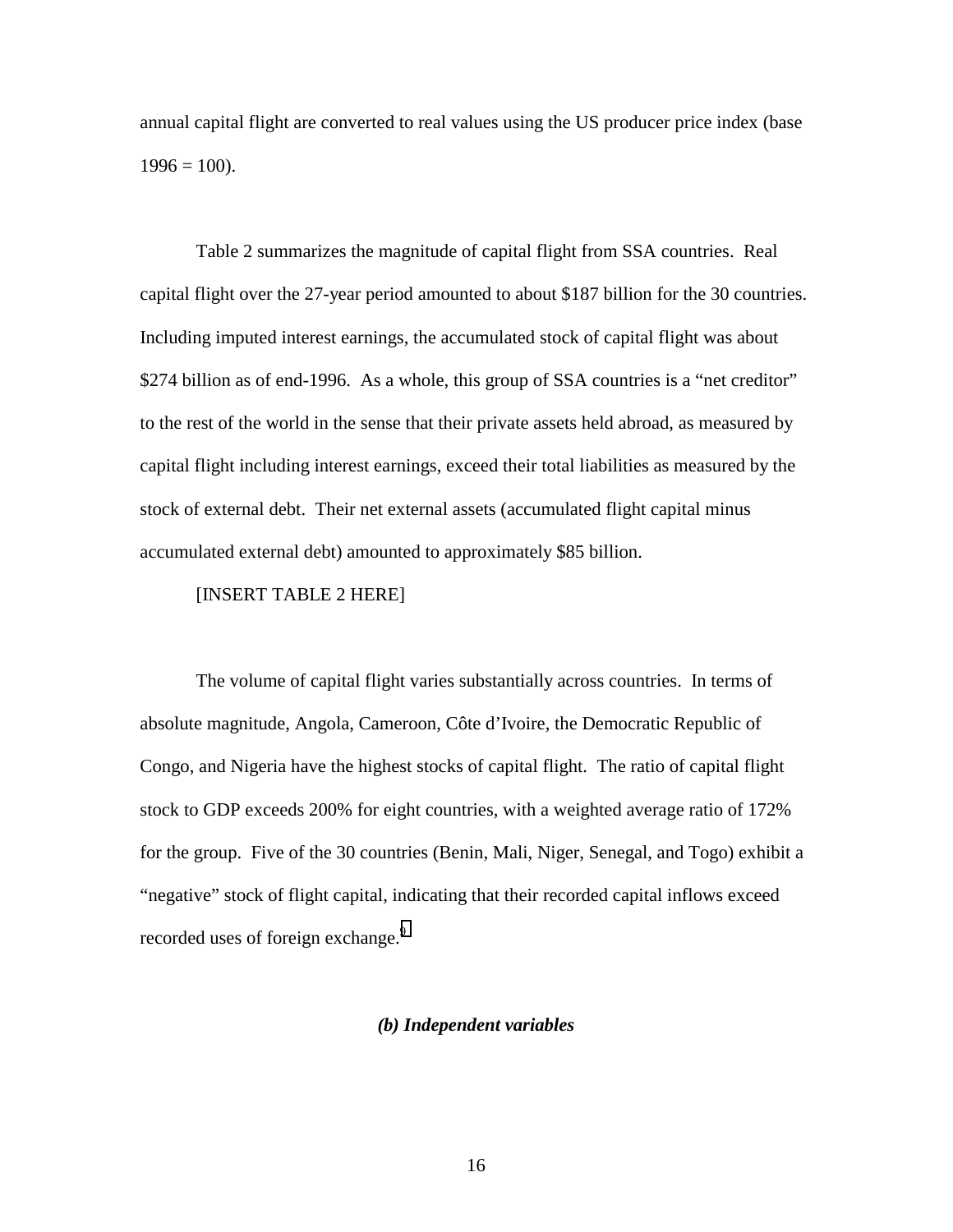annual capital flight are converted to real values using the US producer price index (base 1996 = 100).

Table 2 summarizes the magnitude of capital flight from SSA countries. Real capital flight over the 27-year period amounted to about $187 billion for the 30 countries. Including imputed interest earnings, the accumulated stock of capital flight was about $274 billion as of end-1996. As a whole, this group of SSA countries is a "net creditor" to the rest of the world in the sense that their private assets held abroad, as measured by capital flight including interest earnings, exceed their total liabilities as measured by the stock of external debt. Their net external assets (accumulated flight capital minus accumulated external debt) amounted to approximately $85 billion.

[INSERT TABLE 2 HERE]

The volume of capital flight varies substantially across countries. In terms of absolute magnitude, Angola, Cameroon, Côte d'Ivoire, the Democratic Republic of Congo, and Nigeria have the highest stocks of capital flight. The ratio of capital flight stock to GDP exceeds 200% for eight countries, with a weighted average ratio of 172% for the group. Five of the 30 countries (Benin, Mali, Niger, Senegal, and Togo) exhibit a "negative" stock of flight capital, indicating that their recorded capital inflows exceed recorded uses of foreign exchange.[9]

### *(b) Independent variables*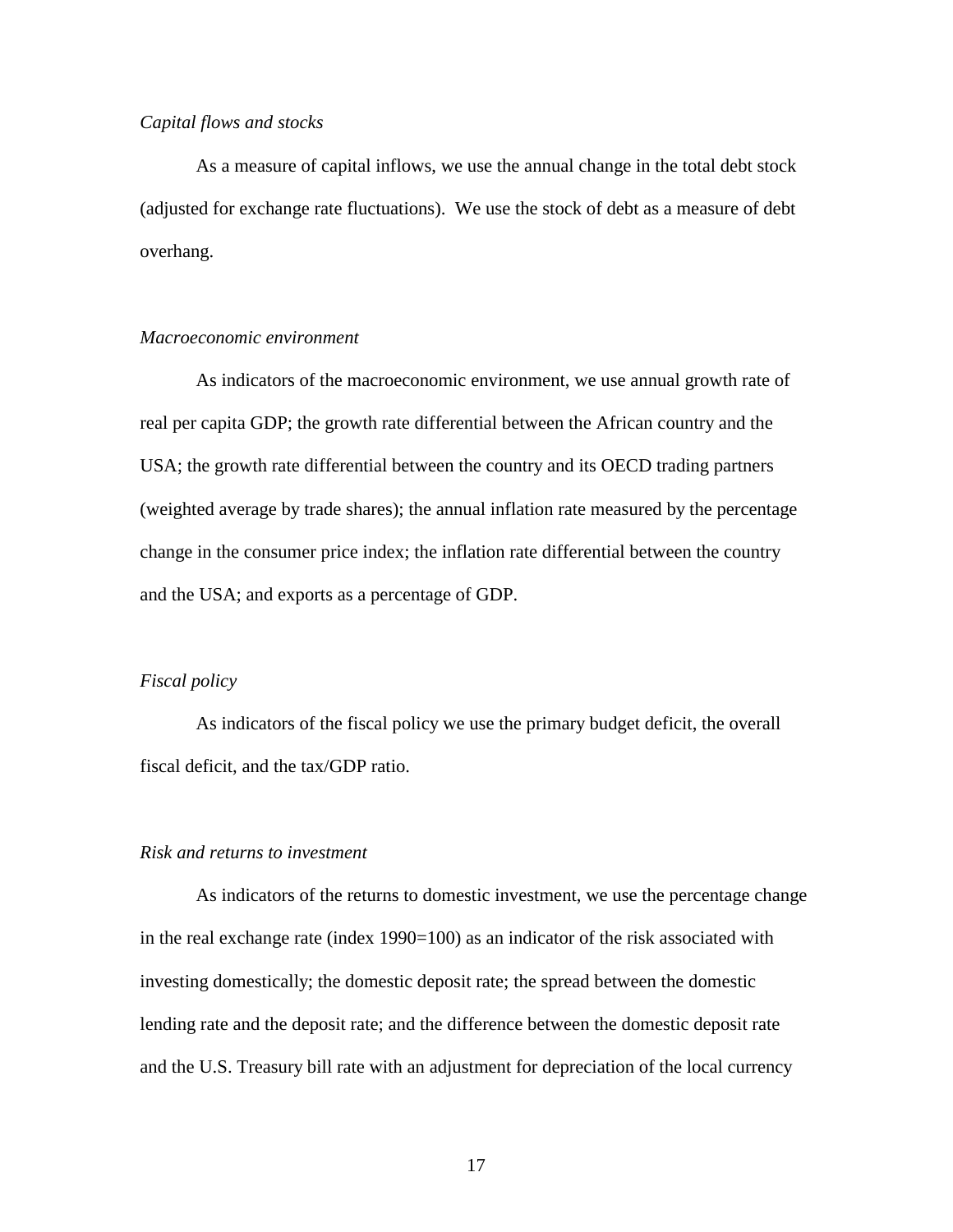*Capital flows and stocks*

As a measure of capital inflows, we use the annual change in the total debt stock (adjusted for exchange rate fluctuations). We use the stock of debt as a measure of debt overhang.

*Macroeconomic environment*

As indicators of the macroeconomic environment, we use annual growth rate of real per capita GDP; the growth rate differential between the African country and the USA; the growth rate differential between the country and its OECD trading partners (weighted average by trade shares); the annual inflation rate measured by the percentage change in the consumer price index; the inflation rate differential between the country and the USA; and exports as a percentage of GDP.

*Fiscal policy*

As indicators of the fiscal policy we use the primary budget deficit, the overall fiscal deficit, and the tax/GDP ratio.

*Risk and returns to investment*

As indicators of the returns to domestic investment, we use the percentage change in the real exchange rate (index 1990=100) as an indicator of the risk associated with investing domestically; the domestic deposit rate; the spread between the domestic lending rate and the deposit rate; and the difference between the domestic deposit rate and the U.S. Treasury bill rate with an adjustment for depreciation of the local currency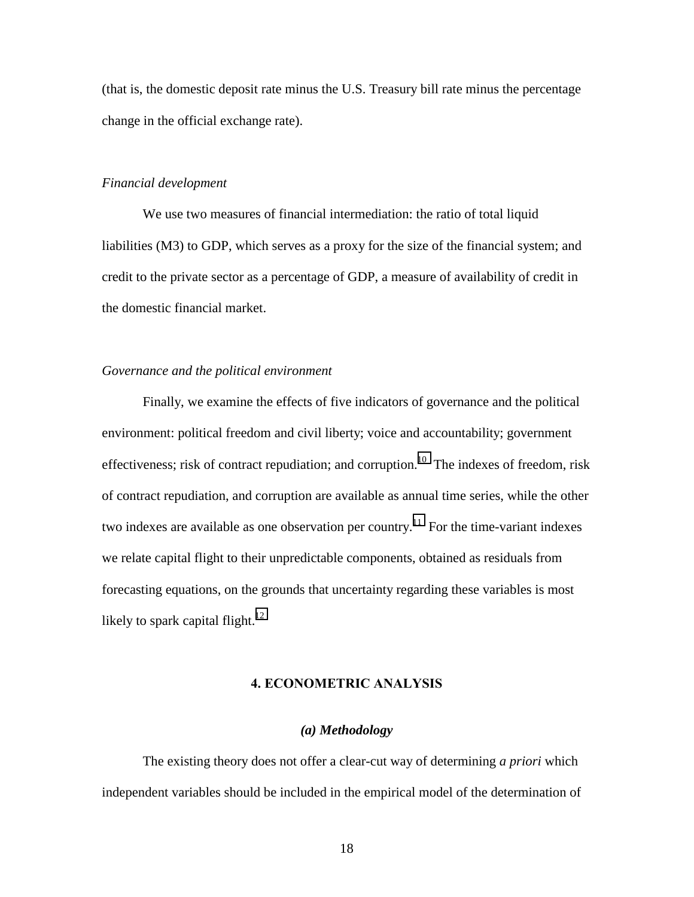(that is, the domestic deposit rate minus the U.S. Treasury bill rate minus the percentage change in the official exchange rate).

*Financial development*

We use two measures of financial intermediation: the ratio of total liquid liabilities (M3) to GDP, which serves as a proxy for the size of the financial system; and credit to the private sector as a percentage of GDP, a measure of availability of credit in the domestic financial market.

*Governance and the political environment*

Finally, we examine the effects of five indicators of governance and the political environment: political freedom and civil liberty; voice and accountability; government effectiveness; risk of contract repudiation; and corruption.[10] The indexes of freedom, risk of contract repudiation, and corruption are available as annual time series, while the other two indexes are available as one observation per country.[11] For the time-variant indexes we relate capital flight to their unpredictable components, obtained as residuals from forecasting equations, on the grounds that uncertainty regarding these variables is most likely to spark capital flight.[12]

## 4. ECONOMETRIC ANALYSIS

### *(a) Methodology*

The existing theory does not offer a clear-cut way of determining *a priori* which independent variables should be included in the empirical model of the determination of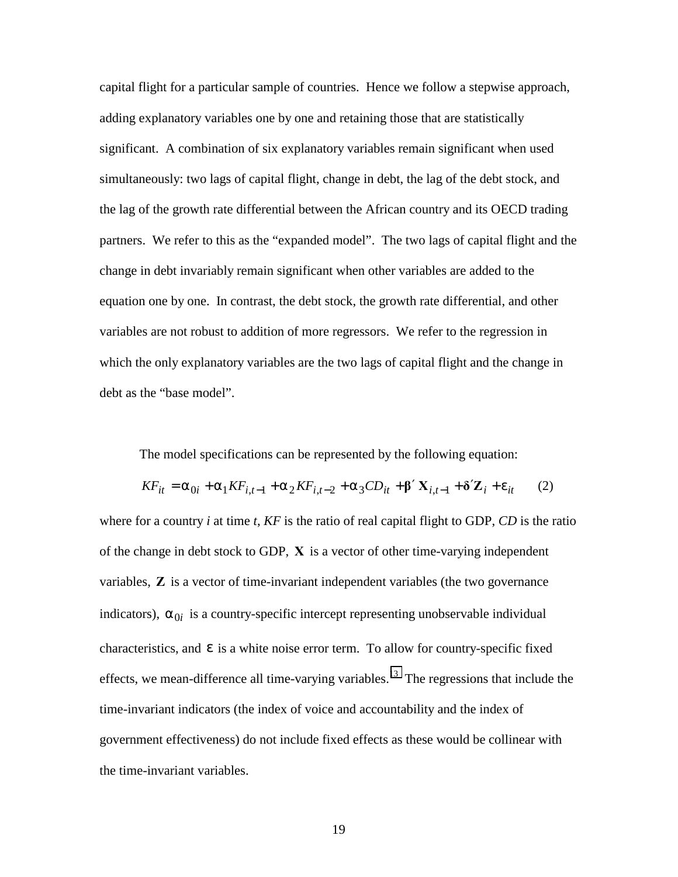capital flight for a particular sample of countries. Hence we follow a stepwise approach, adding explanatory variables one by one and retaining those that are statistically significant. A combination of six explanatory variables remain significant when used simultaneously: two lags of capital flight, change in debt, the lag of the debt stock, and the lag of the growth rate differential between the African country and its OECD trading partners. We refer to this as the "expanded model". The two lags of capital flight and the change in debt invariably remain significant when other variables are added to the equation one by one. In contrast, the debt stock, the growth rate differential, and other variables are not robust to addition of more regressors. We refer to the regression in which the only explanatory variables are the two lags of capital flight and the change in debt as the "base model".

The model specifications can be represented by the following equation:

$$KF_{it} = \alpha_{0i} + \alpha_1 KF_{i,t-1} + \alpha_2 KF_{i,t-2} + \alpha_3 CD_{it} + \boldsymbol{\beta}' \mathbf{X}_{i,t-1} + \boldsymbol{\delta}' \mathbf{Z}_i + \varepsilon_{it} \qquad (2)$$

where for a country $i$ at time $t$, $KF$ is the ratio of real capital flight to GDP, $CD$ is the ratio of the change in debt stock to GDP, $\mathbf{X}$ is a vector of other time-varying independent variables, $\mathbf{Z}$ is a vector of time-invariant independent variables (the two governance indicators), $\alpha_{0i}$ is a country-specific intercept representing unobservable individual characteristics, and $\varepsilon$ is a white noise error term. To allow for country-specific fixed effects, we mean-difference all time-varying variables.[13] The regressions that include the time-invariant indicators (the index of voice and accountability and the index of government effectiveness) do not include fixed effects as these would be collinear with the time-invariant variables.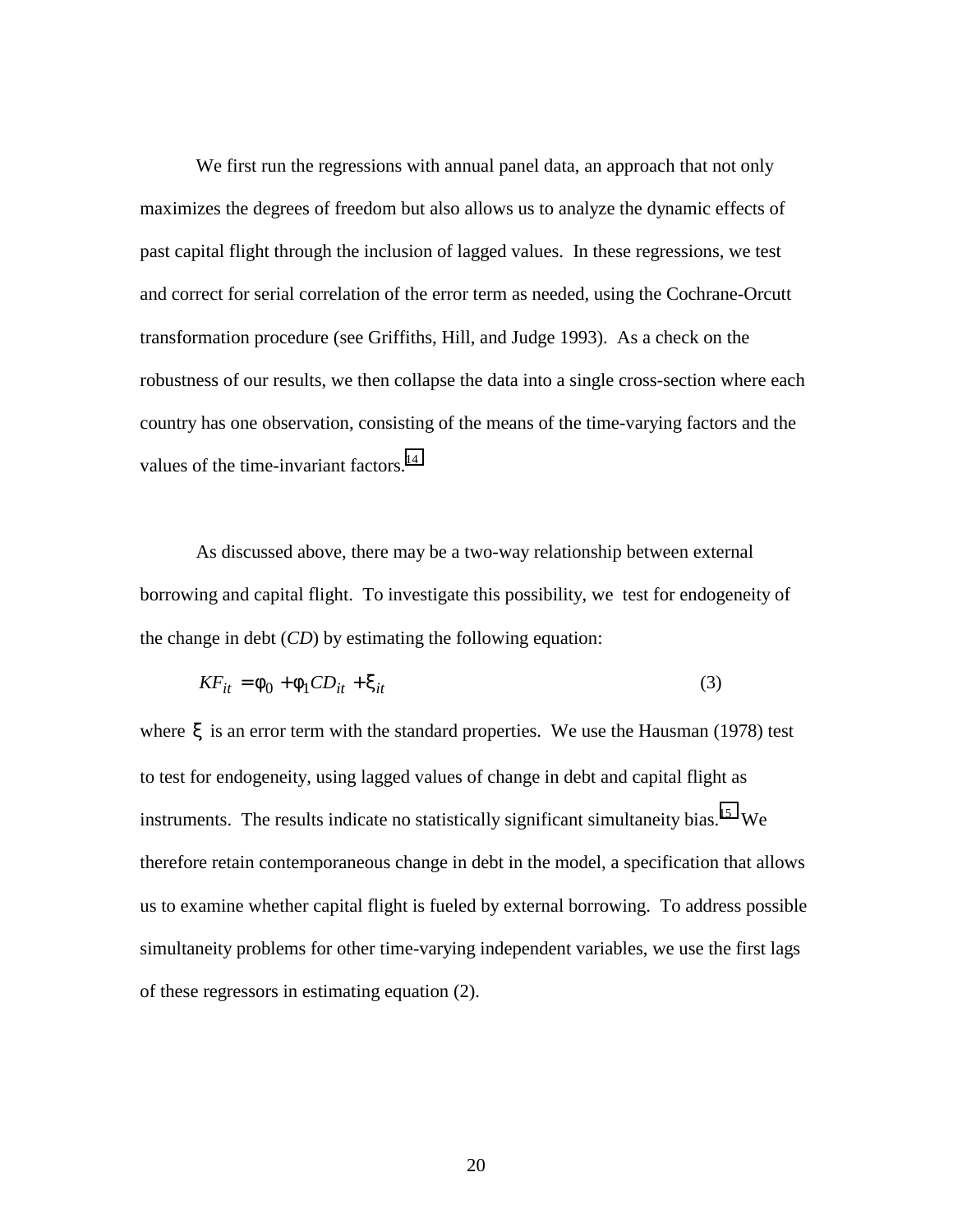We first run the regressions with annual panel data, an approach that not only maximizes the degrees of freedom but also allows us to analyze the dynamic effects of past capital flight through the inclusion of lagged values. In these regressions, we test and correct for serial correlation of the error term as needed, using the Cochrane-Orcutt transformation procedure (see Griffiths, Hill, and Judge 1993). As a check on the robustness of our results, we then collapse the data into a single cross-section where each country has one observation, consisting of the means of the time-varying factors and the values of the time-invariant factors.[14]

As discussed above, there may be a two-way relationship between external borrowing and capital flight. To investigate this possibility, we test for endogeneity of the change in debt (*CD*) by estimating the following equation:

$$KF_{it} = \phi_0 + \phi_1 CD_{it} + \xi_{it} \tag{3}$$

where $\xi$ is an error term with the standard properties. We use the Hausman (1978) test to test for endogeneity, using lagged values of change in debt and capital flight as instruments. The results indicate no statistically significant simultaneity bias.[15] We therefore retain contemporaneous change in debt in the model, a specification that allows us to examine whether capital flight is fueled by external borrowing. To address possible simultaneity problems for other time-varying independent variables, we use the first lags of these regressors in estimating equation (2).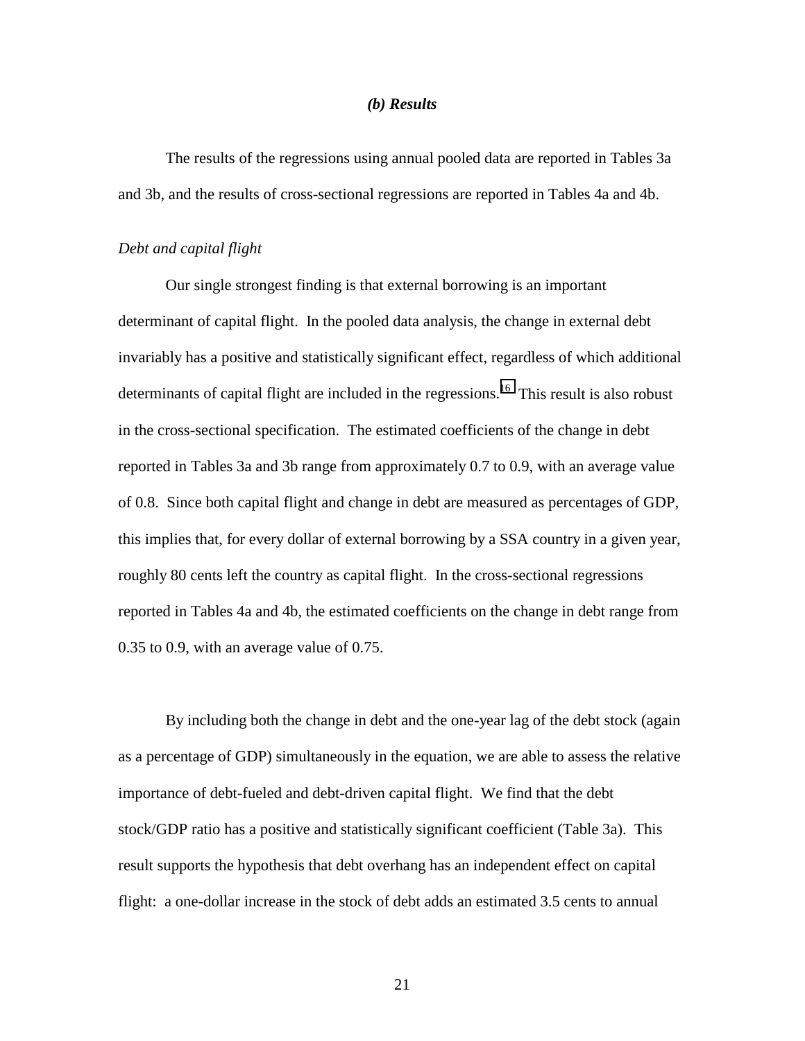### *(b) Results*

The results of the regressions using annual pooled data are reported in Tables 3a and 3b, and the results of cross-sectional regressions are reported in Tables 4a and 4b.

*Debt and capital flight*

Our single strongest finding is that external borrowing is an important determinant of capital flight. In the pooled data analysis, the change in external debt invariably has a positive and statistically significant effect, regardless of which additional determinants of capital flight are included in the regressions.[16] This result is also robust in the cross-sectional specification. The estimated coefficients of the change in debt reported in Tables 3a and 3b range from approximately 0.7 to 0.9, with an average value of 0.8. Since both capital flight and change in debt are measured as percentages of GDP, this implies that, for every dollar of external borrowing by a SSA country in a given year, roughly 80 cents left the country as capital flight. In the cross-sectional regressions reported in Tables 4a and 4b, the estimated coefficients on the change in debt range from 0.35 to 0.9, with an average value of 0.75.

By including both the change in debt and the one-year lag of the debt stock (again as a percentage of GDP) simultaneously in the equation, we are able to assess the relative importance of debt-fueled and debt-driven capital flight. We find that the debt stock/GDP ratio has a positive and statistically significant coefficient (Table 3a). This result supports the hypothesis that debt overhang has an independent effect on capital flight: a one-dollar increase in the stock of debt adds an estimated 3.5 cents to annual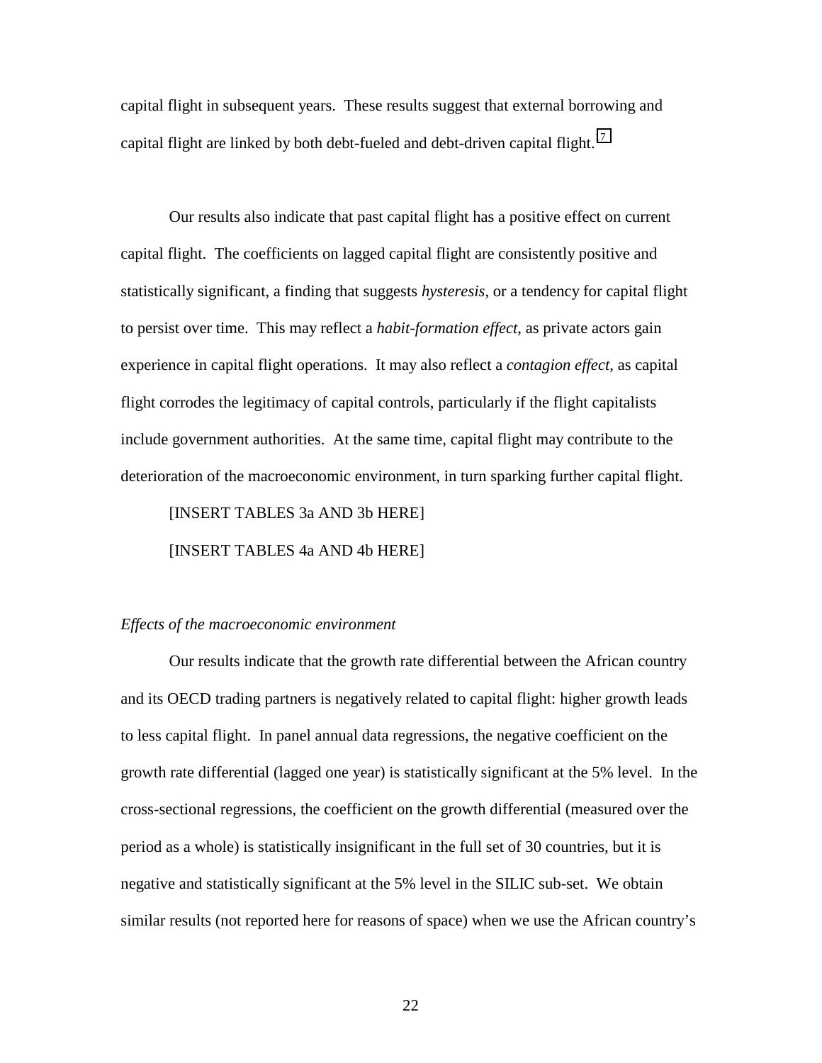capital flight in subsequent years. These results suggest that external borrowing and capital flight are linked by both debt-fueled and debt-driven capital flight.[7]

Our results also indicate that past capital flight has a positive effect on current capital flight. The coefficients on lagged capital flight are consistently positive and statistically significant, a finding that suggests *hysteresis*, or a tendency for capital flight to persist over time. This may reflect a *habit-formation effect*, as private actors gain experience in capital flight operations. It may also reflect a *contagion effect*, as capital flight corrodes the legitimacy of capital controls, particularly if the flight capitalists include government authorities. At the same time, capital flight may contribute to the deterioration of the macroeconomic environment, in turn sparking further capital flight.

[INSERT TABLES 3a AND 3b HERE]

[INSERT TABLES 4a AND 4b HERE]

*Effects of the macroeconomic environment*

Our results indicate that the growth rate differential between the African country and its OECD trading partners is negatively related to capital flight: higher growth leads to less capital flight. In panel annual data regressions, the negative coefficient on the growth rate differential (lagged one year) is statistically significant at the 5% level. In the cross-sectional regressions, the coefficient on the growth differential (measured over the period as a whole) is statistically insignificant in the full set of 30 countries, but it is negative and statistically significant at the 5% level in the SILIC sub-set. We obtain similar results (not reported here for reasons of space) when we use the African country's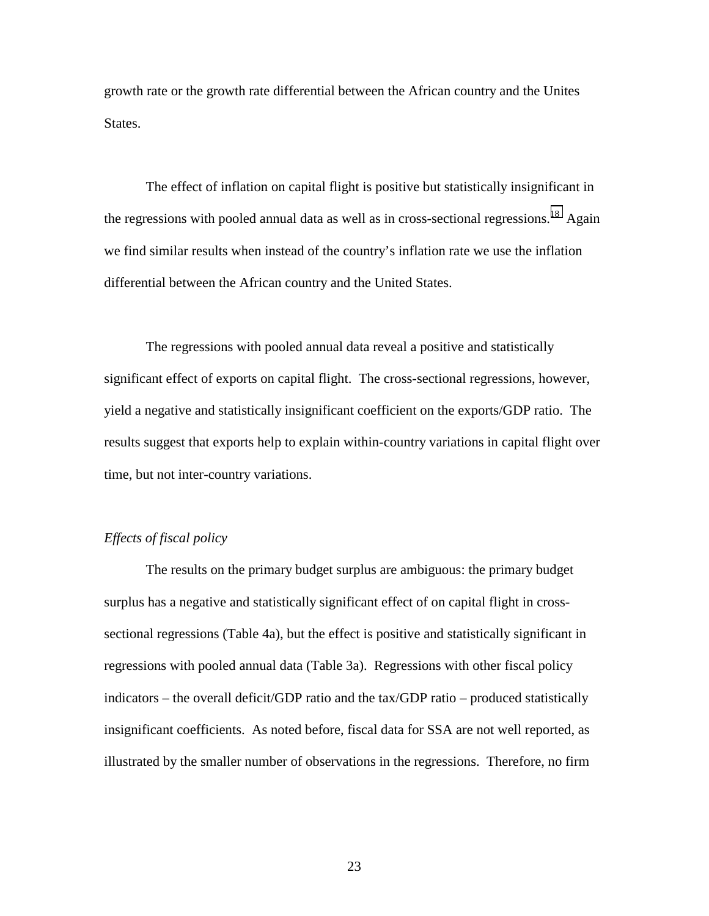growth rate or the growth rate differential between the African country and the Unites States.

The effect of inflation on capital flight is positive but statistically insignificant in the regressions with pooled annual data as well as in cross-sectional regressions.[18] Again we find similar results when instead of the country's inflation rate we use the inflation differential between the African country and the United States.

The regressions with pooled annual data reveal a positive and statistically significant effect of exports on capital flight. The cross-sectional regressions, however, yield a negative and statistically insignificant coefficient on the exports/GDP ratio. The results suggest that exports help to explain within-country variations in capital flight over time, but not inter-country variations.

*Effects of fiscal policy*

The results on the primary budget surplus are ambiguous: the primary budget surplus has a negative and statistically significant effect of on capital flight in cross-sectional regressions (Table 4a), but the effect is positive and statistically significant in regressions with pooled annual data (Table 3a). Regressions with other fiscal policy indicators – the overall deficit/GDP ratio and the tax/GDP ratio – produced statistically insignificant coefficients. As noted before, fiscal data for SSA are not well reported, as illustrated by the smaller number of observations in the regressions. Therefore, no firm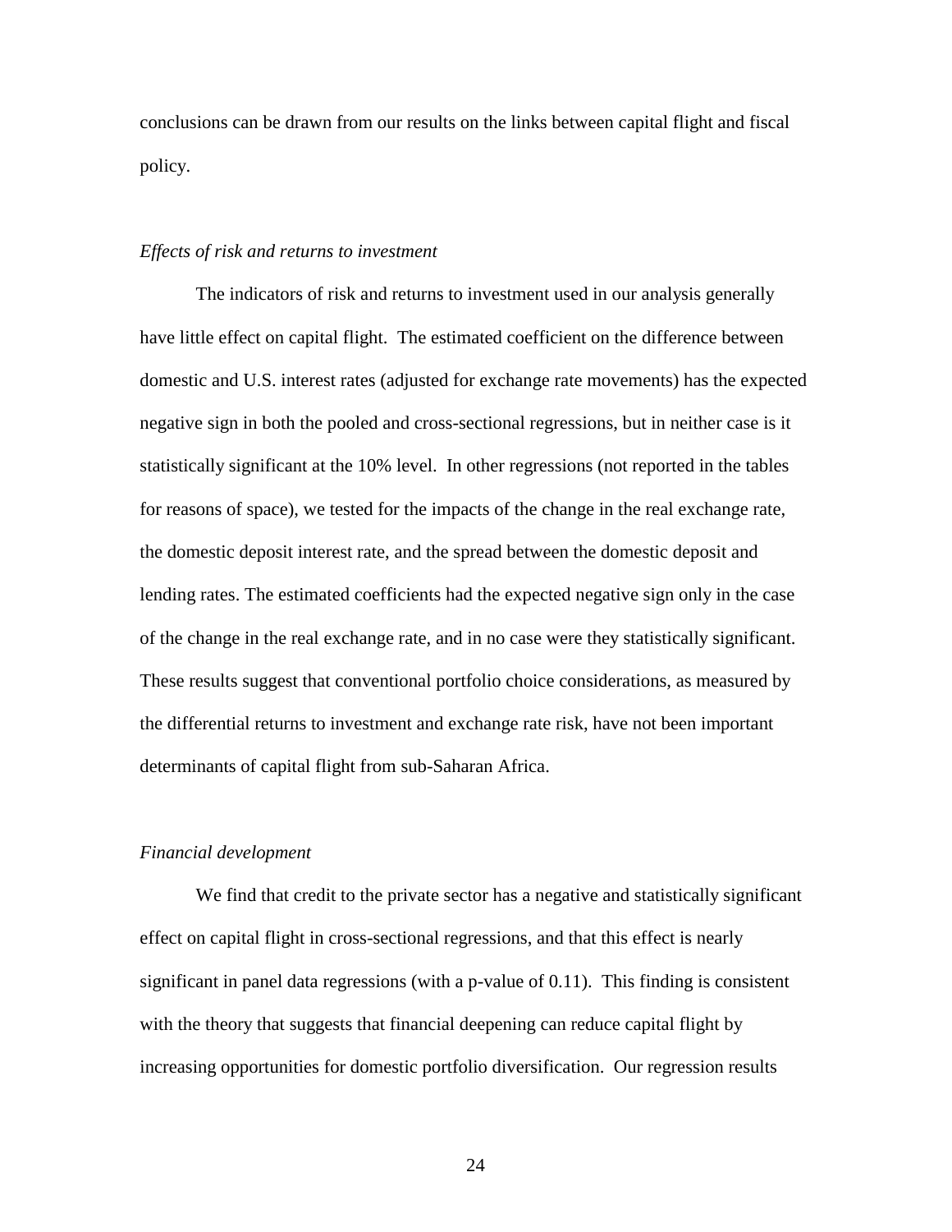conclusions can be drawn from our results on the links between capital flight and fiscal policy.

*Effects of risk and returns to investment*

The indicators of risk and returns to investment used in our analysis generally have little effect on capital flight. The estimated coefficient on the difference between domestic and U.S. interest rates (adjusted for exchange rate movements) has the expected negative sign in both the pooled and cross-sectional regressions, but in neither case is it statistically significant at the 10% level. In other regressions (not reported in the tables for reasons of space), we tested for the impacts of the change in the real exchange rate, the domestic deposit interest rate, and the spread between the domestic deposit and lending rates. The estimated coefficients had the expected negative sign only in the case of the change in the real exchange rate, and in no case were they statistically significant. These results suggest that conventional portfolio choice considerations, as measured by the differential returns to investment and exchange rate risk, have not been important determinants of capital flight from sub-Saharan Africa.

*Financial development*

We find that credit to the private sector has a negative and statistically significant effect on capital flight in cross-sectional regressions, and that this effect is nearly significant in panel data regressions (with a p-value of 0.11). This finding is consistent with the theory that suggests that financial deepening can reduce capital flight by increasing opportunities for domestic portfolio diversification. Our regression results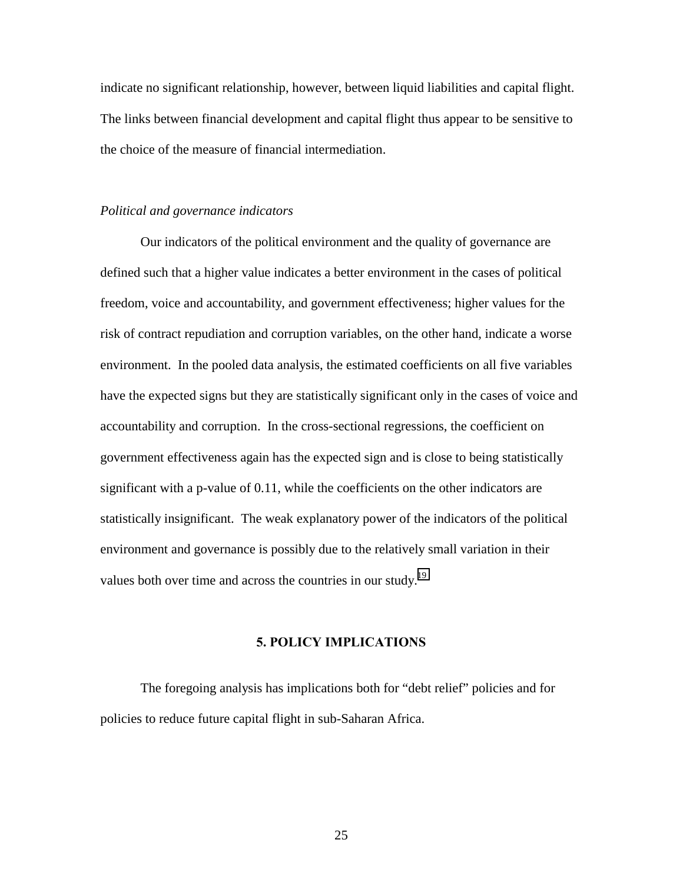indicate no significant relationship, however, between liquid liabilities and capital flight. The links between financial development and capital flight thus appear to be sensitive to the choice of the measure of financial intermediation.

*Political and governance indicators*

Our indicators of the political environment and the quality of governance are defined such that a higher value indicates a better environment in the cases of political freedom, voice and accountability, and government effectiveness; higher values for the risk of contract repudiation and corruption variables, on the other hand, indicate a worse environment. In the pooled data analysis, the estimated coefficients on all five variables have the expected signs but they are statistically significant only in the cases of voice and accountability and corruption. In the cross-sectional regressions, the coefficient on government effectiveness again has the expected sign and is close to being statistically significant with a p-value of 0.11, while the coefficients on the other indicators are statistically insignificant. The weak explanatory power of the indicators of the political environment and governance is possibly due to the relatively small variation in their values both over time and across the countries in our study.[19]

## 5. POLICY IMPLICATIONS

The foregoing analysis has implications both for "debt relief" policies and for policies to reduce future capital flight in sub-Saharan Africa.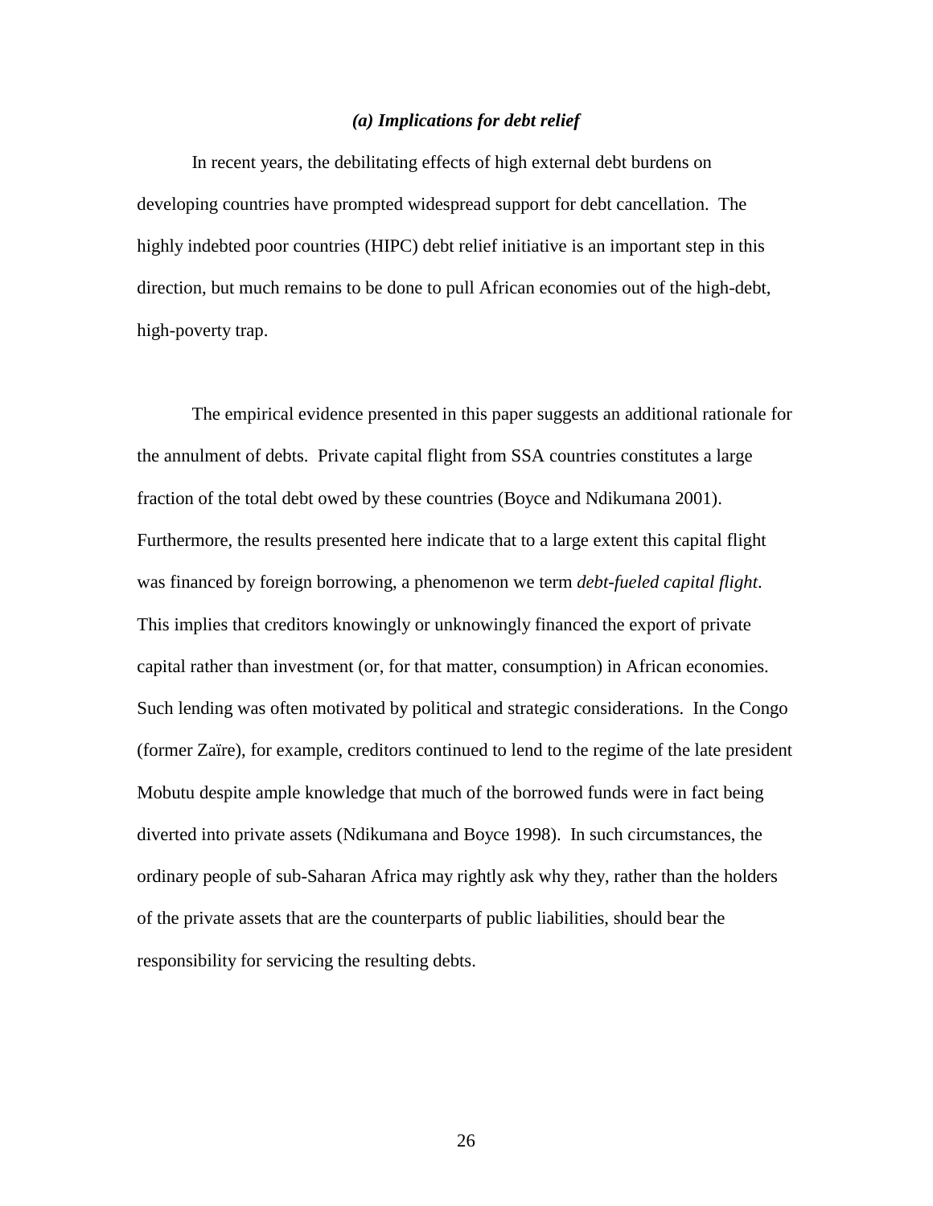### *(a) Implications for debt relief*

In recent years, the debilitating effects of high external debt burdens on developing countries have prompted widespread support for debt cancellation. The highly indebted poor countries (HIPC) debt relief initiative is an important step in this direction, but much remains to be done to pull African economies out of the high-debt, high-poverty trap.

The empirical evidence presented in this paper suggests an additional rationale for the annulment of debts. Private capital flight from SSA countries constitutes a large fraction of the total debt owed by these countries (Boyce and Ndikumana 2001). Furthermore, the results presented here indicate that to a large extent this capital flight was financed by foreign borrowing, a phenomenon we term *debt-fueled capital flight*. This implies that creditors knowingly or unknowingly financed the export of private capital rather than investment (or, for that matter, consumption) in African economies. Such lending was often motivated by political and strategic considerations. In the Congo (former Zaïre), for example, creditors continued to lend to the regime of the late president Mobutu despite ample knowledge that much of the borrowed funds were in fact being diverted into private assets (Ndikumana and Boyce 1998). In such circumstances, the ordinary people of sub-Saharan Africa may rightly ask why they, rather than the holders of the private assets that are the counterparts of public liabilities, should bear the responsibility for servicing the resulting debts.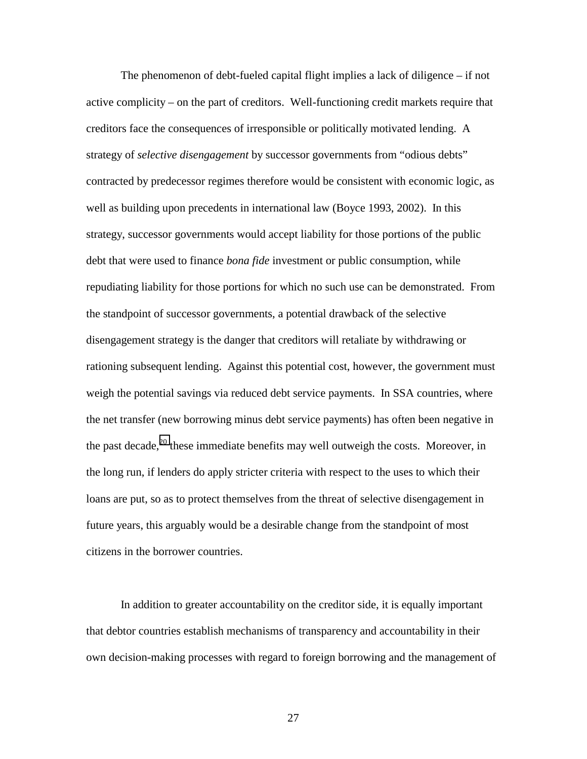The phenomenon of debt-fueled capital flight implies a lack of diligence – if not active complicity – on the part of creditors. Well-functioning credit markets require that creditors face the consequences of irresponsible or politically motivated lending. A strategy of *selective disengagement* by successor governments from "odious debts" contracted by predecessor regimes therefore would be consistent with economic logic, as well as building upon precedents in international law (Boyce 1993, 2002). In this strategy, successor governments would accept liability for those portions of the public debt that were used to finance *bona fide* investment or public consumption, while repudiating liability for those portions for which no such use can be demonstrated. From the standpoint of successor governments, a potential drawback of the selective disengagement strategy is the danger that creditors will retaliate by withdrawing or rationing subsequent lending. Against this potential cost, however, the government must weigh the potential savings via reduced debt service payments. In SSA countries, where the net transfer (new borrowing minus debt service payments) has often been negative in the past decade,[20] these immediate benefits may well outweigh the costs. Moreover, in the long run, if lenders do apply stricter criteria with respect to the uses to which their loans are put, so as to protect themselves from the threat of selective disengagement in future years, this arguably would be a desirable change from the standpoint of most citizens in the borrower countries.

In addition to greater accountability on the creditor side, it is equally important that debtor countries establish mechanisms of transparency and accountability in their own decision-making processes with regard to foreign borrowing and the management of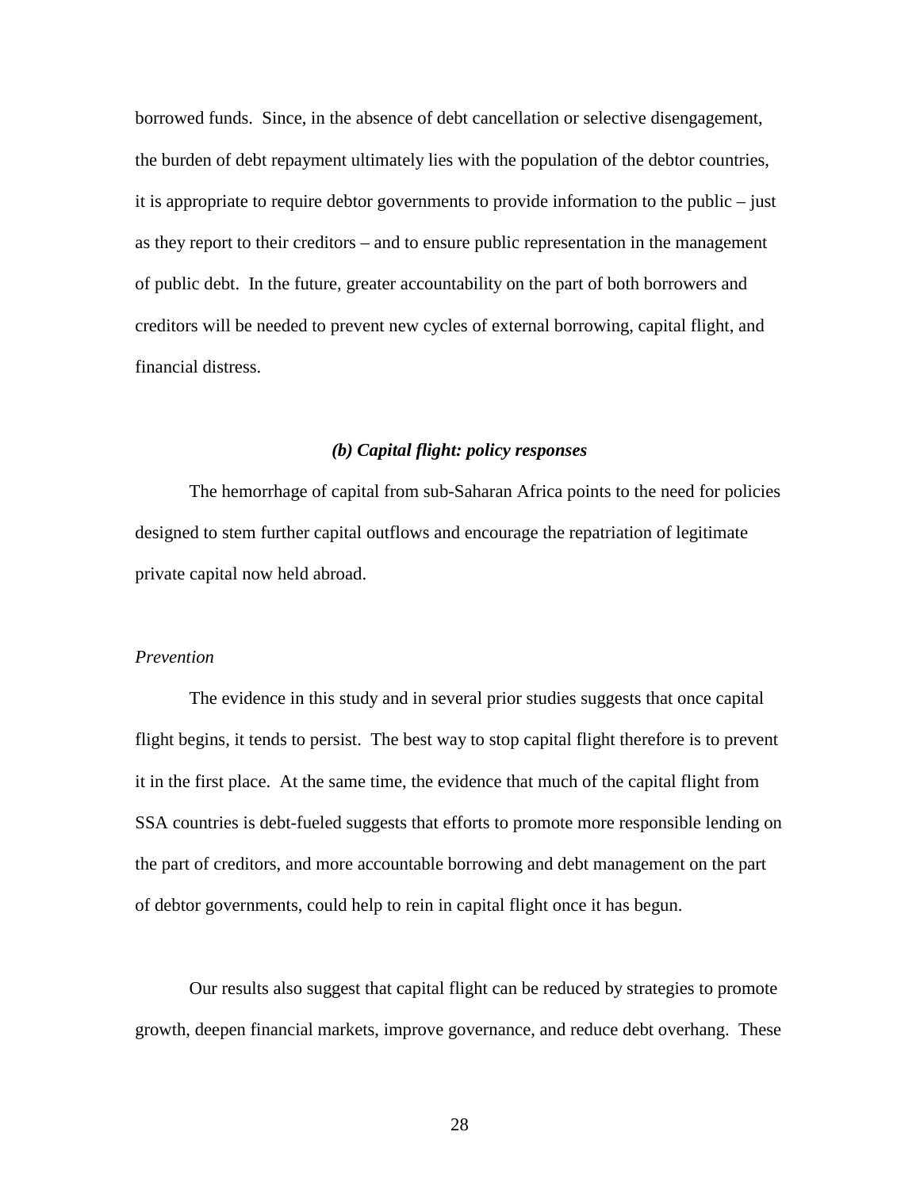borrowed funds. Since, in the absence of debt cancellation or selective disengagement, the burden of debt repayment ultimately lies with the population of the debtor countries, it is appropriate to require debtor governments to provide information to the public – just as they report to their creditors – and to ensure public representation in the management of public debt. In the future, greater accountability on the part of both borrowers and creditors will be needed to prevent new cycles of external borrowing, capital flight, and financial distress.

### *(b) Capital flight: policy responses*

The hemorrhage of capital from sub-Saharan Africa points to the need for policies designed to stem further capital outflows and encourage the repatriation of legitimate private capital now held abroad.

*Prevention*

The evidence in this study and in several prior studies suggests that once capital flight begins, it tends to persist. The best way to stop capital flight therefore is to prevent it in the first place. At the same time, the evidence that much of the capital flight from SSA countries is debt-fueled suggests that efforts to promote more responsible lending on the part of creditors, and more accountable borrowing and debt management on the part of debtor governments, could help to rein in capital flight once it has begun.

Our results also suggest that capital flight can be reduced by strategies to promote growth, deepen financial markets, improve governance, and reduce debt overhang. These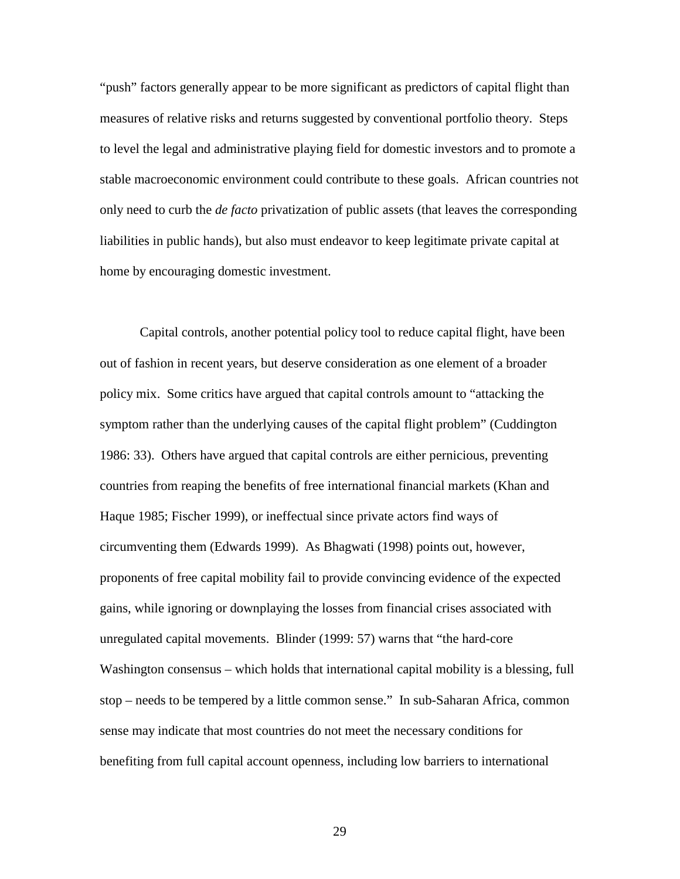"push" factors generally appear to be more significant as predictors of capital flight than measures of relative risks and returns suggested by conventional portfolio theory. Steps to level the legal and administrative playing field for domestic investors and to promote a stable macroeconomic environment could contribute to these goals. African countries not only need to curb the *de facto* privatization of public assets (that leaves the corresponding liabilities in public hands), but also must endeavor to keep legitimate private capital at home by encouraging domestic investment.

Capital controls, another potential policy tool to reduce capital flight, have been out of fashion in recent years, but deserve consideration as one element of a broader policy mix. Some critics have argued that capital controls amount to "attacking the symptom rather than the underlying causes of the capital flight problem" (Cuddington 1986: 33). Others have argued that capital controls are either pernicious, preventing countries from reaping the benefits of free international financial markets (Khan and Haque 1985; Fischer 1999), or ineffectual since private actors find ways of circumventing them (Edwards 1999). As Bhagwati (1998) points out, however, proponents of free capital mobility fail to provide convincing evidence of the expected gains, while ignoring or downplaying the losses from financial crises associated with unregulated capital movements. Blinder (1999: 57) warns that "the hard-core Washington consensus – which holds that international capital mobility is a blessing, full stop – needs to be tempered by a little common sense." In sub-Saharan Africa, common sense may indicate that most countries do not meet the necessary conditions for benefiting from full capital account openness, including low barriers to international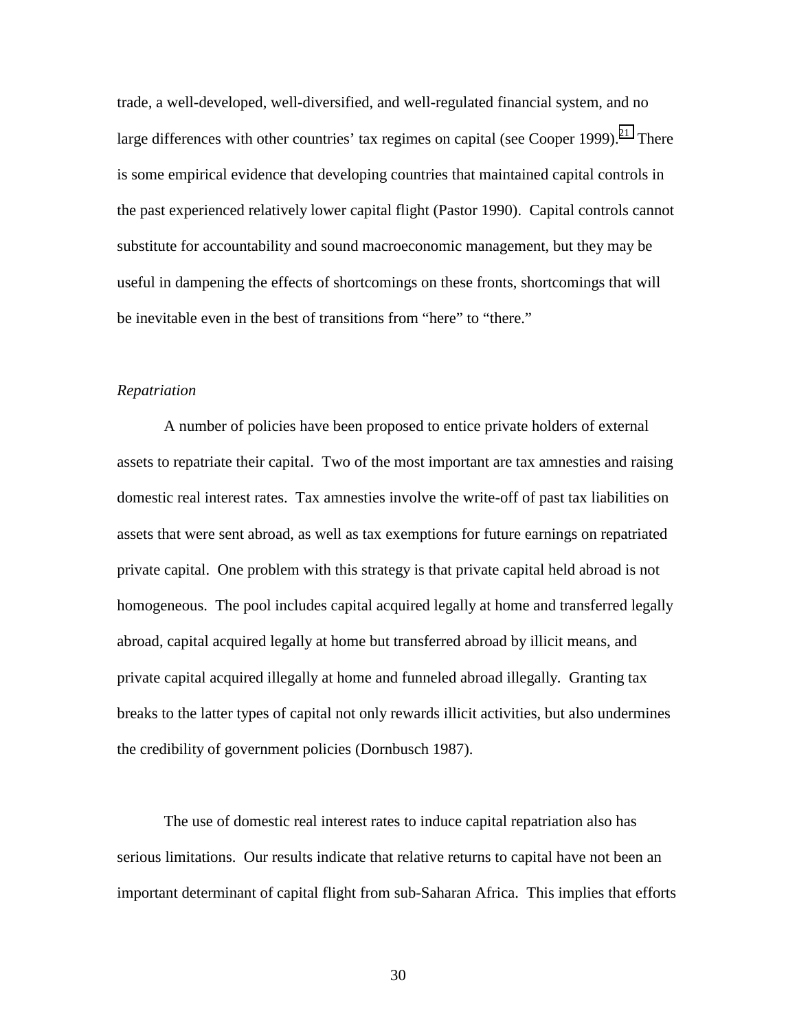trade, a well-developed, well-diversified, and well-regulated financial system, and no large differences with other countries' tax regimes on capital (see Cooper 1999).[21] There is some empirical evidence that developing countries that maintained capital controls in the past experienced relatively lower capital flight (Pastor 1990). Capital controls cannot substitute for accountability and sound macroeconomic management, but they may be useful in dampening the effects of shortcomings on these fronts, shortcomings that will be inevitable even in the best of transitions from "here" to "there."

*Repatriation*

A number of policies have been proposed to entice private holders of external assets to repatriate their capital. Two of the most important are tax amnesties and raising domestic real interest rates. Tax amnesties involve the write-off of past tax liabilities on assets that were sent abroad, as well as tax exemptions for future earnings on repatriated private capital. One problem with this strategy is that private capital held abroad is not homogeneous. The pool includes capital acquired legally at home and transferred legally abroad, capital acquired legally at home but transferred abroad by illicit means, and private capital acquired illegally at home and funneled abroad illegally. Granting tax breaks to the latter types of capital not only rewards illicit activities, but also undermines the credibility of government policies (Dornbusch 1987).

The use of domestic real interest rates to induce capital repatriation also has serious limitations. Our results indicate that relative returns to capital have not been an important determinant of capital flight from sub-Saharan Africa. This implies that efforts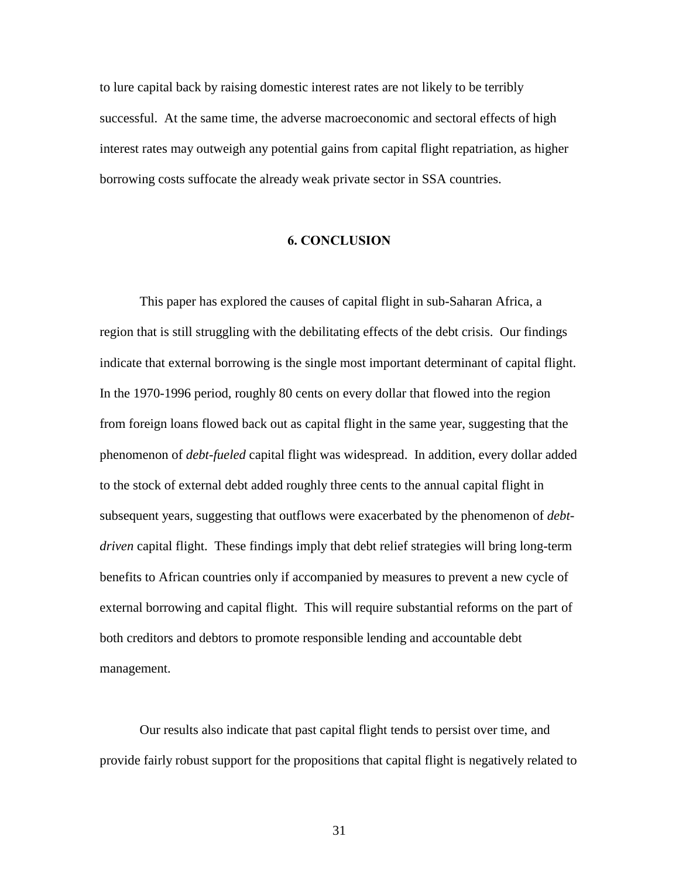to lure capital back by raising domestic interest rates are not likely to be terribly successful. At the same time, the adverse macroeconomic and sectoral effects of high interest rates may outweigh any potential gains from capital flight repatriation, as higher borrowing costs suffocate the already weak private sector in SSA countries.

## 6. CONCLUSION

This paper has explored the causes of capital flight in sub-Saharan Africa, a region that is still struggling with the debilitating effects of the debt crisis. Our findings indicate that external borrowing is the single most important determinant of capital flight. In the 1970-1996 period, roughly 80 cents on every dollar that flowed into the region from foreign loans flowed back out as capital flight in the same year, suggesting that the phenomenon of *debt-fueled* capital flight was widespread. In addition, every dollar added to the stock of external debt added roughly three cents to the annual capital flight in subsequent years, suggesting that outflows were exacerbated by the phenomenon of *debt-driven* capital flight. These findings imply that debt relief strategies will bring long-term benefits to African countries only if accompanied by measures to prevent a new cycle of external borrowing and capital flight. This will require substantial reforms on the part of both creditors and debtors to promote responsible lending and accountable debt management.

Our results also indicate that past capital flight tends to persist over time, and provide fairly robust support for the propositions that capital flight is negatively related to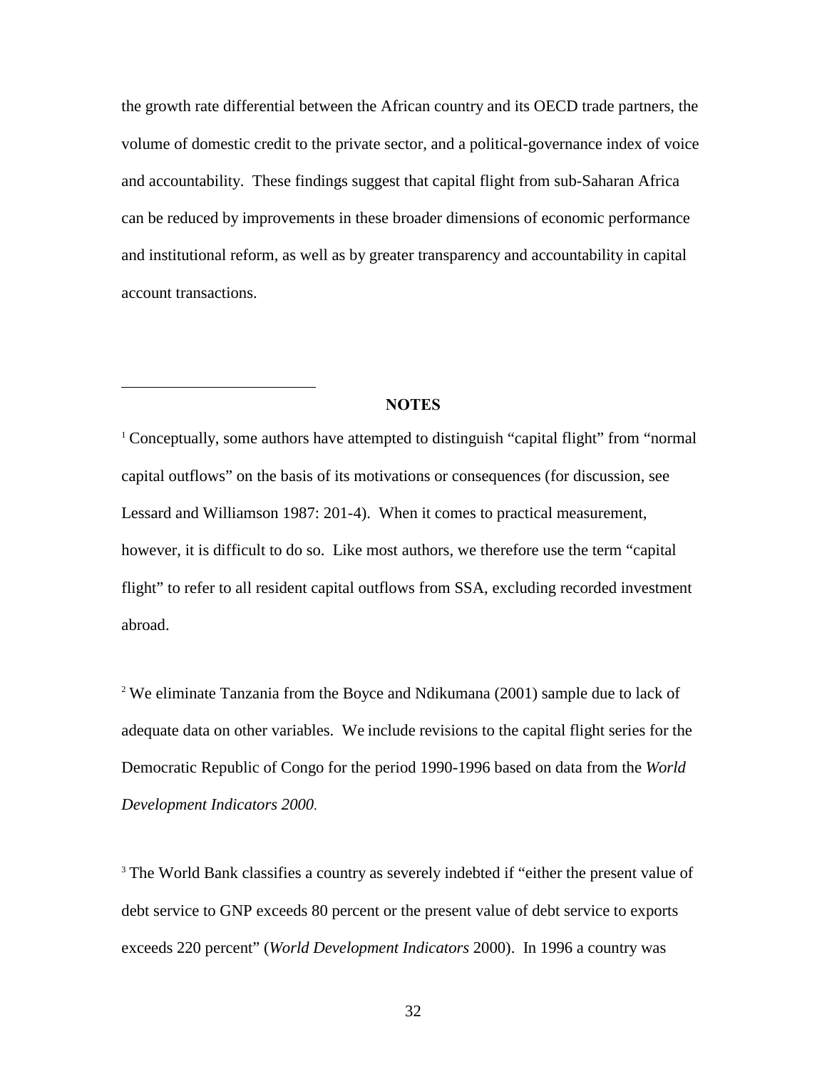the growth rate differential between the African country and its OECD trade partners, the volume of domestic credit to the private sector, and a political-governance index of voice and accountability. These findings suggest that capital flight from sub-Saharan Africa can be reduced by improvements in these broader dimensions of economic performance and institutional reform, as well as by greater transparency and accountability in capital account transactions.

## NOTES

[1] Conceptually, some authors have attempted to distinguish "capital flight" from "normal capital outflows" on the basis of its motivations or consequences (for discussion, see Lessard and Williamson 1987: 201-4). When it comes to practical measurement, however, it is difficult to do so. Like most authors, we therefore use the term "capital flight" to refer to all resident capital outflows from SSA, excluding recorded investment abroad.

[2] We eliminate Tanzania from the Boyce and Ndikumana (2001) sample due to lack of adequate data on other variables. We include revisions to the capital flight series for the Democratic Republic of Congo for the period 1990-1996 based on data from the *World Development Indicators 2000*.

[3] The World Bank classifies a country as severely indebted if "either the present value of debt service to GNP exceeds 80 percent or the present value of debt service to exports exceeds 220 percent" (*World Development Indicators* 2000). In 1996 a country was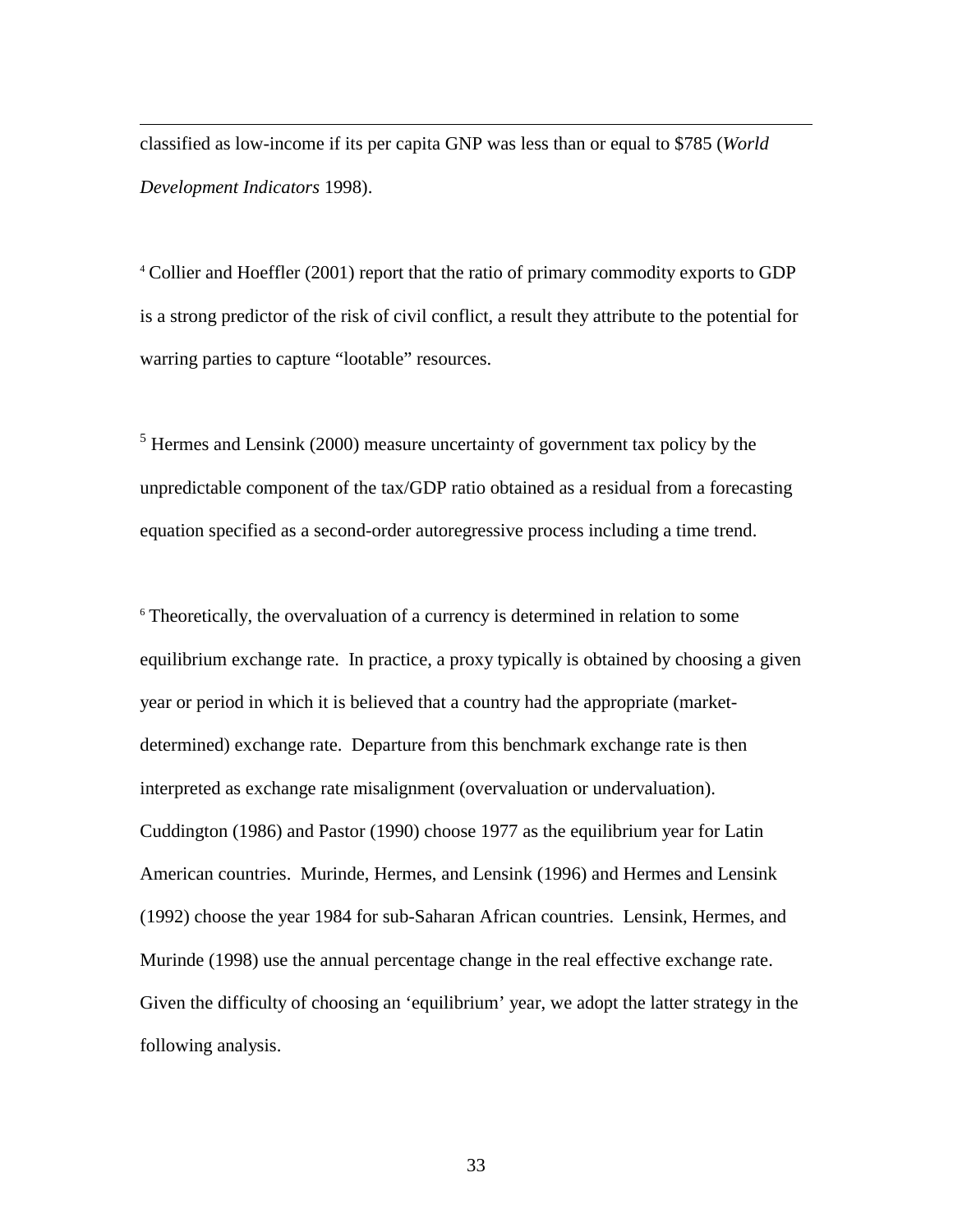classified as low-income if its per capita GNP was less than or equal to $785 (*World Development Indicators* 1998).

[4] Collier and Hoeffler (2001) report that the ratio of primary commodity exports to GDP is a strong predictor of the risk of civil conflict, a result they attribute to the potential for warring parties to capture "lootable" resources.

[5] Hermes and Lensink (2000) measure uncertainty of government tax policy by the unpredictable component of the tax/GDP ratio obtained as a residual from a forecasting equation specified as a second-order autoregressive process including a time trend.

[6] Theoretically, the overvaluation of a currency is determined in relation to some equilibrium exchange rate. In practice, a proxy typically is obtained by choosing a given year or period in which it is believed that a country had the appropriate (market-determined) exchange rate. Departure from this benchmark exchange rate is then interpreted as exchange rate misalignment (overvaluation or undervaluation). Cuddington (1986) and Pastor (1990) choose 1977 as the equilibrium year for Latin American countries. Murinde, Hermes, and Lensink (1996) and Hermes and Lensink (1992) choose the year 1984 for sub-Saharan African countries. Lensink, Hermes, and Murinde (1998) use the annual percentage change in the real effective exchange rate. Given the difficulty of choosing an 'equilibrium' year, we adopt the latter strategy in the following analysis.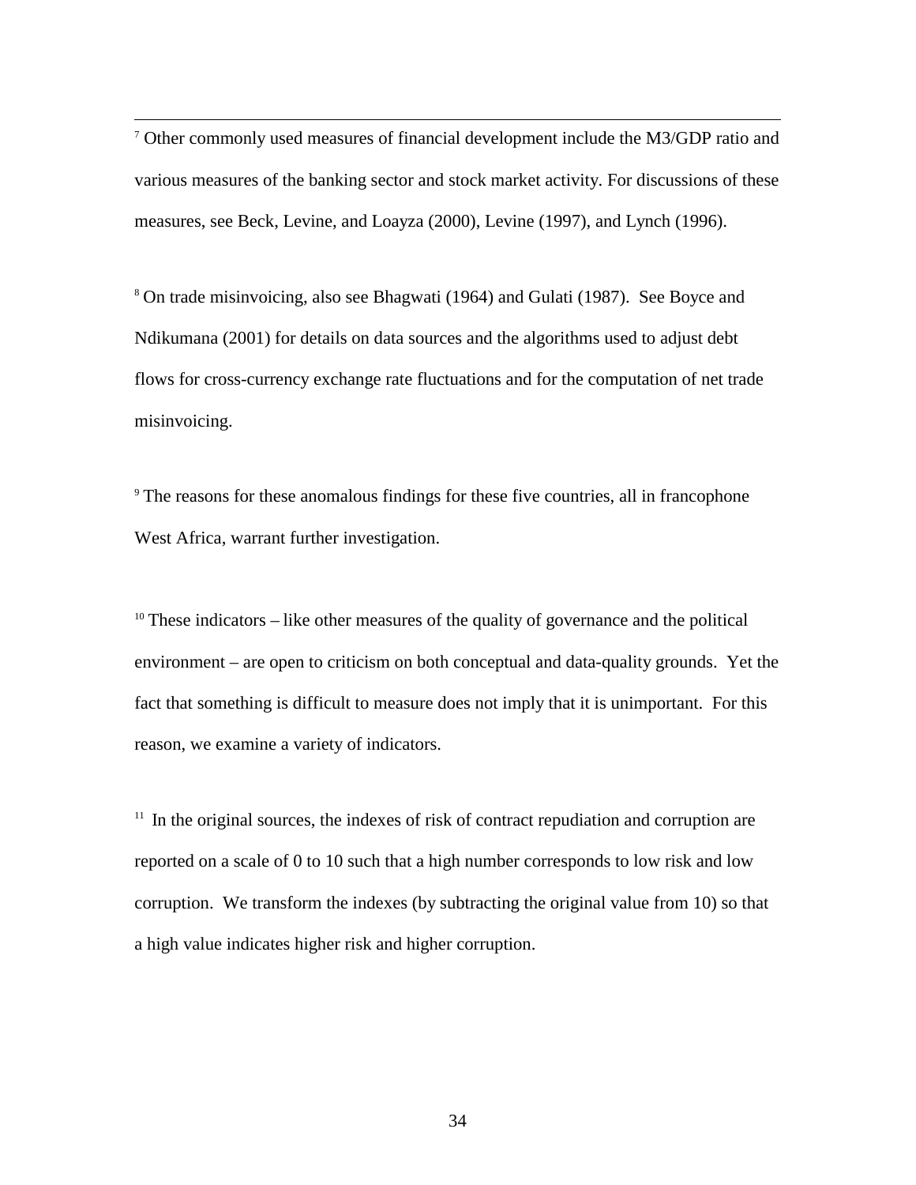[7] Other commonly used measures of financial development include the M3/GDP ratio and various measures of the banking sector and stock market activity. For discussions of these measures, see Beck, Levine, and Loayza (2000), Levine (1997), and Lynch (1996).

[8] On trade misinvoicing, also see Bhagwati (1964) and Gulati (1987). See Boyce and Ndikumana (2001) for details on data sources and the algorithms used to adjust debt flows for cross-currency exchange rate fluctuations and for the computation of net trade misinvoicing.

[9] The reasons for these anomalous findings for these five countries, all in francophone West Africa, warrant further investigation.

[10] These indicators – like other measures of the quality of governance and the political environment – are open to criticism on both conceptual and data-quality grounds. Yet the fact that something is difficult to measure does not imply that it is unimportant. For this reason, we examine a variety of indicators.

[11] In the original sources, the indexes of risk of contract repudiation and corruption are reported on a scale of 0 to 10 such that a high number corresponds to low risk and low corruption. We transform the indexes (by subtracting the original value from 10) so that a high value indicates higher risk and higher corruption.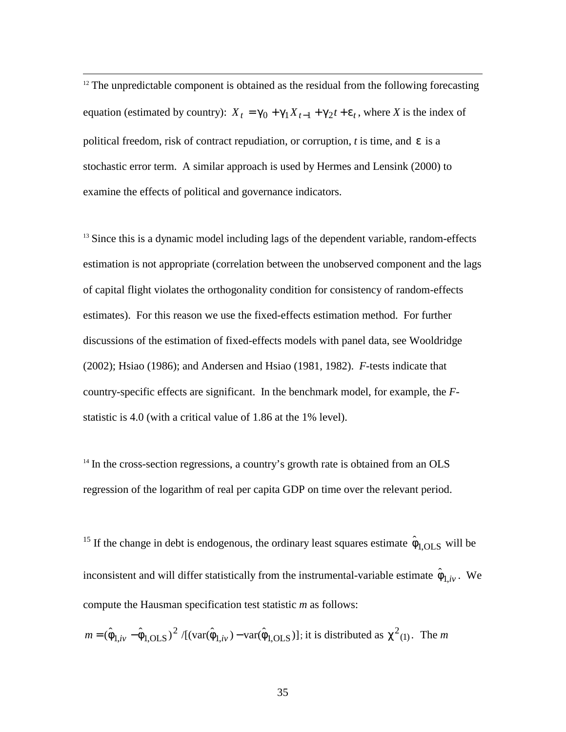[12] The unpredictable component is obtained as the residual from the following forecasting equation (estimated by country): $X_t = \gamma_0 + \gamma_1 X_{t-1} + \gamma_2 t + \varepsilon_t$, where $X$ is the index of political freedom, risk of contract repudiation, or corruption, $t$ is time, and $\varepsilon$ is a stochastic error term. A similar approach is used by Hermes and Lensink (2000) to examine the effects of political and governance indicators.

[13] Since this is a dynamic model including lags of the dependent variable, random-effects estimation is not appropriate (correlation between the unobserved component and the lags of capital flight violates the orthogonality condition for consistency of random-effects estimates). For this reason we use the fixed-effects estimation method. For further discussions of the estimation of fixed-effects models with panel data, see Wooldridge (2002); Hsiao (1986); and Andersen and Hsiao (1981, 1982). *F*-tests indicate that country-specific effects are significant. In the benchmark model, for example, the *F*-statistic is 4.0 (with a critical value of 1.86 at the 1% level).

[14] In the cross-section regressions, a country's growth rate is obtained from an OLS regression of the logarithm of real per capita GDP on time over the relevant period.

[15] If the change in debt is endogenous, the ordinary least squares estimate $\hat{\phi}_{1,\mathrm{OLS}}$ will be inconsistent and will differ statistically from the instrumental-variable estimate $\hat{\phi}_{1,iv}$. We compute the Hausman specification test statistic *m* as follows:

$m = (\hat{\phi}_{1,iv} - \hat{\phi}_{1,\mathrm{OLS}})^2 / [(\mathrm{var}(\hat{\phi}_{1,iv}) - \mathrm{var}(\hat{\phi}_{1,\mathrm{OLS}})]$; it is distributed as $\chi^2_{(1)}$. The *m*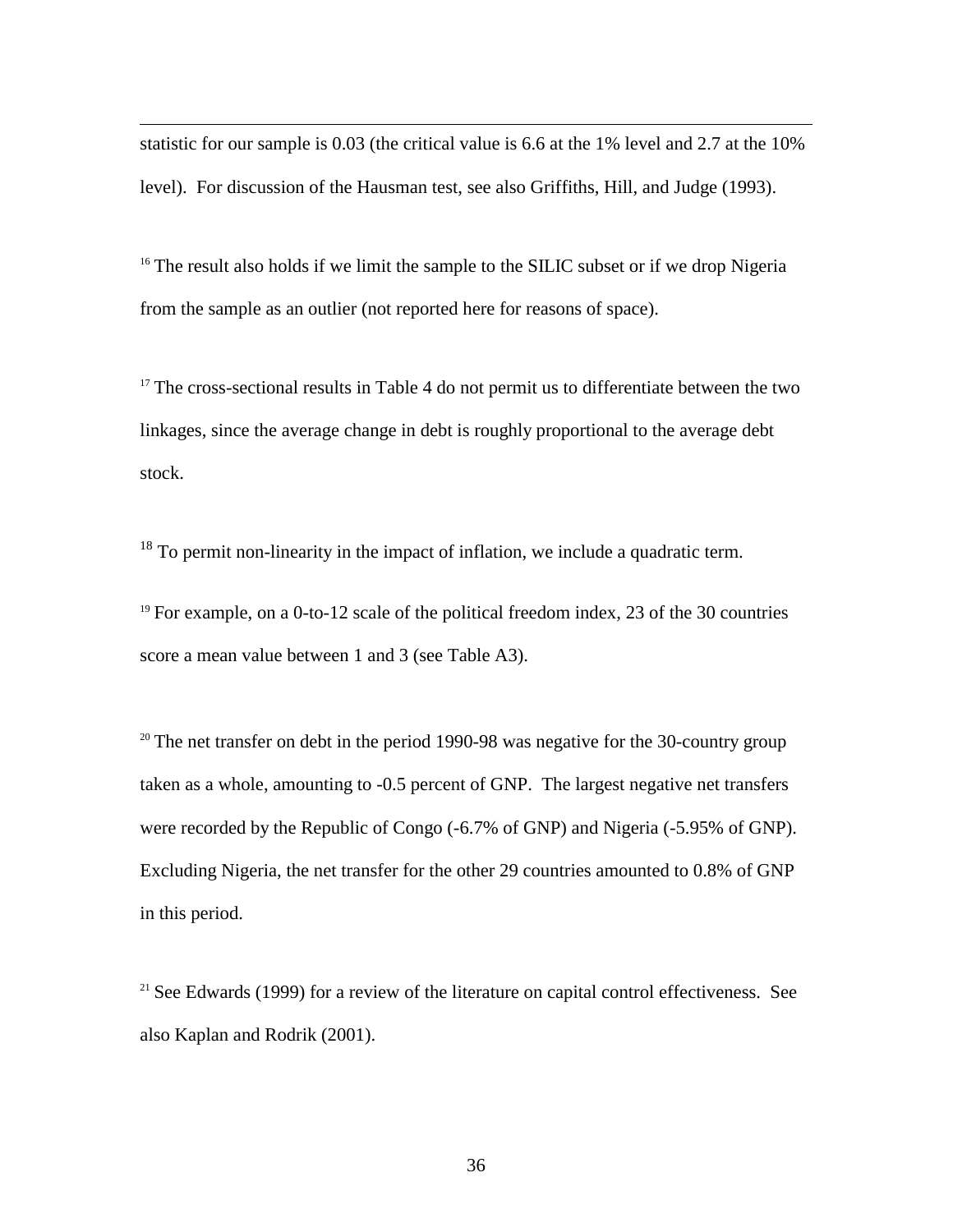statistic for our sample is 0.03 (the critical value is 6.6 at the 1% level and 2.7 at the 10% level). For discussion of the Hausman test, see also Griffiths, Hill, and Judge (1993).

[16] The result also holds if we limit the sample to the SILIC subset or if we drop Nigeria from the sample as an outlier (not reported here for reasons of space).

[17] The cross-sectional results in Table 4 do not permit us to differentiate between the two linkages, since the average change in debt is roughly proportional to the average debt stock.

[18] To permit non-linearity in the impact of inflation, we include a quadratic term.

[19] For example, on a 0-to-12 scale of the political freedom index, 23 of the 30 countries score a mean value between 1 and 3 (see Table A3).

[20] The net transfer on debt in the period 1990-98 was negative for the 30-country group taken as a whole, amounting to -0.5 percent of GNP. The largest negative net transfers were recorded by the Republic of Congo (-6.7% of GNP) and Nigeria (-5.95% of GNP). Excluding Nigeria, the net transfer for the other 29 countries amounted to 0.8% of GNP in this period.

[21] See Edwards (1999) for a review of the literature on capital control effectiveness. See also Kaplan and Rodrik (2001).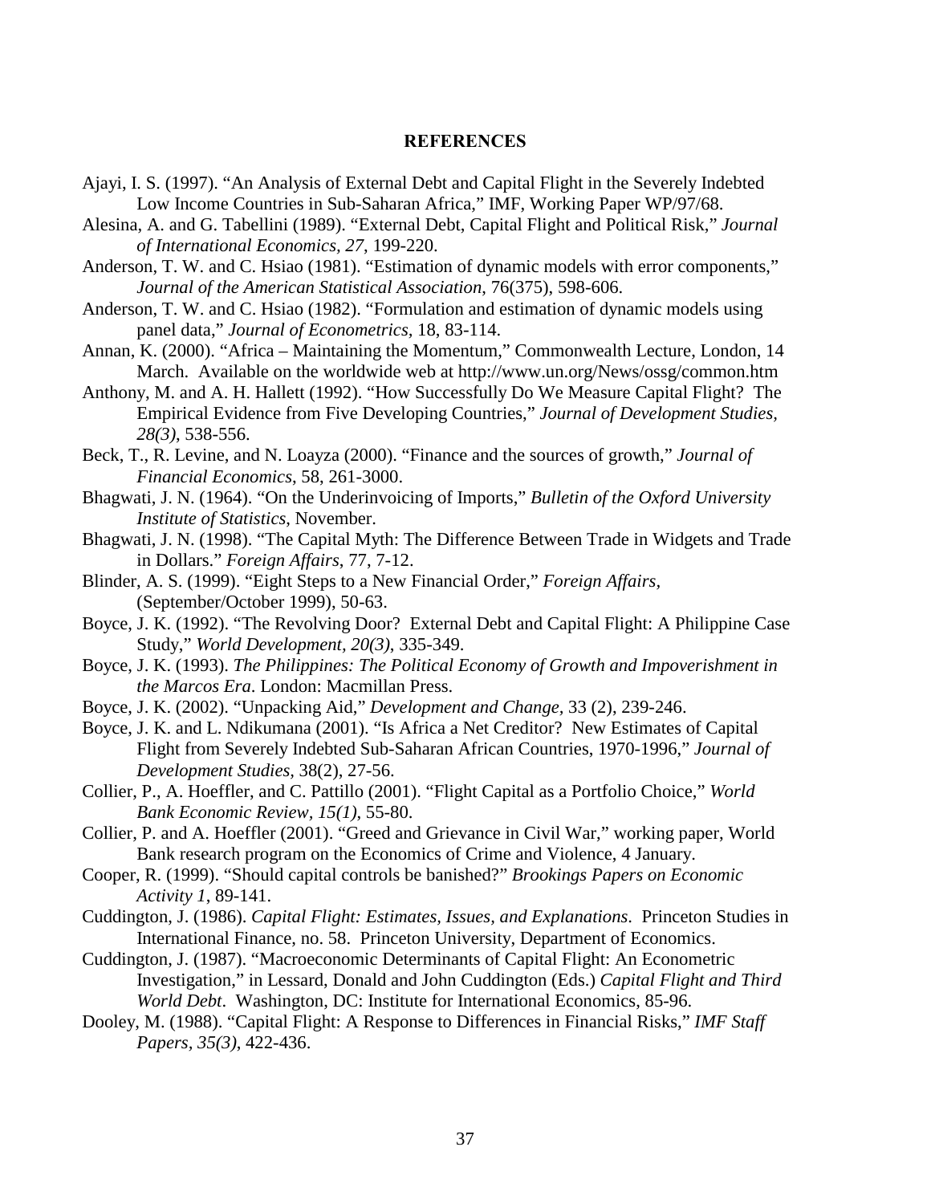## REFERENCES

Ajayi, I. S. (1997). "An Analysis of External Debt and Capital Flight in the Severely Indebted Low Income Countries in Sub-Saharan Africa," IMF, Working Paper WP/97/68.

Alesina, A. and G. Tabellini (1989). "External Debt, Capital Flight and Political Risk," *Journal of International Economics, 27*, 199-220.

Anderson, T. W. and C. Hsiao (1981). "Estimation of dynamic models with error components," *Journal of the American Statistical Association*, 76(375), 598-606.

Anderson, T. W. and C. Hsiao (1982). "Formulation and estimation of dynamic models using panel data," *Journal of Econometrics*, 18, 83-114.

Annan, K. (2000). "Africa – Maintaining the Momentum," Commonwealth Lecture, London, 14 March. Available on the worldwide web at http://www.un.org/News/ossg/common.htm

Anthony, M. and A. H. Hallett (1992). "How Successfully Do We Measure Capital Flight? The Empirical Evidence from Five Developing Countries," *Journal of Development Studies, 28(3)*, 538-556.

Beck, T., R. Levine, and N. Loayza (2000). "Finance and the sources of growth," *Journal of Financial Economics*, 58, 261-3000.

Bhagwati, J. N. (1964). "On the Underinvoicing of Imports," *Bulletin of the Oxford University Institute of Statistics*, November.

Bhagwati, J. N. (1998). "The Capital Myth: The Difference Between Trade in Widgets and Trade in Dollars." *Foreign Affairs*, 77, 7-12.

Blinder, A. S. (1999). "Eight Steps to a New Financial Order," *Foreign Affairs,* (September/October 1999), 50-63.

Boyce, J. K. (1992). "The Revolving Door? External Debt and Capital Flight: A Philippine Case Study," *World Development, 20(3)*, 335-349.

Boyce, J. K. (1993). *The Philippines: The Political Economy of Growth and Impoverishment in the Marcos Era*. London: Macmillan Press.

Boyce, J. K. (2002). "Unpacking Aid," *Development and Change*, 33 (2), 239-246.

Boyce, J. K. and L. Ndikumana (2001). "Is Africa a Net Creditor? New Estimates of Capital Flight from Severely Indebted Sub-Saharan African Countries, 1970-1996," *Journal of Development Studies*, 38(2), 27-56.

Collier, P., A. Hoeffler, and C. Pattillo (2001). "Flight Capital as a Portfolio Choice," *World Bank Economic Review, 15(1)*, 55-80.

Collier, P. and A. Hoeffler (2001). "Greed and Grievance in Civil War," working paper, World Bank research program on the Economics of Crime and Violence, 4 January.

Cooper, R. (1999). "Should capital controls be banished?" *Brookings Papers on Economic Activity 1*, 89-141.

Cuddington, J. (1986). *Capital Flight: Estimates, Issues, and Explanations*. Princeton Studies in International Finance, no. 58. Princeton University, Department of Economics.

Cuddington, J. (1987). "Macroeconomic Determinants of Capital Flight: An Econometric Investigation," in Lessard, Donald and John Cuddington (Eds.) *Capital Flight and Third World Debt*. Washington, DC: Institute for International Economics, 85-96.

Dooley, M. (1988). "Capital Flight: A Response to Differences in Financial Risks," *IMF Staff Papers, 35(3)*, 422-436.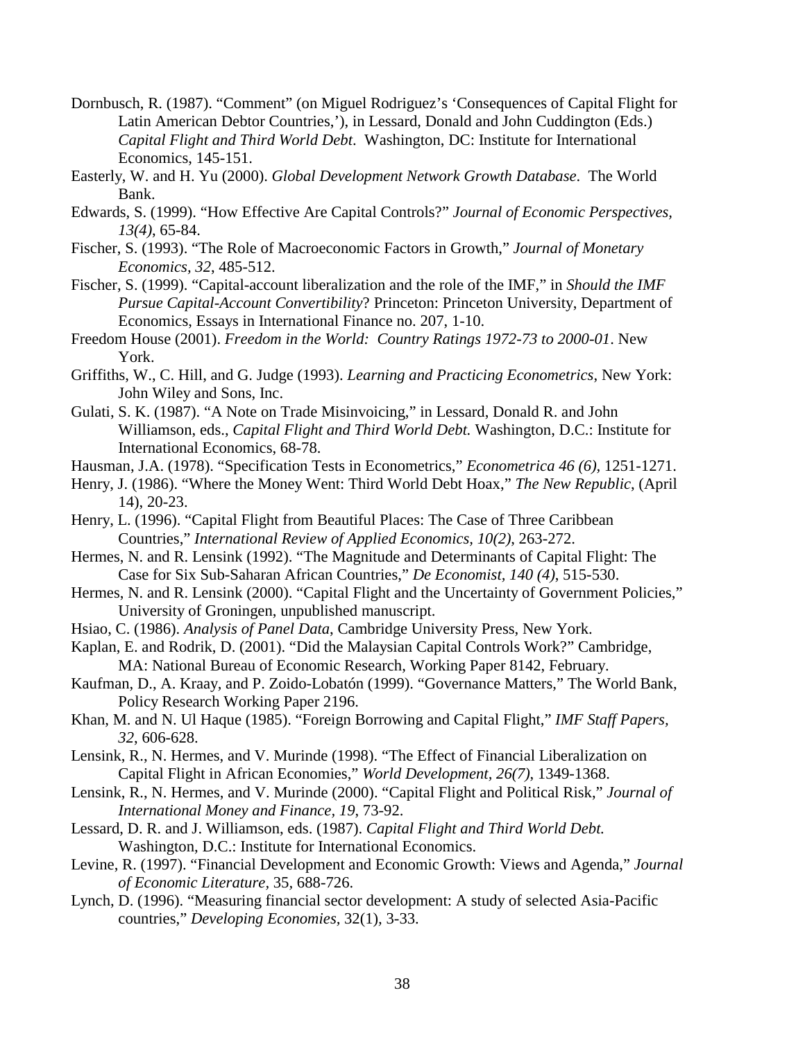Dornbusch, R. (1987). "Comment" (on Miguel Rodriguez's 'Consequences of Capital Flight for Latin American Debtor Countries,'), in Lessard, Donald and John Cuddington (Eds.) *Capital Flight and Third World Debt*. Washington, DC: Institute for International Economics, 145-151.

Easterly, W. and H. Yu (2000). *Global Development Network Growth Database*. The World Bank.

Edwards, S. (1999). "How Effective Are Capital Controls?" *Journal of Economic Perspectives, 13(4)*, 65-84.

Fischer, S. (1993). "The Role of Macroeconomic Factors in Growth," *Journal of Monetary Economics, 32*, 485-512.

Fischer, S. (1999). "Capital-account liberalization and the role of the IMF," in *Should the IMF Pursue Capital-Account Convertibility*? Princeton: Princeton University, Department of Economics, Essays in International Finance no. 207, 1-10.

Freedom House (2001). *Freedom in the World: Country Ratings 1972-73 to 2000-01*. New York.

Griffiths, W., C. Hill, and G. Judge (1993). *Learning and Practicing Econometrics*, New York: John Wiley and Sons, Inc.

Gulati, S. K. (1987). "A Note on Trade Misinvoicing," in Lessard, Donald R. and John Williamson, eds., *Capital Flight and Third World Debt.* Washington, D.C.: Institute for International Economics, 68-78.

Hausman, J.A. (1978). "Specification Tests in Econometrics," *Econometrica 46 (6)*, 1251-1271.

Henry, J. (1986). "Where the Money Went: Third World Debt Hoax," *The New Republic*, (April 14), 20-23.

Henry, L. (1996). "Capital Flight from Beautiful Places: The Case of Three Caribbean Countries," *International Review of Applied Economics, 10(2)*, 263-272.

Hermes, N. and R. Lensink (1992). "The Magnitude and Determinants of Capital Flight: The Case for Six Sub-Saharan African Countries," *De Economist, 140 (4)*, 515-530.

Hermes, N. and R. Lensink (2000). "Capital Flight and the Uncertainty of Government Policies," University of Groningen, unpublished manuscript.

Hsiao, C. (1986). *Analysis of Panel Data*, Cambridge University Press, New York.

Kaplan, E. and Rodrik, D. (2001). "Did the Malaysian Capital Controls Work?" Cambridge, MA: National Bureau of Economic Research, Working Paper 8142, February.

Kaufman, D., A. Kraay, and P. Zoido-Lobatón (1999). "Governance Matters," The World Bank, Policy Research Working Paper 2196.

Khan, M. and N. Ul Haque (1985). "Foreign Borrowing and Capital Flight," *IMF Staff Papers, 32*, 606-628.

Lensink, R., N. Hermes, and V. Murinde (1998). "The Effect of Financial Liberalization on Capital Flight in African Economies," *World Development, 26(7)*, 1349-1368.

Lensink, R., N. Hermes, and V. Murinde (2000). "Capital Flight and Political Risk," *Journal of International Money and Finance, 19*, 73-92.

Lessard, D. R. and J. Williamson, eds. (1987). *Capital Flight and Third World Debt.* Washington, D.C.: Institute for International Economics.

Levine, R. (1997). "Financial Development and Economic Growth: Views and Agenda," *Journal of Economic Literature*, 35, 688-726.

Lynch, D. (1996). "Measuring financial sector development: A study of selected Asia-Pacific countries," *Developing Economies*, 32(1), 3-33.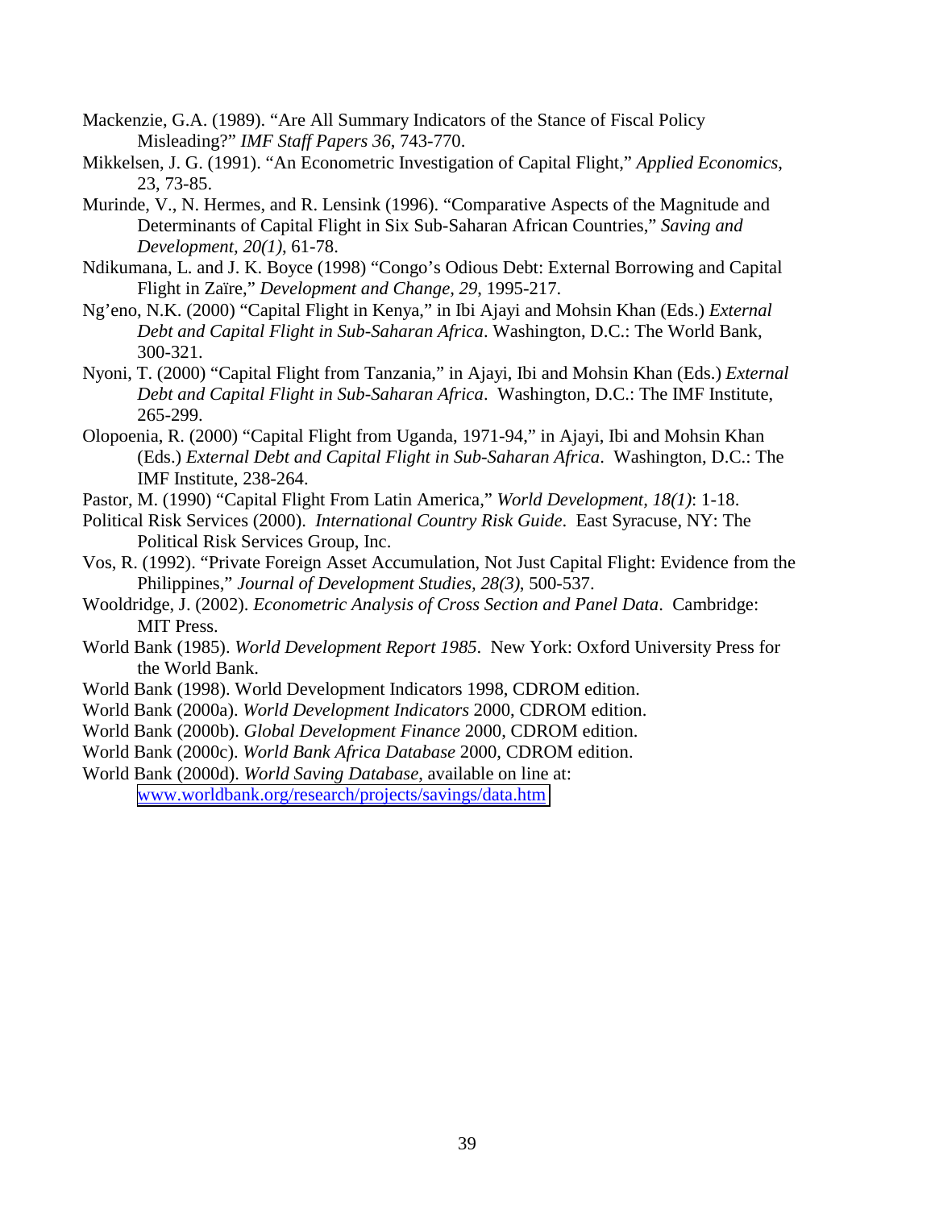Mackenzie, G.A. (1989). “Are All Summary Indicators of the Stance of Fiscal Policy Misleading?” *IMF Staff Papers 36*, 743-770.

Mikkelsen, J. G. (1991). “An Econometric Investigation of Capital Flight,” *Applied Economics*, 23, 73-85.

Murinde, V., N. Hermes, and R. Lensink (1996). “Comparative Aspects of the Magnitude and Determinants of Capital Flight in Six Sub-Saharan African Countries,” *Saving and Development, 20(1)*, 61-78.

Ndikumana, L. and J. K. Boyce (1998) “Congo’s Odious Debt: External Borrowing and Capital Flight in Zaïre,” *Development and Change, 29*, 1995-217.

Ng’eno, N.K. (2000) “Capital Flight in Kenya,” in Ibi Ajayi and Mohsin Khan (Eds.) *External Debt and Capital Flight in Sub-Saharan Africa*. Washington, D.C.: The World Bank, 300-321.

Nyoni, T. (2000) “Capital Flight from Tanzania,” in Ajayi, Ibi and Mohsin Khan (Eds.) *External Debt and Capital Flight in Sub-Saharan Africa*. Washington, D.C.: The IMF Institute, 265-299.

Olopoenia, R. (2000) “Capital Flight from Uganda, 1971-94,” in Ajayi, Ibi and Mohsin Khan (Eds.) *External Debt and Capital Flight in Sub-Saharan Africa*. Washington, D.C.: The IMF Institute, 238-264.

Pastor, M. (1990) “Capital Flight From Latin America,” *World Development, 18(1)*: 1-18.

Political Risk Services (2000). *International Country Risk Guide*. East Syracuse, NY: The Political Risk Services Group, Inc.

Vos, R. (1992). “Private Foreign Asset Accumulation, Not Just Capital Flight: Evidence from the Philippines,” *Journal of Development Studies, 28(3)*, 500-537.

Wooldridge, J. (2002). *Econometric Analysis of Cross Section and Panel Data*. Cambridge: MIT Press.

World Bank (1985). *World Development Report 1985*. New York: Oxford University Press for the World Bank.

World Bank (1998). World Development Indicators 1998, CDROM edition.

World Bank (2000a). *World Development Indicators* 2000, CDROM edition.

World Bank (2000b). *Global Development Finance* 2000, CDROM edition.

World Bank (2000c). *World Bank Africa Database* 2000, CDROM edition.

World Bank (2000d). *World Saving Database*, available on line at: www.worldbank.org/research/projects/savings/data.htm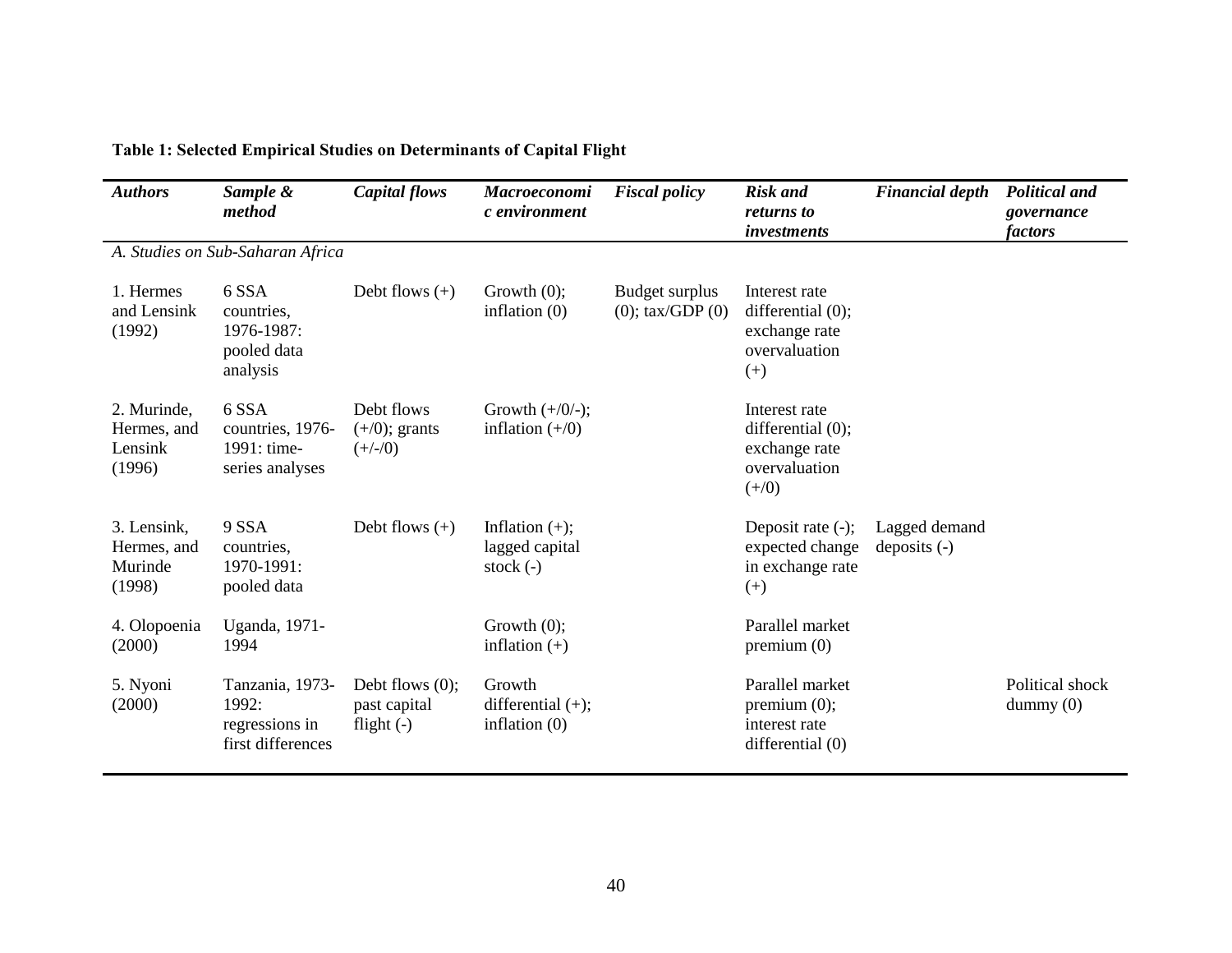**Table 1: Selected Empirical Studies on Determinants of Capital Flight**

| *Authors* | *Sample & method* | *Capital flows* | *Macroeconomic environment* | *Fiscal policy* | *Risk and returns to investments* | *Financial depth* | *Political and governance factors* |
|---|---|---|---|---|---|---|---|
| *A. Studies on Sub-Saharan Africa* | | | | | | | |
| 1. Hermes and Lensink (1992) | 6 SSA countries, 1976-1987: pooled data analysis | Debt flows (+) | Growth (0); inflation (0) | Budget surplus (0); tax/GDP (0) | Interest rate differential (0); exchange rate overvaluation (+) | | |
| 2. Murinde, Hermes, and Lensink (1996) | 6 SSA countries, 1976-1991: time-series analyses | Debt flows (+/0); grants (+/-/0) | Growth (+/0/-); inflation (+/0) | | Interest rate differential (0); exchange rate overvaluation (+/0) | | |
| 3. Lensink, Hermes, and Murinde (1998) | 9 SSA countries, 1970-1991: pooled data | Debt flows (+) | Inflation (+); lagged capital stock (-) | | Deposit rate (-); expected change in exchange rate (+) | Lagged demand deposits (-) | |
| 4. Olopoenia (2000) | Uganda, 1971-1994 | | Growth (0); inflation (+) | | Parallel market premium (0) | | |
| 5. Nyoni (2000) | Tanzania, 1973-1992: regressions in first differences | Debt flows (0); past capital flight (-) | Growth differential (+); inflation (0) | | Parallel market premium (0); interest rate differential (0) | | Political shock dummy (0) |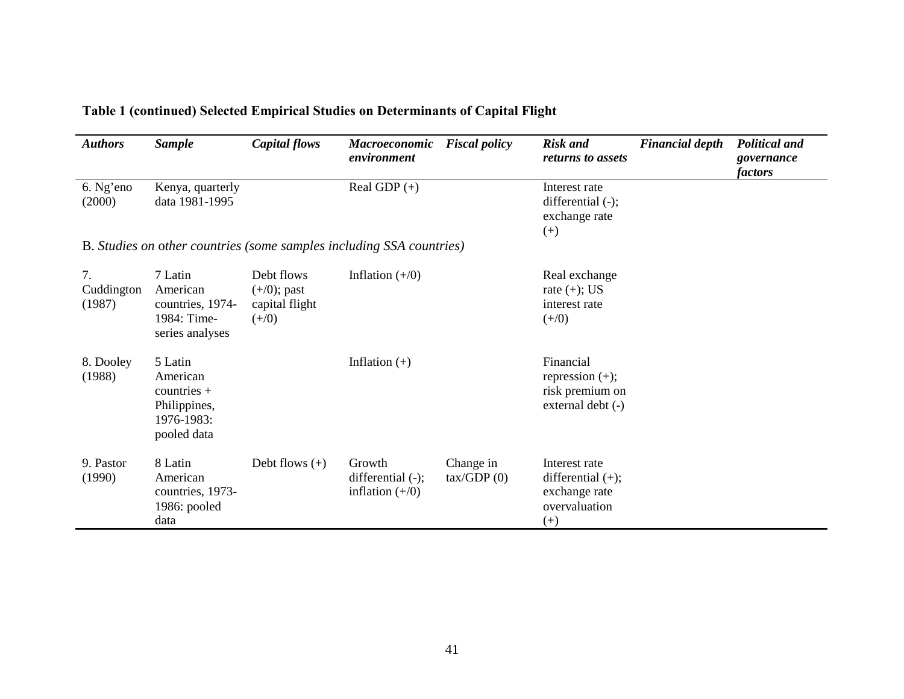**Table 1 (continued) Selected Empirical Studies on Determinants of Capital Flight**

| *Authors* | *Sample* | *Capital flows* | *Macroeconomic environment* | *Fiscal policy* | *Risk and returns to assets* | *Financial depth* | *Political and governance factors* |
|---|---|---|---|---|---|---|---|
| 6. Ng'eno (2000) | Kenya, quarterly data 1981-1995 | | Real GDP (+) | | Interest rate differential (-); exchange rate (+) | | |
| B. *Studies on other countries (some samples including SSA countries)* | | | | | | | |
| 7. Cuddington (1987) | 7 Latin American countries, 1974-1984: Time-series analyses | Debt flows (+/0); past capital flight (+/0) | Inflation (+/0) | | Real exchange rate (+); US interest rate (+/0) | | |
| 8. Dooley (1988) | 5 Latin American countries + Philippines, 1976-1983: pooled data | | Inflation (+) | | Financial repression (+); risk premium on external debt (-) | | |
| 9. Pastor (1990) | 8 Latin American countries, 1973-1986: pooled data | Debt flows (+) | Growth differential (-); inflation (+/0) | Change in tax/GDP (0) | Interest rate differential (+); exchange rate overvaluation (+) | | |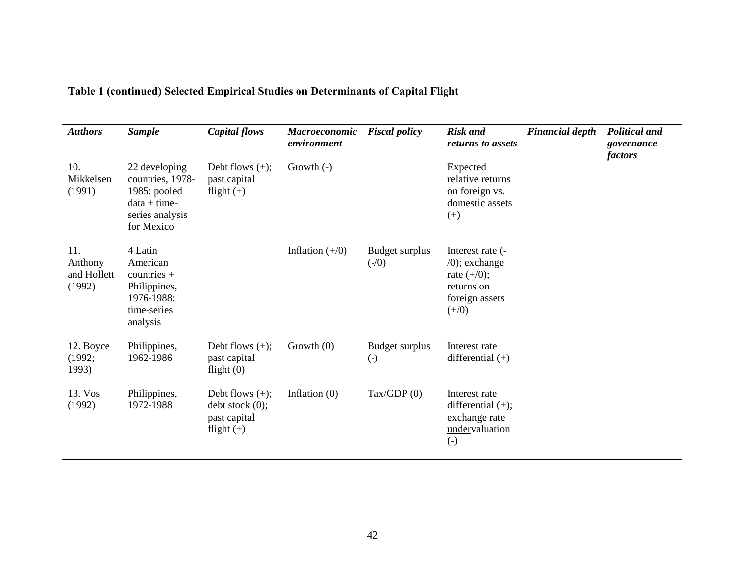**Table 1 (continued) Selected Empirical Studies on Determinants of Capital Flight**

| *Authors* | *Sample* | *Capital flows* | *Macroeconomic environment* | *Fiscal policy* | *Risk and returns to assets* | *Financial depth* | *Political and governance factors* |
|---|---|---|---|---|---|---|---|
| 10. Mikkelsen (1991) | 22 developing countries, 1978-1985: pooled data + time-series analysis for Mexico | Debt flows (+); past capital flight (+) | Growth (-) | | Expected relative returns on foreign vs. domestic assets (+) | | |
| 11. Anthony and Hollett (1992) | 4 Latin American countries + Philippines, 1976-1988: time-series analysis | | Inflation (+/0) | Budget surplus (-/0) | Interest rate (-/0); exchange rate (+/0); returns on foreign assets (+/0) | | |
| 12. Boyce (1992; 1993) | Philippines, 1962-1986 | Debt flows (+); past capital flight (0) | Growth (0) | Budget surplus (-) | Interest rate differential (+) | | |
| 13. Vos (1992) | Philippines, 1972-1988 | Debt flows (+); debt stock (0); past capital flight (+) | Inflation (0) | Tax/GDP (0) | Interest rate differential (+); exchange rate undervaluation (-) | | |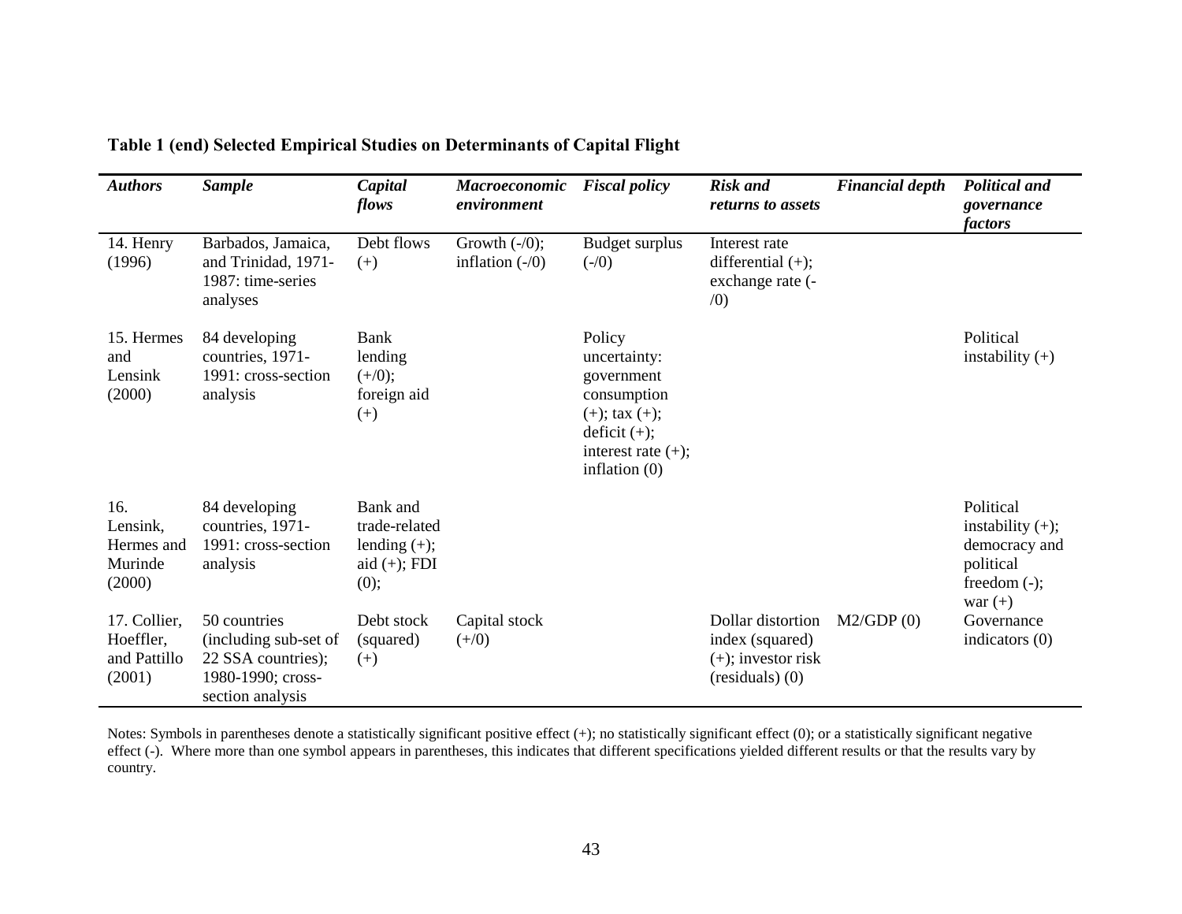**Table 1 (end) Selected Empirical Studies on Determinants of Capital Flight**

| *Authors* | *Sample* | *Capital flows* | *Macroeconomic environment* | *Fiscal policy* | *Risk and returns to assets* | *Financial depth* | *Political and governance factors* |
|---|---|---|---|---|---|---|---|
| 14. Henry (1996) | Barbados, Jamaica, and Trinidad, 1971-1987: time-series analyses | Debt flows (+) | Growth (-/0); inflation (-/0) | Budget surplus (-/0) | Interest rate differential (+); exchange rate (-/0) | | |
| 15. Hermes and Lensink (2000) | 84 developing countries, 1971-1991: cross-section analysis | Bank lending (+/0); foreign aid (+) | | Policy uncertainty: government consumption (+); tax (+); deficit (+); interest rate (+); inflation (0) | | | Political instability (+) |
| 16. Lensink, Hermes and Murinde (2000) | 84 developing countries, 1971-1991: cross-section analysis | Bank and trade-related lending (+); aid (+); FDI (0); | | | | | Political instability (+); democracy and political freedom (-); war (+) |
| 17. Collier, Hoeffler, and Pattillo (2001) | 50 countries (including sub-set of 22 SSA countries); 1980-1990; cross-section analysis | Debt stock (squared) (+) | Capital stock (+/0) | | Dollar distortion index (squared) (+); investor risk (residuals) (0) | M2/GDP (0) | Governance indicators (0) |

Notes: Symbols in parentheses denote a statistically significant positive effect (+); no statistically significant effect (0); or a statistically significant negative effect (-). Where more than one symbol appears in parentheses, this indicates that different specifications yielded different results or that the results vary by country.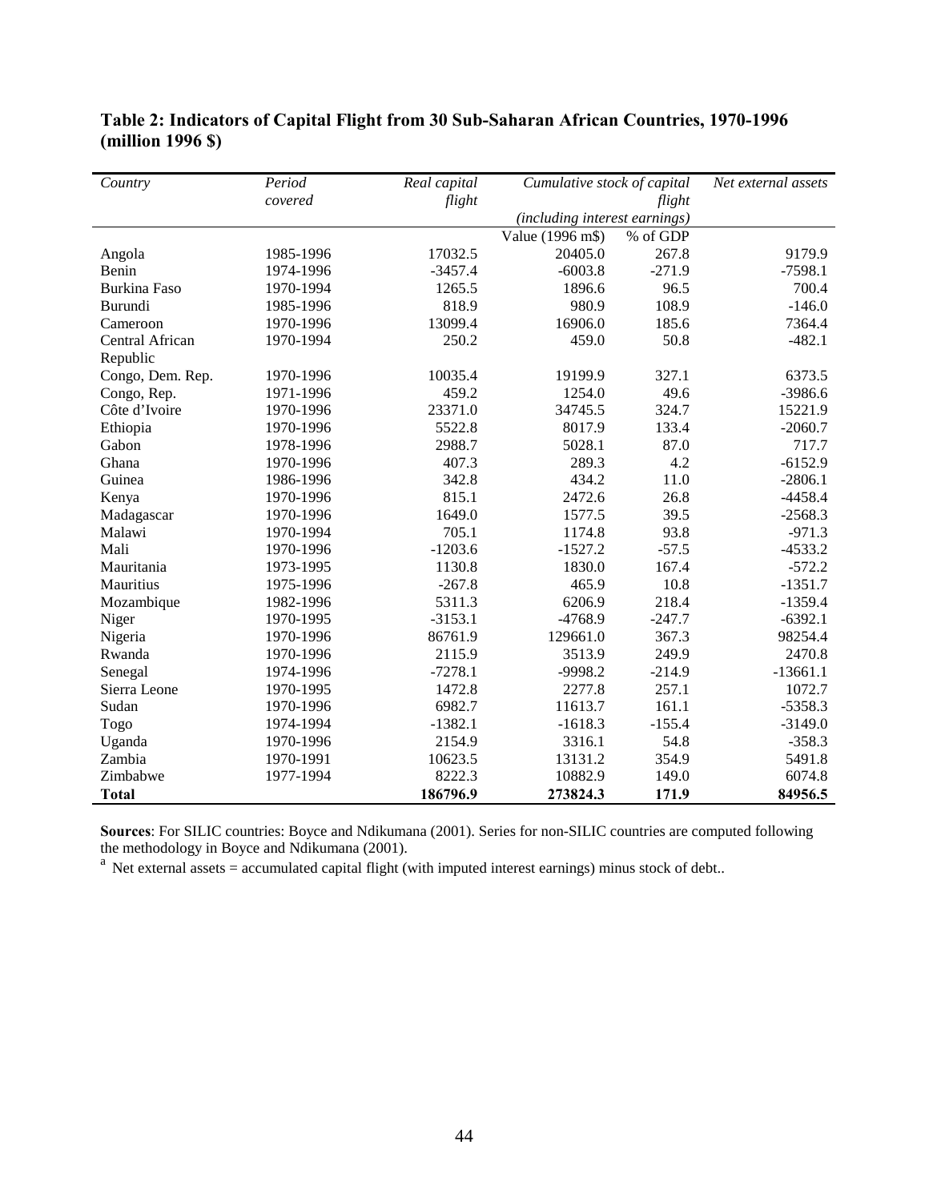**Table 2: Indicators of Capital Flight from 30 Sub-Saharan African Countries, 1970-1996 (million 1996 $)**

| *Country* | *Period covered* | *Real capital flight* | *Cumulative stock of capital flight (including interest earnings)* | | *Net external assets* |
|---|---|---|---|---|---|
| | | | Value (1996 m$) | % of GDP | |
| Angola | 1985-1996 | 17032.5 | 20405.0 | 267.8 | 9179.9 |
| Benin | 1974-1996 | -3457.4 | -6003.8 | -271.9 | -7598.1 |
| Burkina Faso | 1970-1994 | 1265.5 | 1896.6 | 96.5 | 700.4 |
| Burundi | 1985-1996 | 818.9 | 980.9 | 108.9 | -146.0 |
| Cameroon | 1970-1996 | 13099.4 | 16906.0 | 185.6 | 7364.4 |
| Central African Republic | 1970-1994 | 250.2 | 459.0 | 50.8 | -482.1 |
| Congo, Dem. Rep. | 1970-1996 | 10035.4 | 19199.9 | 327.1 | 6373.5 |
| Congo, Rep. | 1971-1996 | 459.2 | 1254.0 | 49.6 | -3986.6 |
| Côte d'Ivoire | 1970-1996 | 23371.0 | 34745.5 | 324.7 | 15221.9 |
| Ethiopia | 1970-1996 | 5522.8 | 8017.9 | 133.4 | -2060.7 |
| Gabon | 1978-1996 | 2988.7 | 5028.1 | 87.0 | 717.7 |
| Ghana | 1970-1996 | 407.3 | 289.3 | 4.2 | -6152.9 |
| Guinea | 1986-1996 | 342.8 | 434.2 | 11.0 | -2806.1 |
| Kenya | 1970-1996 | 815.1 | 2472.6 | 26.8 | -4458.4 |
| Madagascar | 1970-1996 | 1649.0 | 1577.5 | 39.5 | -2568.3 |
| Malawi | 1970-1994 | 705.1 | 1174.8 | 93.8 | -971.3 |
| Mali | 1970-1996 | -1203.6 | -1527.2 | -57.5 | -4533.2 |
| Mauritania | 1973-1995 | 1130.8 | 1830.0 | 167.4 | -572.2 |
| Mauritius | 1975-1996 | -267.8 | 465.9 | 10.8 | -1351.7 |
| Mozambique | 1982-1996 | 5311.3 | 6206.9 | 218.4 | -1359.4 |
| Niger | 1970-1995 | -3153.1 | -4768.9 | -247.7 | -6392.1 |
| Nigeria | 1970-1996 | 86761.9 | 129661.0 | 367.3 | 98254.4 |
| Rwanda | 1970-1996 | 2115.9 | 3513.9 | 249.9 | 2470.8 |
| Senegal | 1974-1996 | -7278.1 | -9998.2 | -214.9 | -13661.1 |
| Sierra Leone | 1970-1995 | 1472.8 | 2277.8 | 257.1 | 1072.7 |
| Sudan | 1970-1996 | 6982.7 | 11613.7 | 161.1 | -5358.3 |
| Togo | 1974-1994 | -1382.1 | -1618.3 | -155.4 | -3149.0 |
| Uganda | 1970-1996 | 2154.9 | 3316.1 | 54.8 | -358.3 |
| Zambia | 1970-1991 | 10623.5 | 13131.2 | 354.9 | 5491.8 |
| Zimbabwe | 1977-1994 | 8222.3 | 10882.9 | 149.0 | 6074.8 |
| **Total** | | **186796.9** | **273824.3** | **171.9** | **84956.5** |

**Sources**: For SILIC countries: Boyce and Ndikumana (2001). Series for non-SILIC countries are computed following the methodology in Boyce and Ndikumana (2001).

[a] Net external assets = accumulated capital flight (with imputed interest earnings) minus stock of debt..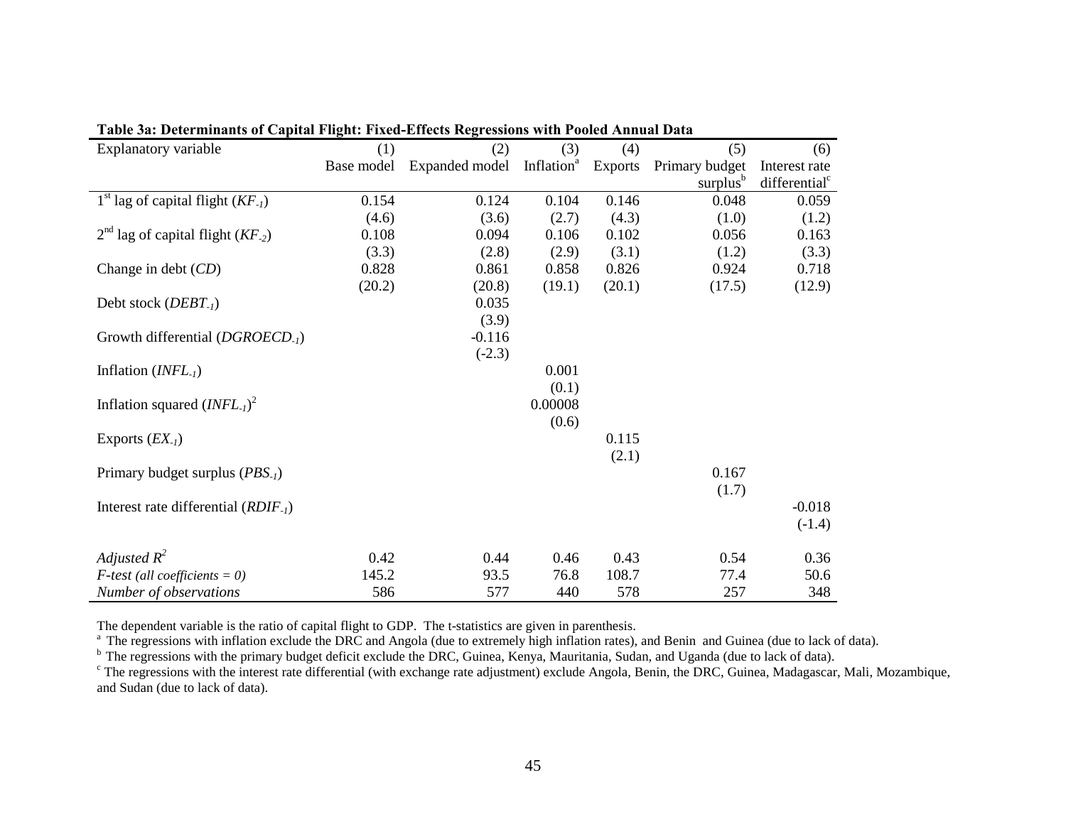**Table 3a: Determinants of Capital Flight: Fixed-Effects Regressions with Pooled Annual Data**

| Explanatory variable | (1) Base model | (2) Expanded model | (3) Inflation[a] | (4) Exports | (5) Primary budget surplus[b] | (6) Interest rate differential[c] |
|---|---|---|---|---|---|---|
| 1st lag of capital flight ($KF_{-1}$) | 0.154 | 0.124 | 0.104 | 0.146 | 0.048 | 0.059 |
| | (4.6) | (3.6) | (2.7) | (4.3) | (1.0) | (1.2) |
| 2nd lag of capital flight ($KF_{-2}$) | 0.108 | 0.094 | 0.106 | 0.102 | 0.056 | 0.163 |
| | (3.3) | (2.8) | (2.9) | (3.1) | (1.2) | (3.3) |
| Change in debt ($CD$) | 0.828 | 0.861 | 0.858 | 0.826 | 0.924 | 0.718 |
| | (20.2) | (20.8) | (19.1) | (20.1) | (17.5) | (12.9) |
| Debt stock ($DEBT_{-1}$) | | 0.035 | | | | |
| | | (3.9) | | | | |
| Growth differential ($DGROECD_{-1}$) | | -0.116 | | | | |
| | | (-2.3) | | | | |
| Inflation ($INFL_{-1}$) | | | 0.001 | | | |
| | | | (0.1) | | | |
| Inflation squared $(INFL_{-1})^2$ | | | 0.00008 | | | |
| | | | (0.6) | | | |
| Exports ($EX_{-1}$) | | | | 0.115 | | |
| | | | | (2.1) | | |
| Primary budget surplus ($PBS_{-1}$) | | | | | 0.167 | |
| | | | | | (1.7) | |
| Interest rate differential ($RDIF_{-1}$) | | | | | | -0.018 |
| | | | | | | (-1.4) |
| *Adjusted $R^2$* | 0.42 | 0.44 | 0.46 | 0.43 | 0.54 | 0.36 |
| *F-test (all coefficients = 0)* | 145.2 | 93.5 | 76.8 | 108.7 | 77.4 | 50.6 |
| *Number of observations* | 586 | 577 | 440 | 578 | 257 | 348 |

The dependent variable is the ratio of capital flight to GDP. The t-statistics are given in parenthesis.

[a] The regressions with inflation exclude the DRC and Angola (due to extremely high inflation rates), and Benin and Guinea (due to lack of data).

[b] The regressions with the primary budget deficit exclude the DRC, Guinea, Kenya, Mauritania, Sudan, and Uganda (due to lack of data).

[c] The regressions with the interest rate differential (with exchange rate adjustment) exclude Angola, Benin, the DRC, Guinea, Madagascar, Mali, Mozambique, and Sudan (due to lack of data).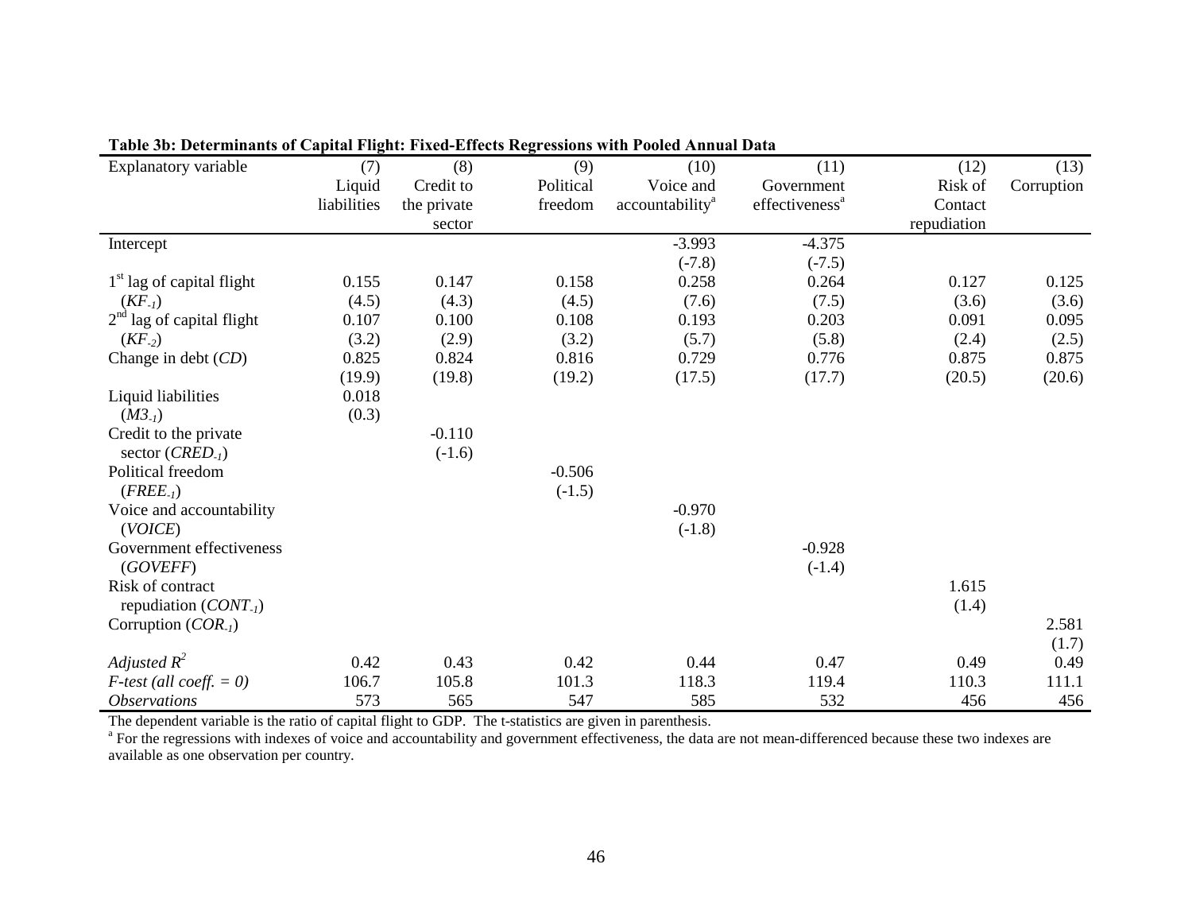**Table 3b: Determinants of Capital Flight: Fixed-Effects Regressions with Pooled Annual Data**

| Explanatory variable | (7) Liquid liabilities | (8) Credit to the private sector | (9) Political freedom | (10) Voice and accountability[a] | (11) Government effectiveness[a] | (12) Risk of Contact repudiation | (13) Corruption |
|---|---|---|---|---|---|---|---|
| Intercept | | | | -3.993 | -4.375 | | |
| | | | | (-7.8) | (-7.5) | | |
| 1[st] lag of capital flight | 0.155 | 0.147 | 0.158 | 0.258 | 0.264 | 0.127 | 0.125 |
| ($KF_{-1}$) | (4.5) | (4.3) | (4.5) | (7.6) | (7.5) | (3.6) | (3.6) |
| 2[nd] lag of capital flight | 0.107 | 0.100 | 0.108 | 0.193 | 0.203 | 0.091 | 0.095 |
| ($KF_{-2}$) | (3.2) | (2.9) | (3.2) | (5.7) | (5.8) | (2.4) | (2.5) |
| Change in debt (*CD*) | 0.825 | 0.824 | 0.816 | 0.729 | 0.776 | 0.875 | 0.875 |
| | (19.9) | (19.8) | (19.2) | (17.5) | (17.7) | (20.5) | (20.6) |
| Liquid liabilities | 0.018 | | | | | | |
| ($M3_{-1}$) | (0.3) | | | | | | |
| Credit to the private | | -0.110 | | | | | |
| sector ($CRED_{-1}$) | | (-1.6) | | | | | |
| Political freedom | | | -0.506 | | | | |
| ($FREE_{-1}$) | | | (-1.5) | | | | |
| Voice and accountability | | | | -0.970 | | | |
| (*VOICE*) | | | | (-1.8) | | | |
| Government effectiveness | | | | | -0.928 | | |
| (*GOVEFF*) | | | | | (-1.4) | | |
| Risk of contract | | | | | | 1.615 | |
| repudiation ($CONT_{-1}$) | | | | | | (1.4) | |
| Corruption ($COR_{-1}$) | | | | | | | 2.581 |
| | | | | | | | (1.7) |
| *Adjusted* $R^2$ | 0.42 | 0.43 | 0.42 | 0.44 | 0.47 | 0.49 | 0.49 |
| *F-test (all coeff. = 0)* | 106.7 | 105.8 | 101.3 | 118.3 | 119.4 | 110.3 | 111.1 |
| *Observations* | 573 | 565 | 547 | 585 | 532 | 456 | 456 |

The dependent variable is the ratio of capital flight to GDP. The t-statistics are given in parenthesis.

[a] For the regressions with indexes of voice and accountability and government effectiveness, the data are not mean-differenced because these two indexes are available as one observation per country.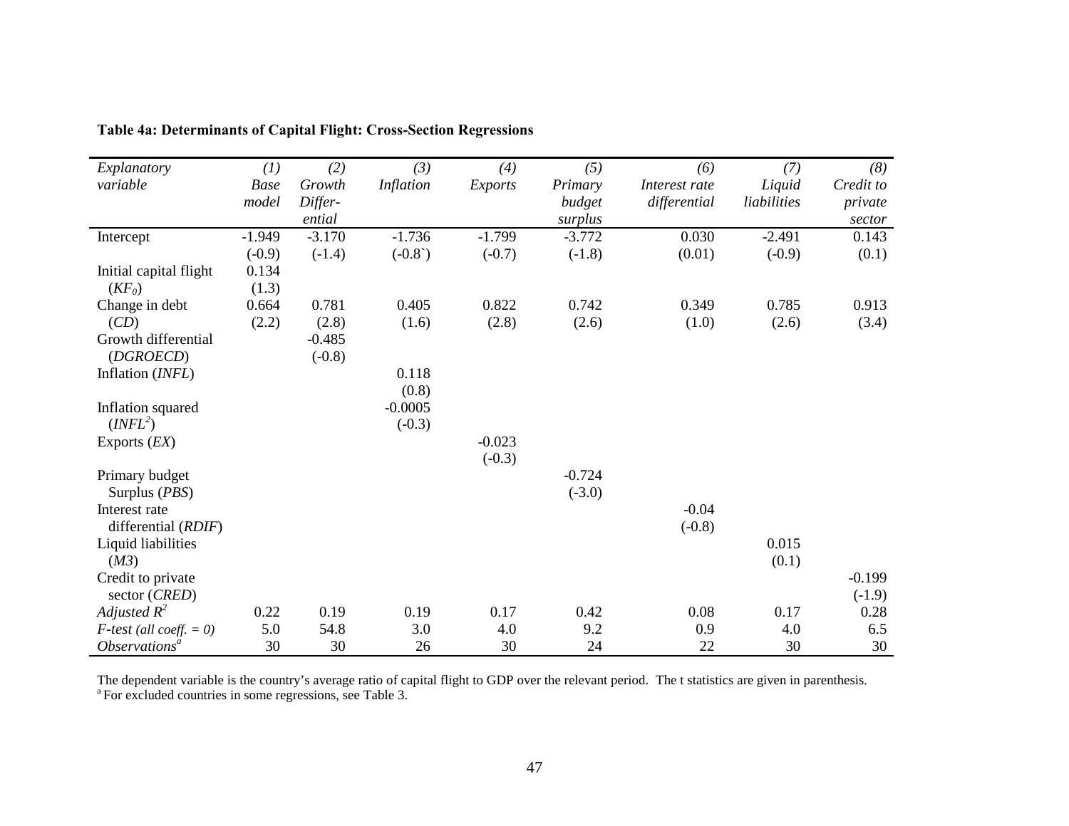**Table 4a: Determinants of Capital Flight: Cross-Section Regressions**

| *Explanatory variable* | *(1) Base model* | *(2) Growth Differ-ential* | *(3) Inflation* | *(4) Exports* | *(5) Primary budget surplus* | *(6) Interest rate differential* | *(7) Liquid liabilities* | *(8) Credit to private sector* |
|---|---|---|---|---|---|---|---|---|
| Intercept | -1.949 | -3.170 | -1.736 | -1.799 | -3.772 | 0.030 | -2.491 | 0.143 |
| | (-0.9) | (-1.4) | (-0.8`) | (-0.7) | (-1.8) | (0.01) | (-0.9) | (0.1) |
| Initial capital flight ($KF_0$) | 0.134 | | | | | | | |
| | (1.3) | | | | | | | |
| Change in debt (*CD*) | 0.664 | 0.781 | 0.405 | 0.822 | 0.742 | 0.349 | 0.785 | 0.913 |
| | (2.2) | (2.8) | (1.6) | (2.8) | (2.6) | (1.0) | (2.6) | (3.4) |
| Growth differential (*DGROECD*) | | -0.485 | | | | | | |
| | | (-0.8) | | | | | | |
| Inflation (*INFL*) | | | 0.118 | | | | | |
| | | | (0.8) | | | | | |
| Inflation squared ($INFL^2$) | | | -0.0005 | | | | | |
| | | | (-0.3) | | | | | |
| Exports (*EX*) | | | | -0.023 | | | | |
| | | | | (-0.3) | | | | |
| Primary budget Surplus (*PBS*) | | | | | -0.724 | | | |
| | | | | | (-3.0) | | | |
| Interest rate differential (*RDIF*) | | | | | | -0.04 | | |
| | | | | | | (-0.8) | | |
| Liquid liabilities (*M3*) | | | | | | | 0.015 | |
| | | | | | | | (0.1) | |
| Credit to private sector (*CRED*) | | | | | | | | -0.199 |
| | | | | | | | | (-1.9) |
| *Adjusted* $R^2$ | 0.22 | 0.19 | 0.19 | 0.17 | 0.42 | 0.08 | 0.17 | 0.28 |
| *F-test (all coeff. = 0)* | 5.0 | 54.8 | 3.0 | 4.0 | 9.2 | 0.9 | 4.0 | 6.5 |
| *Observations*[a] | 30 | 30 | 26 | 30 | 24 | 22 | 30 | 30 |

The dependent variable is the country's average ratio of capital flight to GDP over the relevant period. The t statistics are given in parenthesis.
[a] For excluded countries in some regressions, see Table 3.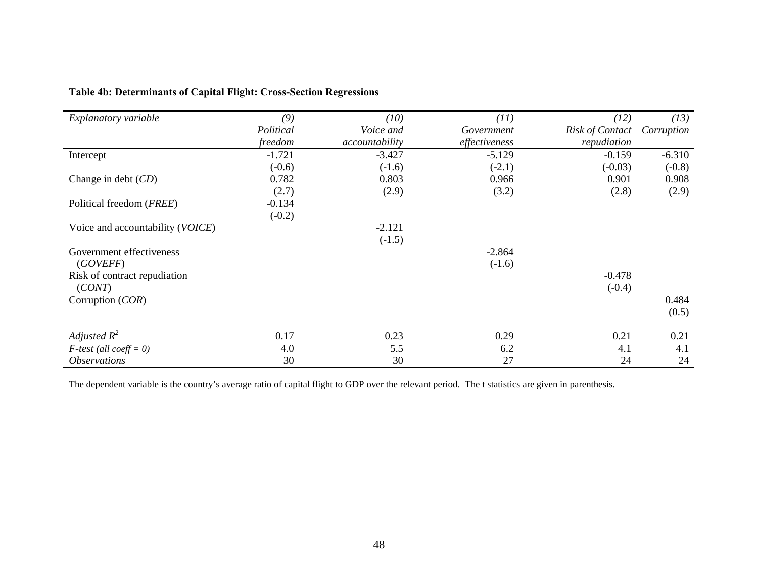**Table 4b: Determinants of Capital Flight: Cross-Section Regressions**

| *Explanatory variable* | *(9)* *Political freedom* | *(10)* *Voice and accountability* | *(11)* *Government effectiveness* | *(12)* *Risk of Contact repudiation* | *(13)* *Corruption* |
|---|---|---|---|---|---|
| Intercept | -1.721 | -3.427 | -5.129 | -0.159 | -6.310 |
| | (-0.6) | (-1.6) | (-2.1) | (-0.03) | (-0.8) |
| Change in debt (*CD*) | 0.782 | 0.803 | 0.966 | 0.901 | 0.908 |
| | (2.7) | (2.9) | (3.2) | (2.8) | (2.9) |
| Political freedom (*FREE*) | -0.134 | | | | |
| | (-0.2) | | | | |
| Voice and accountability (*VOICE*) | | -2.121 | | | |
| | | (-1.5) | | | |
| Government effectiveness (*GOVEFF*) | | | -2.864 | | |
| | | | (-1.6) | | |
| Risk of contract repudiation (*CONT*) | | | | -0.478 | |
| | | | | (-0.4) | |
| Corruption (*COR*) | | | | | 0.484 |
| | | | | | (0.5) |
| *Adjusted* $R^2$ | 0.17 | 0.23 | 0.29 | 0.21 | 0.21 |
| *F-test (all coeff = 0)* | 4.0 | 5.5 | 6.2 | 4.1 | 4.1 |
| *Observations* | 30 | 30 | 27 | 24 | 24 |

The dependent variable is the country's average ratio of capital flight to GDP over the relevant period. The t statistics are given in parenthesis.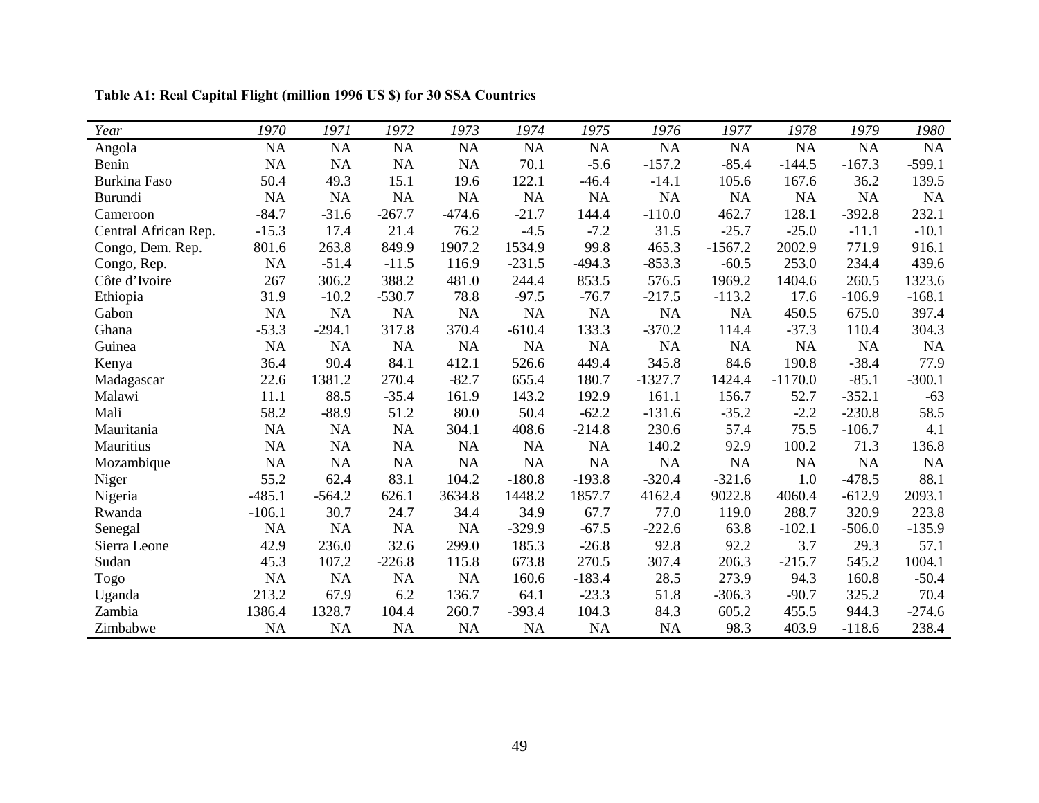**Table A1: Real Capital Flight (million 1996 US $) for 30 SSA Countries**

| *Year* | *1970* | *1971* | *1972* | *1973* | *1974* | *1975* | *1976* | *1977* | *1978* | *1979* | *1980* |
|---|---|---|---|---|---|---|---|---|---|---|---|
| Angola | NA | NA | NA | NA | NA | NA | NA | NA | NA | NA | NA |
| Benin | NA | NA | NA | NA | 70.1 | -5.6 | -157.2 | -85.4 | -144.5 | -167.3 | -599.1 |
| Burkina Faso | 50.4 | 49.3 | 15.1 | 19.6 | 122.1 | -46.4 | -14.1 | 105.6 | 167.6 | 36.2 | 139.5 |
| Burundi | NA | NA | NA | NA | NA | NA | NA | NA | NA | NA | NA |
| Cameroon | -84.7 | -31.6 | -267.7 | -474.6 | -21.7 | 144.4 | -110.0 | 462.7 | 128.1 | -392.8 | 232.1 |
| Central African Rep. | -15.3 | 17.4 | 21.4 | 76.2 | -4.5 | -7.2 | 31.5 | -25.7 | -25.0 | -11.1 | -10.1 |
| Congo, Dem. Rep. | 801.6 | 263.8 | 849.9 | 1907.2 | 1534.9 | 99.8 | 465.3 | -1567.2 | 2002.9 | 771.9 | 916.1 |
| Congo, Rep. | NA | -51.4 | -11.5 | 116.9 | -231.5 | -494.3 | -853.3 | -60.5 | 253.0 | 234.4 | 439.6 |
| Côte d'Ivoire | 267 | 306.2 | 388.2 | 481.0 | 244.4 | 853.5 | 576.5 | 1969.2 | 1404.6 | 260.5 | 1323.6 |
| Ethiopia | 31.9 | -10.2 | -530.7 | 78.8 | -97.5 | -76.7 | -217.5 | -113.2 | 17.6 | -106.9 | -168.1 |
| Gabon | NA | NA | NA | NA | NA | NA | NA | NA | 450.5 | 675.0 | 397.4 |
| Ghana | -53.3 | -294.1 | 317.8 | 370.4 | -610.4 | 133.3 | -370.2 | 114.4 | -37.3 | 110.4 | 304.3 |
| Guinea | NA | NA | NA | NA | NA | NA | NA | NA | NA | NA | NA |
| Kenya | 36.4 | 90.4 | 84.1 | 412.1 | 526.6 | 449.4 | 345.8 | 84.6 | 190.8 | -38.4 | 77.9 |
| Madagascar | 22.6 | 1381.2 | 270.4 | -82.7 | 655.4 | 180.7 | -1327.7 | 1424.4 | -1170.0 | -85.1 | -300.1 |
| Malawi | 11.1 | 88.5 | -35.4 | 161.9 | 143.2 | 192.9 | 161.1 | 156.7 | 52.7 | -352.1 | -63 |
| Mali | 58.2 | -88.9 | 51.2 | 80.0 | 50.4 | -62.2 | -131.6 | -35.2 | -2.2 | -230.8 | 58.5 |
| Mauritania | NA | NA | NA | 304.1 | 408.6 | -214.8 | 230.6 | 57.4 | 75.5 | -106.7 | 4.1 |
| Mauritius | NA | NA | NA | NA | NA | NA | 140.2 | 92.9 | 100.2 | 71.3 | 136.8 |
| Mozambique | NA | NA | NA | NA | NA | NA | NA | NA | NA | NA | NA |
| Niger | 55.2 | 62.4 | 83.1 | 104.2 | -180.8 | -193.8 | -320.4 | -321.6 | 1.0 | -478.5 | 88.1 |
| Nigeria | -485.1 | -564.2 | 626.1 | 3634.8 | 1448.2 | 1857.7 | 4162.4 | 9022.8 | 4060.4 | -612.9 | 2093.1 |
| Rwanda | -106.1 | 30.7 | 24.7 | 34.4 | 34.9 | 67.7 | 77.0 | 119.0 | 288.7 | 320.9 | 223.8 |
| Senegal | NA | NA | NA | NA | -329.9 | -67.5 | -222.6 | 63.8 | -102.1 | -506.0 | -135.9 |
| Sierra Leone | 42.9 | 236.0 | 32.6 | 299.0 | 185.3 | -26.8 | 92.8 | 92.2 | 3.7 | 29.3 | 57.1 |
| Sudan | 45.3 | 107.2 | -226.8 | 115.8 | 673.8 | 270.5 | 307.4 | 206.3 | -215.7 | 545.2 | 1004.1 |
| Togo | NA | NA | NA | NA | 160.6 | -183.4 | 28.5 | 273.9 | 94.3 | 160.8 | -50.4 |
| Uganda | 213.2 | 67.9 | 6.2 | 136.7 | 64.1 | -23.3 | 51.8 | -306.3 | -90.7 | 325.2 | 70.4 |
| Zambia | 1386.4 | 1328.7 | 104.4 | 260.7 | -393.4 | 104.3 | 84.3 | 605.2 | 455.5 | 944.3 | -274.6 |
| Zimbabwe | NA | NA | NA | NA | NA | NA | NA | 98.3 | 403.9 | -118.6 | 238.4 |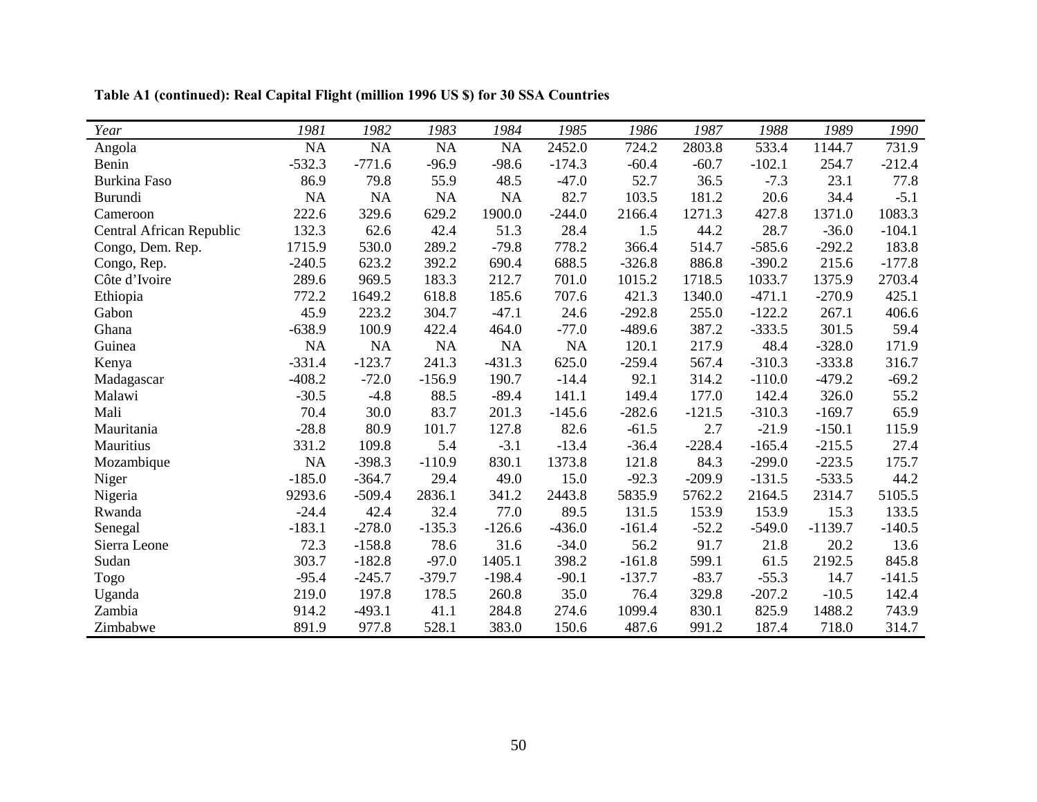**Table A1 (continued): Real Capital Flight (million 1996 US $) for 30 SSA Countries**

| *Year* | *1981* | *1982* | *1983* | *1984* | *1985* | *1986* | *1987* | *1988* | *1989* | *1990* |
|---|---|---|---|---|---|---|---|---|---|---|
| Angola | NA | NA | NA | NA | 2452.0 | 724.2 | 2803.8 | 533.4 | 1144.7 | 731.9 |
| Benin | -532.3 | -771.6 | -96.9 | -98.6 | -174.3 | -60.4 | -60.7 | -102.1 | 254.7 | -212.4 |
| Burkina Faso | 86.9 | 79.8 | 55.9 | 48.5 | -47.0 | 52.7 | 36.5 | -7.3 | 23.1 | 77.8 |
| Burundi | NA | NA | NA | NA | 82.7 | 103.5 | 181.2 | 20.6 | 34.4 | -5.1 |
| Cameroon | 222.6 | 329.6 | 629.2 | 1900.0 | -244.0 | 2166.4 | 1271.3 | 427.8 | 1371.0 | 1083.3 |
| Central African Republic | 132.3 | 62.6 | 42.4 | 51.3 | 28.4 | 1.5 | 44.2 | 28.7 | -36.0 | -104.1 |
| Congo, Dem. Rep. | 1715.9 | 530.0 | 289.2 | -79.8 | 778.2 | 366.4 | 514.7 | -585.6 | -292.2 | 183.8 |
| Congo, Rep. | -240.5 | 623.2 | 392.2 | 690.4 | 688.5 | -326.8 | 886.8 | -390.2 | 215.6 | -177.8 |
| Côte d'Ivoire | 289.6 | 969.5 | 183.3 | 212.7 | 701.0 | 1015.2 | 1718.5 | 1033.7 | 1375.9 | 2703.4 |
| Ethiopia | 772.2 | 1649.2 | 618.8 | 185.6 | 707.6 | 421.3 | 1340.0 | -471.1 | -270.9 | 425.1 |
| Gabon | 45.9 | 223.2 | 304.7 | -47.1 | 24.6 | -292.8 | 255.0 | -122.2 | 267.1 | 406.6 |
| Ghana | -638.9 | 100.9 | 422.4 | 464.0 | -77.0 | -489.6 | 387.2 | -333.5 | 301.5 | 59.4 |
| Guinea | NA | NA | NA | NA | NA | 120.1 | 217.9 | 48.4 | -328.0 | 171.9 |
| Kenya | -331.4 | -123.7 | 241.3 | -431.3 | 625.0 | -259.4 | 567.4 | -310.3 | -333.8 | 316.7 |
| Madagascar | -408.2 | -72.0 | -156.9 | 190.7 | -14.4 | 92.1 | 314.2 | -110.0 | -479.2 | -69.2 |
| Malawi | -30.5 | -4.8 | 88.5 | -89.4 | 141.1 | 149.4 | 177.0 | 142.4 | 326.0 | 55.2 |
| Mali | 70.4 | 30.0 | 83.7 | 201.3 | -145.6 | -282.6 | -121.5 | -310.3 | -169.7 | 65.9 |
| Mauritania | -28.8 | 80.9 | 101.7 | 127.8 | 82.6 | -61.5 | 2.7 | -21.9 | -150.1 | 115.9 |
| Mauritius | 331.2 | 109.8 | 5.4 | -3.1 | -13.4 | -36.4 | -228.4 | -165.4 | -215.5 | 27.4 |
| Mozambique | NA | -398.3 | -110.9 | 830.1 | 1373.8 | 121.8 | 84.3 | -299.0 | -223.5 | 175.7 |
| Niger | -185.0 | -364.7 | 29.4 | 49.0 | 15.0 | -92.3 | -209.9 | -131.5 | -533.5 | 44.2 |
| Nigeria | 9293.6 | -509.4 | 2836.1 | 341.2 | 2443.8 | 5835.9 | 5762.2 | 2164.5 | 2314.7 | 5105.5 |
| Rwanda | -24.4 | 42.4 | 32.4 | 77.0 | 89.5 | 131.5 | 153.9 | 153.9 | 15.3 | 133.5 |
| Senegal | -183.1 | -278.0 | -135.3 | -126.6 | -436.0 | -161.4 | -52.2 | -549.0 | -1139.7 | -140.5 |
| Sierra Leone | 72.3 | -158.8 | 78.6 | 31.6 | -34.0 | 56.2 | 91.7 | 21.8 | 20.2 | 13.6 |
| Sudan | 303.7 | -182.8 | -97.0 | 1405.1 | 398.2 | -161.8 | 599.1 | 61.5 | 2192.5 | 845.8 |
| Togo | -95.4 | -245.7 | -379.7 | -198.4 | -90.1 | -137.7 | -83.7 | -55.3 | 14.7 | -141.5 |
| Uganda | 219.0 | 197.8 | 178.5 | 260.8 | 35.0 | 76.4 | 329.8 | -207.2 | -10.5 | 142.4 |
| Zambia | 914.2 | -493.1 | 41.1 | 284.8 | 274.6 | 1099.4 | 830.1 | 825.9 | 1488.2 | 743.9 |
| Zimbabwe | 891.9 | 977.8 | 528.1 | 383.0 | 150.6 | 487.6 | 991.2 | 187.4 | 718.0 | 314.7 |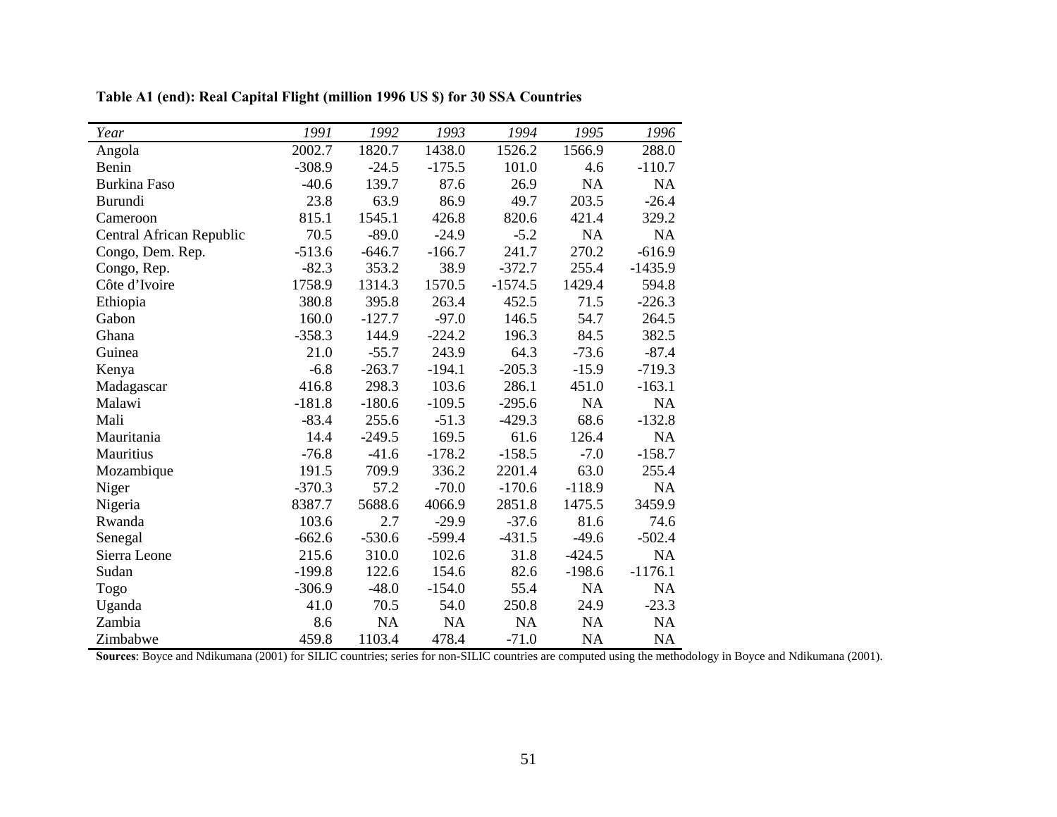**Table A1 (end): Real Capital Flight (million 1996 US $) for 30 SSA Countries**

| *Year* | *1991* | *1992* | *1993* | *1994* | *1995* | *1996* |
|---|---|---|---|---|---|---|
| Angola | 2002.7 | 1820.7 | 1438.0 | 1526.2 | 1566.9 | 288.0 |
| Benin | -308.9 | -24.5 | -175.5 | 101.0 | 4.6 | -110.7 |
| Burkina Faso | -40.6 | 139.7 | 87.6 | 26.9 | NA | NA |
| Burundi | 23.8 | 63.9 | 86.9 | 49.7 | 203.5 | -26.4 |
| Cameroon | 815.1 | 1545.1 | 426.8 | 820.6 | 421.4 | 329.2 |
| Central African Republic | 70.5 | -89.0 | -24.9 | -5.2 | NA | NA |
| Congo, Dem. Rep. | -513.6 | -646.7 | -166.7 | 241.7 | 270.2 | -616.9 |
| Congo, Rep. | -82.3 | 353.2 | 38.9 | -372.7 | 255.4 | -1435.9 |
| Côte d'Ivoire | 1758.9 | 1314.3 | 1570.5 | -1574.5 | 1429.4 | 594.8 |
| Ethiopia | 380.8 | 395.8 | 263.4 | 452.5 | 71.5 | -226.3 |
| Gabon | 160.0 | -127.7 | -97.0 | 146.5 | 54.7 | 264.5 |
| Ghana | -358.3 | 144.9 | -224.2 | 196.3 | 84.5 | 382.5 |
| Guinea | 21.0 | -55.7 | 243.9 | 64.3 | -73.6 | -87.4 |
| Kenya | -6.8 | -263.7 | -194.1 | -205.3 | -15.9 | -719.3 |
| Madagascar | 416.8 | 298.3 | 103.6 | 286.1 | 451.0 | -163.1 |
| Malawi | -181.8 | -180.6 | -109.5 | -295.6 | NA | NA |
| Mali | -83.4 | 255.6 | -51.3 | -429.3 | 68.6 | -132.8 |
| Mauritania | 14.4 | -249.5 | 169.5 | 61.6 | 126.4 | NA |
| Mauritius | -76.8 | -41.6 | -178.2 | -158.5 | -7.0 | -158.7 |
| Mozambique | 191.5 | 709.9 | 336.2 | 2201.4 | 63.0 | 255.4 |
| Niger | -370.3 | 57.2 | -70.0 | -170.6 | -118.9 | NA |
| Nigeria | 8387.7 | 5688.6 | 4066.9 | 2851.8 | 1475.5 | 3459.9 |
| Rwanda | 103.6 | 2.7 | -29.9 | -37.6 | 81.6 | 74.6 |
| Senegal | -662.6 | -530.6 | -599.4 | -431.5 | -49.6 | -502.4 |
| Sierra Leone | 215.6 | 310.0 | 102.6 | 31.8 | -424.5 | NA |
| Sudan | -199.8 | 122.6 | 154.6 | 82.6 | -198.6 | -1176.1 |
| Togo | -306.9 | -48.0 | -154.0 | 55.4 | NA | NA |
| Uganda | 41.0 | 70.5 | 54.0 | 250.8 | 24.9 | -23.3 |
| Zambia | 8.6 | NA | NA | NA | NA | NA |
| Zimbabwe | 459.8 | 1103.4 | 478.4 | -71.0 | NA | NA |

**Sources**: Boyce and Ndikumana (2001) for SILIC countries; series for non-SILIC countries are computed using the methodology in Boyce and Ndikumana (2001).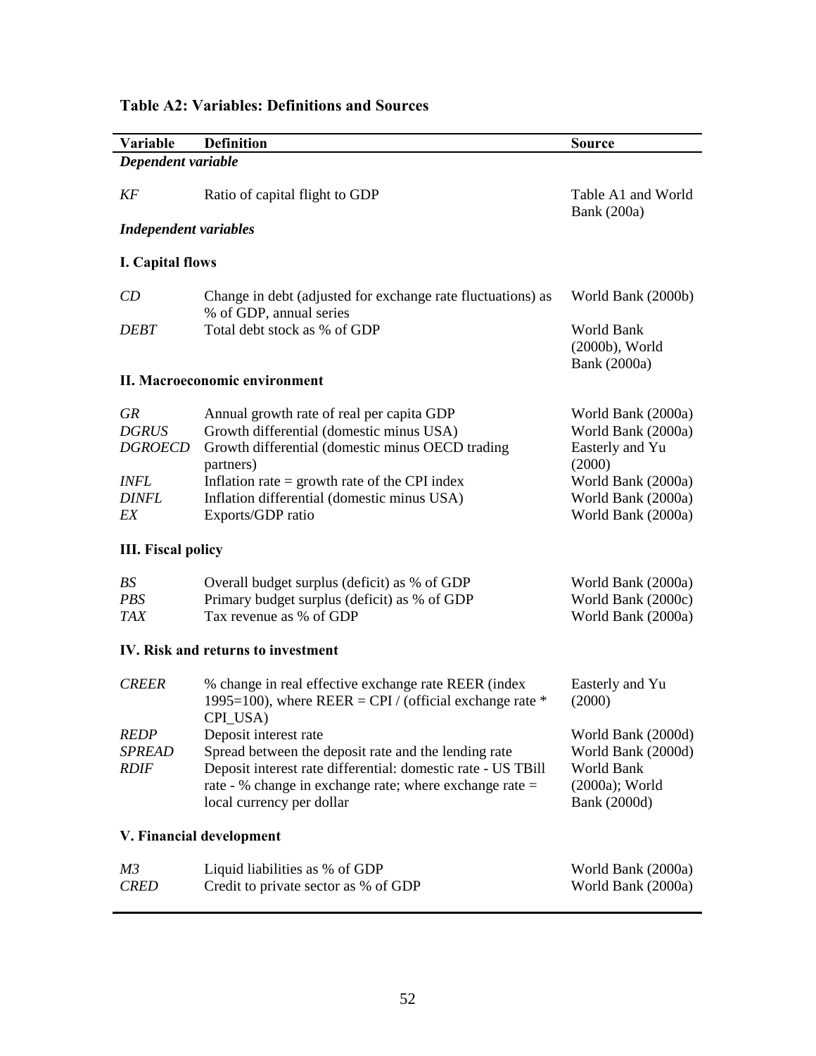**Table A2: Variables: Definitions and Sources**

| Variable | Definition | Source |
|---|---|---|
| ***Dependent variable*** | | |
| *KF* | Ratio of capital flight to GDP | Table A1 and World Bank (200a) |
| ***Independent variables*** | | |
| **I. Capital flows** | | |
| *CD* | Change in debt (adjusted for exchange rate fluctuations) as % of GDP, annual series | World Bank (2000b) |
| *DEBT* | Total debt stock as % of GDP | World Bank (2000b), World Bank (2000a) |
| **II. Macroeconomic environment** | | |
| *GR* | Annual growth rate of real per capita GDP | World Bank (2000a) |
| *DGRUS* | Growth differential (domestic minus USA) | World Bank (2000a) |
| *DGROECD* | Growth differential (domestic minus OECD trading partners) | Easterly and Yu (2000) |
| *INFL* | Inflation rate = growth rate of the CPI index | World Bank (2000a) |
| *DINFL* | Inflation differential (domestic minus USA) | World Bank (2000a) |
| *EX* | Exports/GDP ratio | World Bank (2000a) |
| **III. Fiscal policy** | | |
| *BS* | Overall budget surplus (deficit) as % of GDP | World Bank (2000a) |
| *PBS* | Primary budget surplus (deficit) as % of GDP | World Bank (2000c) |
| *TAX* | Tax revenue as % of GDP | World Bank (2000a) |
| **IV. Risk and returns to investment** | | |
| *CREER* | % change in real effective exchange rate REER (index 1995=100), where REER = CPI / (official exchange rate * CPI_USA) | Easterly and Yu (2000) |
| *REDP* | Deposit interest rate | World Bank (2000d) |
| *SPREAD* | Spread between the deposit rate and the lending rate | World Bank (2000d) |
| *RDIF* | Deposit interest rate differential: domestic rate - US TBill rate - % change in exchange rate; where exchange rate = local currency per dollar | World Bank (2000a); World Bank (2000d) |
| **V. Financial development** | | |
| *M3* | Liquid liabilities as % of GDP | World Bank (2000a) |
| *CRED* | Credit to private sector as % of GDP | World Bank (2000a) |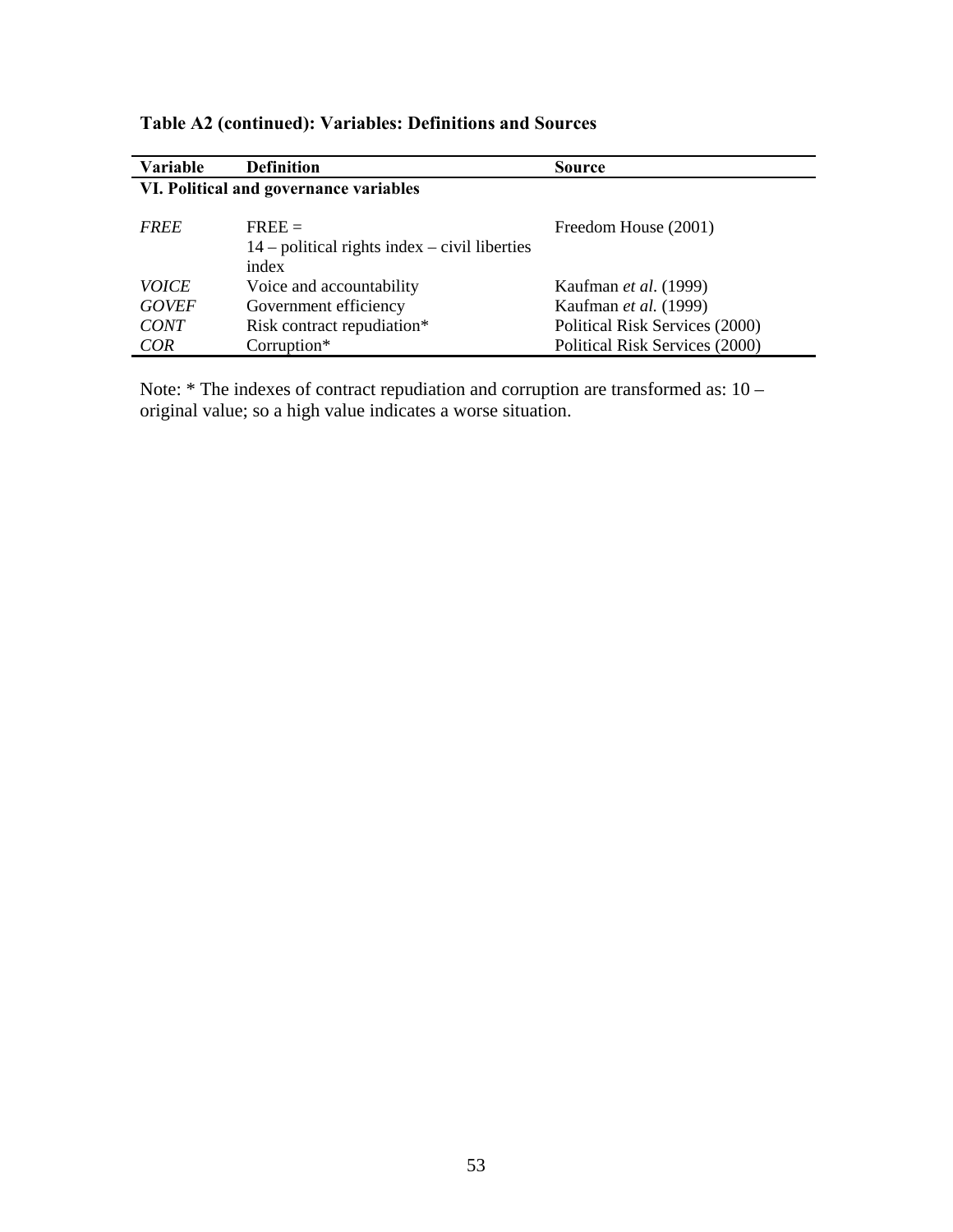**Table A2 (continued): Variables: Definitions and Sources**

| Variable | Definition | Source |
|---|---|---|
| **VI. Political and governance variables** | | |
| *FREE* | FREE = 14 – political rights index – civil liberties index | Freedom House (2001) |
| *VOICE* | Voice and accountability | Kaufman *et al*. (1999) |
| *GOVEF* | Government efficiency | Kaufman *et al.* (1999) |
| *CONT* | Risk contract repudiation* | Political Risk Services (2000) |
| *COR* | Corruption* | Political Risk Services (2000) |

Note: * The indexes of contract repudiation and corruption are transformed as: 10 – original value; so a high value indicates a worse situation.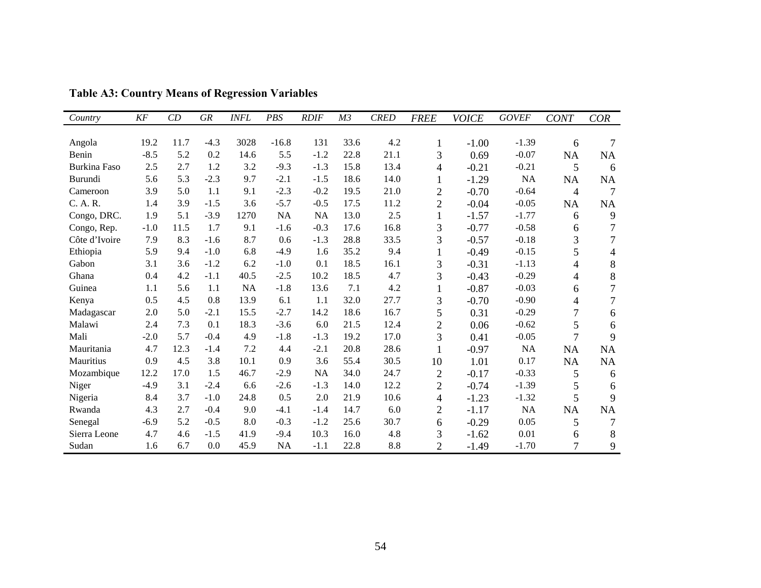**Table A3: Country Means of Regression Variables**

| *Country* | *KF* | *CD* | *GR* | *INFL* | *PBS* | *RDIF* | *M3* | *CRED* | *FREE* | *VOICE* | *GOVEF* | *CONT* | *COR* |
|---|---|---|---|---|---|---|---|---|---|---|---|---|---|
| Angola | 19.2 | 11.7 | -4.3 | 3028 | -16.8 | 131 | 33.6 | 4.2 | 1 | -1.00 | -1.39 | 6 | 7 |
| Benin | -8.5 | 5.2 | 0.2 | 14.6 | 5.5 | -1.2 | 22.8 | 21.1 | 3 | 0.69 | -0.07 | NA | NA |
| Burkina Faso | 2.5 | 2.7 | 1.2 | 3.2 | -9.3 | -1.3 | 15.8 | 13.4 | 4 | -0.21 | -0.21 | 5 | 6 |
| Burundi | 5.6 | 5.3 | -2.3 | 9.7 | -2.1 | -1.5 | 18.6 | 14.0 | 1 | -1.29 | NA | NA | NA |
| Cameroon | 3.9 | 5.0 | 1.1 | 9.1 | -2.3 | -0.2 | 19.5 | 21.0 | 2 | -0.70 | -0.64 | 4 | 7 |
| C. A. R. | 1.4 | 3.9 | -1.5 | 3.6 | -5.7 | -0.5 | 17.5 | 11.2 | 2 | -0.04 | -0.05 | NA | NA |
| Congo, DRC. | 1.9 | 5.1 | -3.9 | 1270 | NA | NA | 13.0 | 2.5 | 1 | -1.57 | -1.77 | 6 | 9 |
| Congo, Rep. | -1.0 | 11.5 | 1.7 | 9.1 | -1.6 | -0.3 | 17.6 | 16.8 | 3 | -0.77 | -0.58 | 6 | 7 |
| Côte d'Ivoire | 7.9 | 8.3 | -1.6 | 8.7 | 0.6 | -1.3 | 28.8 | 33.5 | 3 | -0.57 | -0.18 | 3 | 7 |
| Ethiopia | 5.9 | 9.4 | -1.0 | 6.8 | -4.9 | 1.6 | 35.2 | 9.4 | 1 | -0.49 | -0.15 | 5 | 4 |
| Gabon | 3.1 | 3.6 | -1.2 | 6.2 | -1.0 | 0.1 | 18.5 | 16.1 | 3 | -0.31 | -1.13 | 4 | 8 |
| Ghana | 0.4 | 4.2 | -1.1 | 40.5 | -2.5 | 10.2 | 18.5 | 4.7 | 3 | -0.43 | -0.29 | 4 | 8 |
| Guinea | 1.1 | 5.6 | 1.1 | NA | -1.8 | 13.6 | 7.1 | 4.2 | 1 | -0.87 | -0.03 | 6 | 7 |
| Kenya | 0.5 | 4.5 | 0.8 | 13.9 | 6.1 | 1.1 | 32.0 | 27.7 | 3 | -0.70 | -0.90 | 4 | 7 |
| Madagascar | 2.0 | 5.0 | -2.1 | 15.5 | -2.7 | 14.2 | 18.6 | 16.7 | 5 | 0.31 | -0.29 | 7 | 6 |
| Malawi | 2.4 | 7.3 | 0.1 | 18.3 | -3.6 | 6.0 | 21.5 | 12.4 | 2 | 0.06 | -0.62 | 5 | 6 |
| Mali | -2.0 | 5.7 | -0.4 | 4.9 | -1.8 | -1.3 | 19.2 | 17.0 | 3 | 0.41 | -0.05 | 7 | 9 |
| Mauritania | 4.7 | 12.3 | -1.4 | 7.2 | 4.4 | -2.1 | 20.8 | 28.6 | 1 | -0.97 | NA | NA | NA |
| Mauritius | 0.9 | 4.5 | 3.8 | 10.1 | 0.9 | 3.6 | 55.4 | 30.5 | 10 | 1.01 | 0.17 | NA | NA |
| Mozambique | 12.2 | 17.0 | 1.5 | 46.7 | -2.9 | NA | 34.0 | 24.7 | 2 | -0.17 | -0.33 | 5 | 6 |
| Niger | -4.9 | 3.1 | -2.4 | 6.6 | -2.6 | -1.3 | 14.0 | 12.2 | 2 | -0.74 | -1.39 | 5 | 6 |
| Nigeria | 8.4 | 3.7 | -1.0 | 24.8 | 0.5 | 2.0 | 21.9 | 10.6 | 4 | -1.23 | -1.32 | 5 | 9 |
| Rwanda | 4.3 | 2.7 | -0.4 | 9.0 | -4.1 | -1.4 | 14.7 | 6.0 | 2 | -1.17 | NA | NA | NA |
| Senegal | -6.9 | 5.2 | -0.5 | 8.0 | -0.3 | -1.2 | 25.6 | 30.7 | 6 | -0.29 | 0.05 | 5 | 7 |
| Sierra Leone | 4.7 | 4.6 | -1.5 | 41.9 | -9.4 | 10.3 | 16.0 | 4.8 | 3 | -1.62 | 0.01 | 6 | 8 |
| Sudan | 1.6 | 6.7 | 0.0 | 45.9 | NA | -1.1 | 22.8 | 8.8 | 2 | -1.49 | -1.70 | 7 | 9 |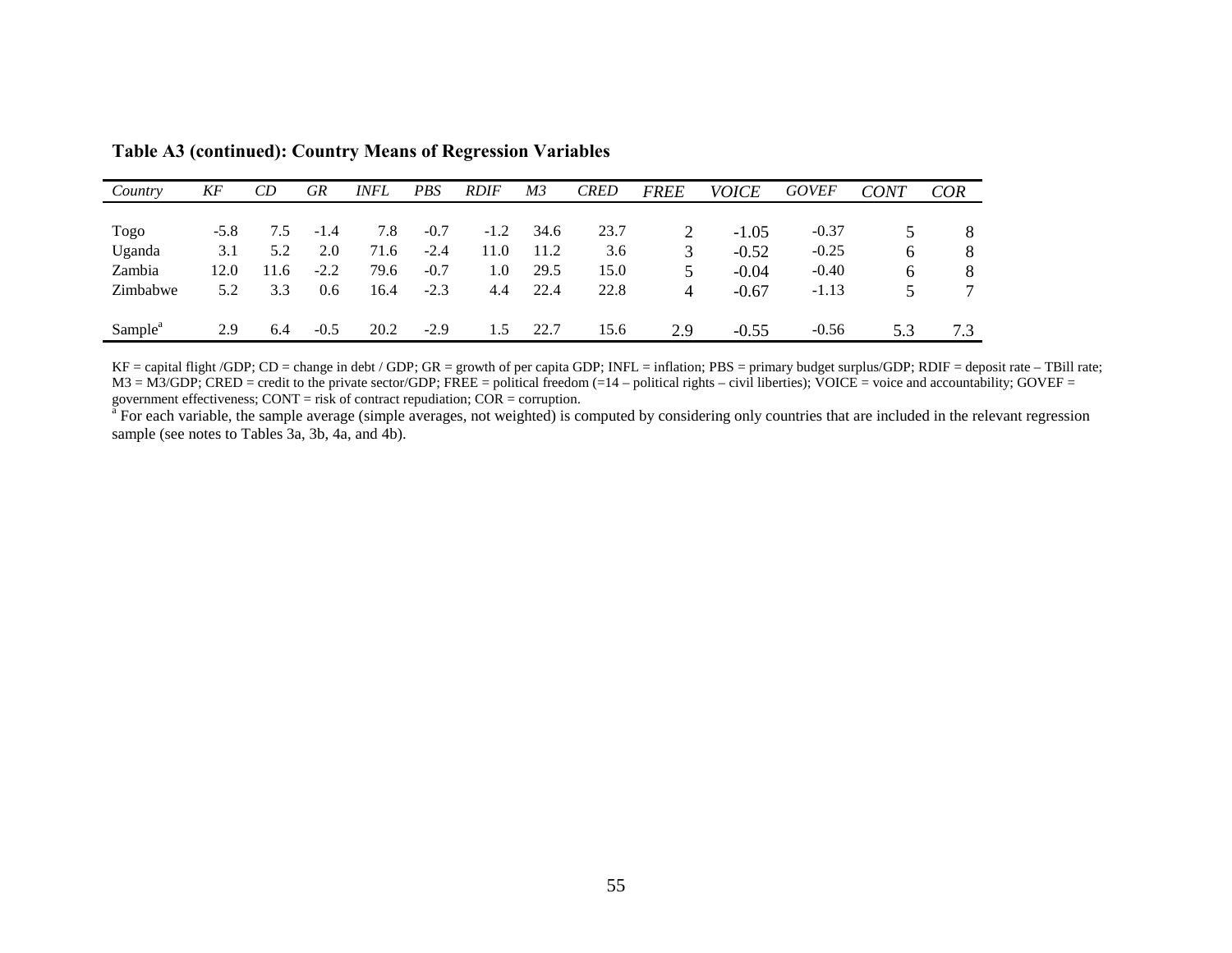**Table A3 (continued): Country Means of Regression Variables**

| *Country* | *KF* | *CD* | *GR* | *INFL* | *PBS* | *RDIF* | *M3* | *CRED* | *FREE* | *VOICE* | *GOVEF* | *CONT* | *COR* |
|---|---|---|---|---|---|---|---|---|---|---|---|---|---|
| Togo | -5.8 | 7.5 | -1.4 | 7.8 | -0.7 | -1.2 | 34.6 | 23.7 | 2 | -1.05 | -0.37 | 5 | 8 |
| Uganda | 3.1 | 5.2 | 2.0 | 71.6 | -2.4 | 11.0 | 11.2 | 3.6 | 3 | -0.52 | -0.25 | 6 | 8 |
| Zambia | 12.0 | 11.6 | -2.2 | 79.6 | -0.7 | 1.0 | 29.5 | 15.0 | 5 | -0.04 | -0.40 | 6 | 8 |
| Zimbabwe | 5.2 | 3.3 | 0.6 | 16.4 | -2.3 | 4.4 | 22.4 | 22.8 | 4 | -0.67 | -1.13 | 5 | 7 |
| Sample[a] | 2.9 | 6.4 | -0.5 | 20.2 | -2.9 | 1.5 | 22.7 | 15.6 | 2.9 | -0.55 | -0.56 | 5.3 | 7.3 |

KF = capital flight /GDP; CD = change in debt / GDP; GR = growth of per capita GDP; INFL = inflation; PBS = primary budget surplus/GDP; RDIF = deposit rate – TBill rate; M3 = M3/GDP; CRED = credit to the private sector/GDP; FREE = political freedom (=14 – political rights – civil liberties); VOICE = voice and accountability; GOVEF = government effectiveness; CONT = risk of contract repudiation; COR = corruption.

[a] For each variable, the sample average (simple averages, not weighted) is computed by considering only countries that are included in the relevant regression sample (see notes to Tables 3a, 3b, 4a, and 4b).